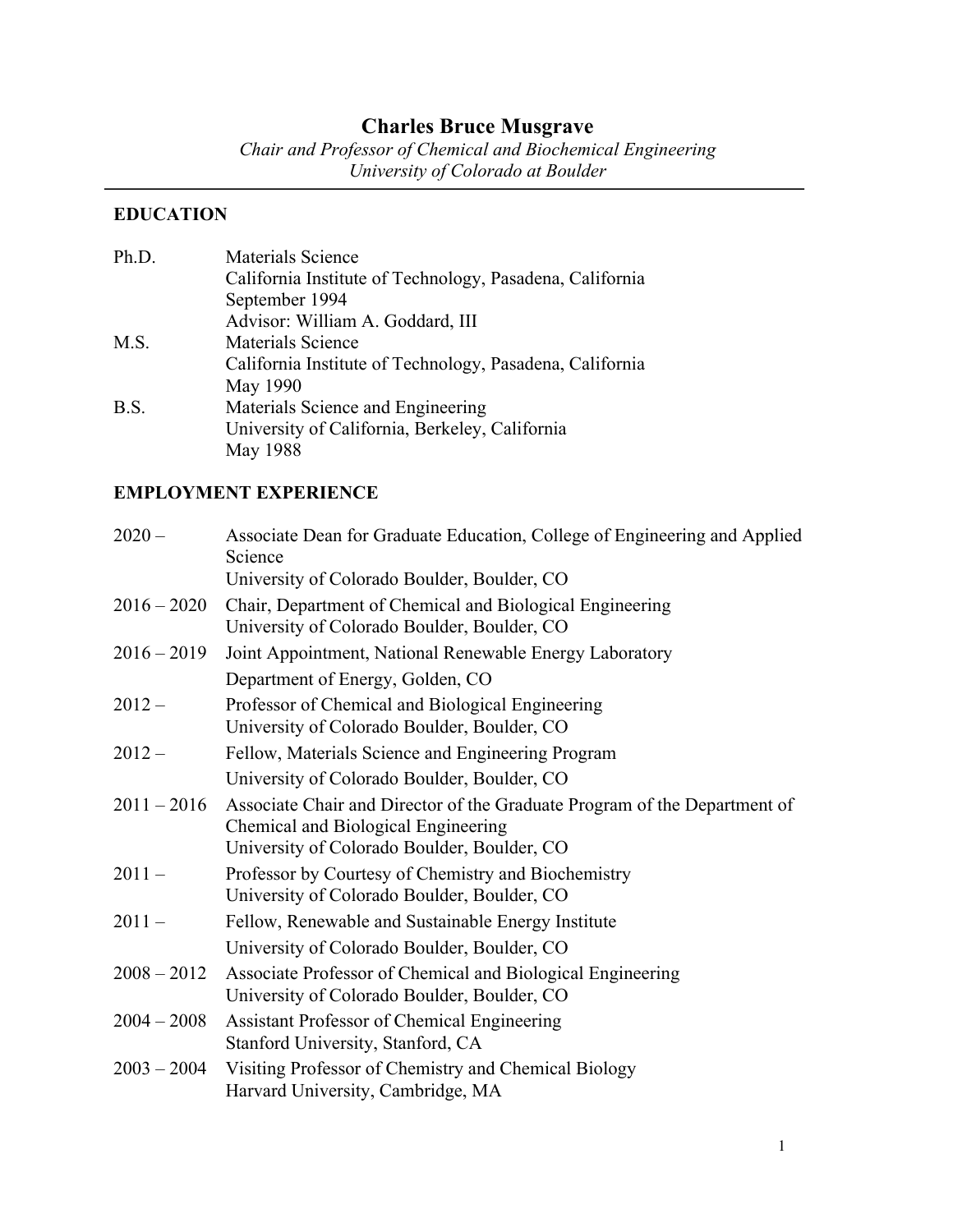# Charles Bruce Musgrave

*Chair and Professor of Chemical and Biochemical Engineering*
*University of Colorado at Boulder*

---

## EDUCATION

| | |
|---|---|
| Ph.D. | Materials Science<br>California Institute of Technology, Pasadena, California<br>September 1994<br>Advisor: William A. Goddard, III |
| M.S. | Materials Science<br>California Institute of Technology, Pasadena, California<br>May 1990 |
| B.S. | Materials Science and Engineering<br>University of California, Berkeley, California<br>May 1988 |

## EMPLOYMENT EXPERIENCE

| | |
|---|---|
| 2020 – | Associate Dean for Graduate Education, College of Engineering and Applied Science<br>University of Colorado Boulder, Boulder, CO |
| 2016 – 2020 | Chair, Department of Chemical and Biological Engineering<br>University of Colorado Boulder, Boulder, CO |
| 2016 – 2019 | Joint Appointment, National Renewable Energy Laboratory<br>Department of Energy, Golden, CO |
| 2012 – | Professor of Chemical and Biological Engineering<br>University of Colorado Boulder, Boulder, CO |
| 2012 – | Fellow, Materials Science and Engineering Program<br>University of Colorado Boulder, Boulder, CO |
| 2011 – 2016 | Associate Chair and Director of the Graduate Program of the Department of Chemical and Biological Engineering<br>University of Colorado Boulder, Boulder, CO |
| 2011 – | Professor by Courtesy of Chemistry and Biochemistry<br>University of Colorado Boulder, Boulder, CO |
| 2011 – | Fellow, Renewable and Sustainable Energy Institute<br>University of Colorado Boulder, Boulder, CO |
| 2008 – 2012 | Associate Professor of Chemical and Biological Engineering<br>University of Colorado Boulder, Boulder, CO |
| 2004 – 2008 | Assistant Professor of Chemical Engineering<br>Stanford University, Stanford, CA |
| 2003 – 2004 | Visiting Professor of Chemistry and Chemical Biology<br>Harvard University, Cambridge, MA |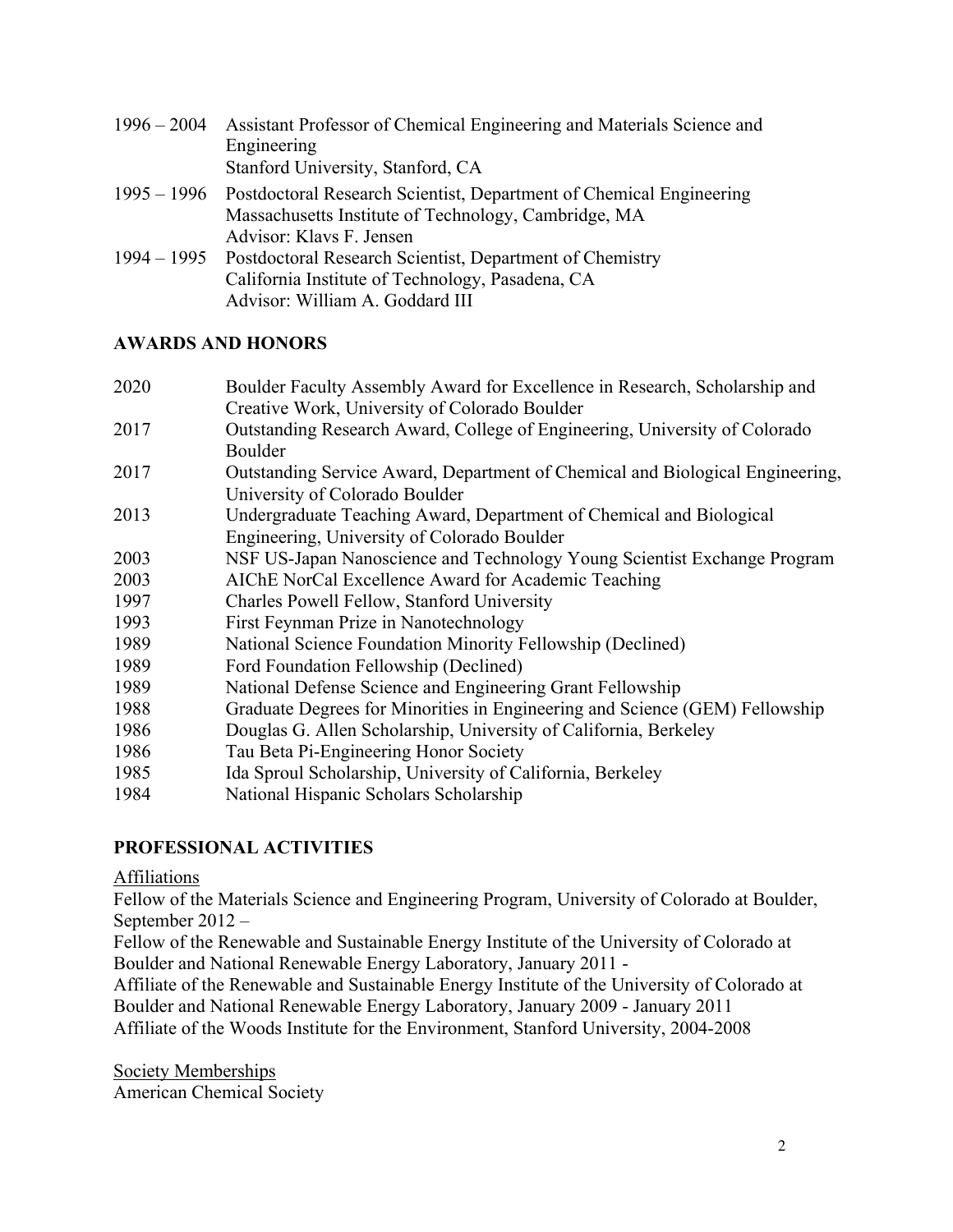1996 – 2004 Assistant Professor of Chemical Engineering and Materials Science and Engineering
Stanford University, Stanford, CA

1995 – 1996 Postdoctoral Research Scientist, Department of Chemical Engineering
Massachusetts Institute of Technology, Cambridge, MA
Advisor: Klavs F. Jensen

1994 – 1995 Postdoctoral Research Scientist, Department of Chemistry
California Institute of Technology, Pasadena, CA
Advisor: William A. Goddard III

## AWARDS AND HONORS

2020 Boulder Faculty Assembly Award for Excellence in Research, Scholarship and Creative Work, University of Colorado Boulder

2017 Outstanding Research Award, College of Engineering, University of Colorado Boulder

2017 Outstanding Service Award, Department of Chemical and Biological Engineering, University of Colorado Boulder

2013 Undergraduate Teaching Award, Department of Chemical and Biological Engineering, University of Colorado Boulder

2003 NSF US-Japan Nanoscience and Technology Young Scientist Exchange Program

2003 AIChE NorCal Excellence Award for Academic Teaching

1997 Charles Powell Fellow, Stanford University

1993 First Feynman Prize in Nanotechnology

1989 National Science Foundation Minority Fellowship (Declined)

1989 Ford Foundation Fellowship (Declined)

1989 National Defense Science and Engineering Grant Fellowship

1988 Graduate Degrees for Minorities in Engineering and Science (GEM) Fellowship

1986 Douglas G. Allen Scholarship, University of California, Berkeley

1986 Tau Beta Pi-Engineering Honor Society

1985 Ida Sproul Scholarship, University of California, Berkeley

1984 National Hispanic Scholars Scholarship

## PROFESSIONAL ACTIVITIES

Affiliations

Fellow of the Materials Science and Engineering Program, University of Colorado at Boulder, September 2012 –

Fellow of the Renewable and Sustainable Energy Institute of the University of Colorado at Boulder and National Renewable Energy Laboratory, January 2011 -

Affiliate of the Renewable and Sustainable Energy Institute of the University of Colorado at Boulder and National Renewable Energy Laboratory, January 2009 - January 2011

Affiliate of the Woods Institute for the Environment, Stanford University, 2004-2008

Society Memberships

American Chemical Society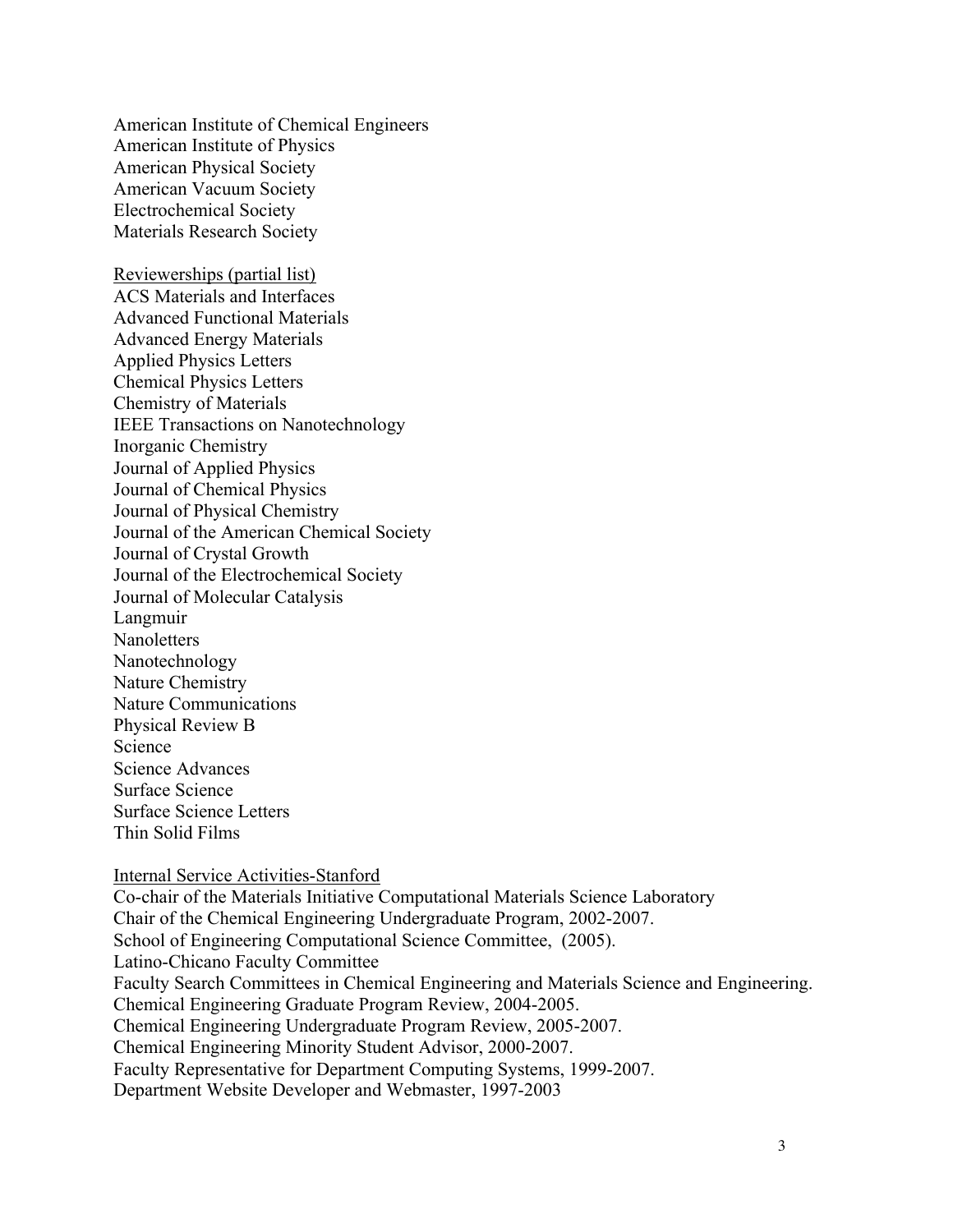American Institute of Chemical Engineers
American Institute of Physics
American Physical Society
American Vacuum Society
Electrochemical Society
Materials Research Society

<u>Reviewerships (partial list)</u>

ACS Materials and Interfaces
Advanced Functional Materials
Advanced Energy Materials
Applied Physics Letters
Chemical Physics Letters
Chemistry of Materials
IEEE Transactions on Nanotechnology
Inorganic Chemistry
Journal of Applied Physics
Journal of Chemical Physics
Journal of Physical Chemistry
Journal of the American Chemical Society
Journal of Crystal Growth
Journal of the Electrochemical Society
Journal of Molecular Catalysis
Langmuir
Nanoletters
Nanotechnology
Nature Chemistry
Nature Communications
Physical Review B
Science
Science Advances
Surface Science
Surface Science Letters
Thin Solid Films

<u>Internal Service Activities-Stanford</u>

Co-chair of the Materials Initiative Computational Materials Science Laboratory
Chair of the Chemical Engineering Undergraduate Program, 2002-2007.
School of Engineering Computational Science Committee, (2005).
Latino-Chicano Faculty Committee
Faculty Search Committees in Chemical Engineering and Materials Science and Engineering.
Chemical Engineering Graduate Program Review, 2004-2005.
Chemical Engineering Undergraduate Program Review, 2005-2007.
Chemical Engineering Minority Student Advisor, 2000-2007.
Faculty Representative for Department Computing Systems, 1999-2007.
Department Website Developer and Webmaster, 1997-2003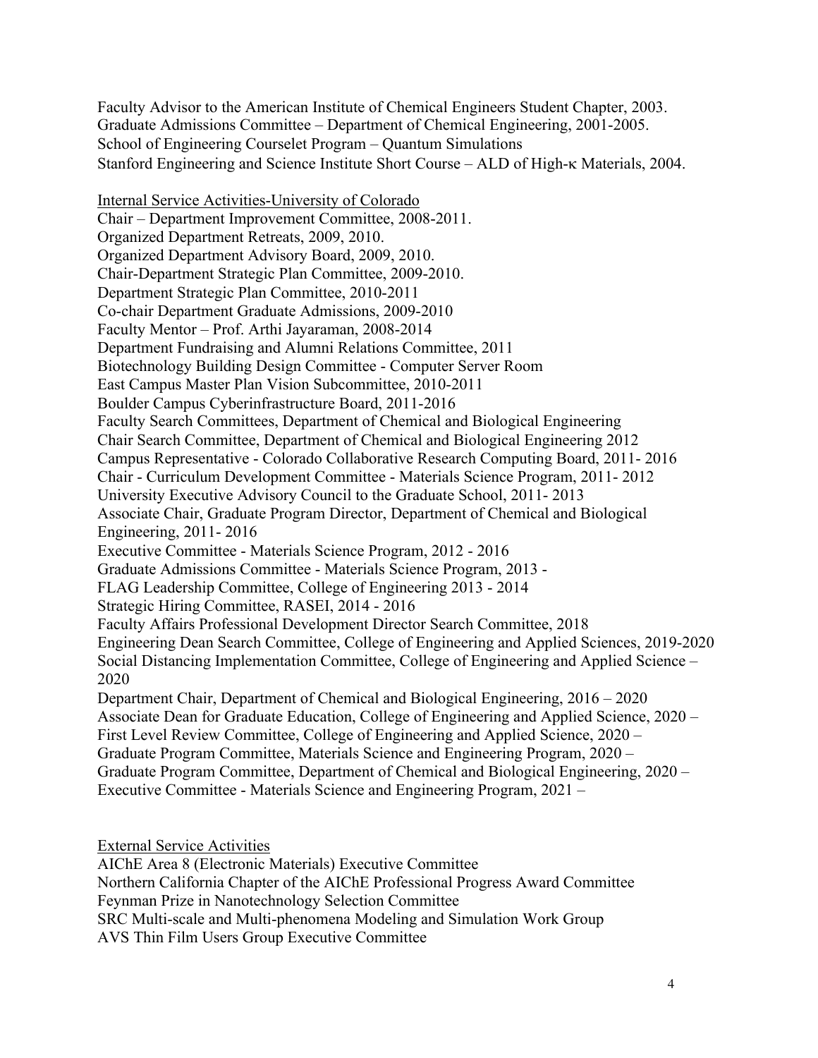Faculty Advisor to the American Institute of Chemical Engineers Student Chapter, 2003.
Graduate Admissions Committee – Department of Chemical Engineering, 2001-2005.
School of Engineering Courselet Program – Quantum Simulations
Stanford Engineering and Science Institute Short Course – ALD of High-κ Materials, 2004.

Internal Service Activities-University of Colorado

Chair – Department Improvement Committee, 2008-2011.
Organized Department Retreats, 2009, 2010.
Organized Department Advisory Board, 2009, 2010.
Chair-Department Strategic Plan Committee, 2009-2010.
Department Strategic Plan Committee, 2010-2011
Co-chair Department Graduate Admissions, 2009-2010
Faculty Mentor – Prof. Arthi Jayaraman, 2008-2014
Department Fundraising and Alumni Relations Committee, 2011
Biotechnology Building Design Committee - Computer Server Room
East Campus Master Plan Vision Subcommittee, 2010-2011
Boulder Campus Cyberinfrastructure Board, 2011-2016
Faculty Search Committees, Department of Chemical and Biological Engineering
Chair Search Committee, Department of Chemical and Biological Engineering 2012
Campus Representative - Colorado Collaborative Research Computing Board, 2011- 2016
Chair - Curriculum Development Committee - Materials Science Program, 2011- 2012
University Executive Advisory Council to the Graduate School, 2011- 2013
Associate Chair, Graduate Program Director, Department of Chemical and Biological Engineering, 2011- 2016
Executive Committee - Materials Science Program, 2012 - 2016
Graduate Admissions Committee - Materials Science Program, 2013 -
FLAG Leadership Committee, College of Engineering 2013 - 2014
Strategic Hiring Committee, RASEI, 2014 - 2016
Faculty Affairs Professional Development Director Search Committee, 2018
Engineering Dean Search Committee, College of Engineering and Applied Sciences, 2019-2020
Social Distancing Implementation Committee, College of Engineering and Applied Science – 2020
Department Chair, Department of Chemical and Biological Engineering, 2016 – 2020
Associate Dean for Graduate Education, College of Engineering and Applied Science, 2020 –
First Level Review Committee, College of Engineering and Applied Science, 2020 –
Graduate Program Committee, Materials Science and Engineering Program, 2020 –
Graduate Program Committee, Department of Chemical and Biological Engineering, 2020 –
Executive Committee - Materials Science and Engineering Program, 2021 –

External Service Activities

AIChE Area 8 (Electronic Materials) Executive Committee
Northern California Chapter of the AIChE Professional Progress Award Committee
Feynman Prize in Nanotechnology Selection Committee
SRC Multi-scale and Multi-phenomena Modeling and Simulation Work Group
AVS Thin Film Users Group Executive Committee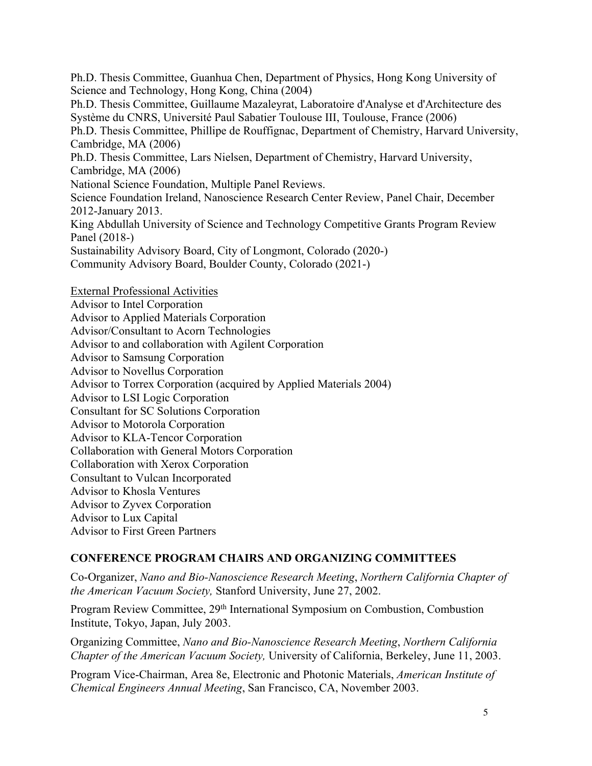Ph.D. Thesis Committee, Guanhua Chen, Department of Physics, Hong Kong University of Science and Technology, Hong Kong, China (2004)

Ph.D. Thesis Committee, Guillaume Mazaleyrat, Laboratoire d'Analyse et d'Architecture des Système du CNRS, Université Paul Sabatier Toulouse III, Toulouse, France (2006)

Ph.D. Thesis Committee, Phillipe de Rouffignac, Department of Chemistry, Harvard University, Cambridge, MA (2006)

Ph.D. Thesis Committee, Lars Nielsen, Department of Chemistry, Harvard University, Cambridge, MA (2006)

National Science Foundation, Multiple Panel Reviews.

Science Foundation Ireland, Nanoscience Research Center Review, Panel Chair, December 2012-January 2013.

King Abdullah University of Science and Technology Competitive Grants Program Review Panel (2018-)

Sustainability Advisory Board, City of Longmont, Colorado (2020-)

Community Advisory Board, Boulder County, Colorado (2021-)

External Professional Activities

Advisor to Intel Corporation
Advisor to Applied Materials Corporation
Advisor/Consultant to Acorn Technologies
Advisor to and collaboration with Agilent Corporation
Advisor to Samsung Corporation
Advisor to Novellus Corporation
Advisor to Torrex Corporation (acquired by Applied Materials 2004)
Advisor to LSI Logic Corporation
Consultant for SC Solutions Corporation
Advisor to Motorola Corporation
Advisor to KLA-Tencor Corporation
Collaboration with General Motors Corporation
Collaboration with Xerox Corporation
Consultant to Vulcan Incorporated
Advisor to Khosla Ventures
Advisor to Zyvex Corporation
Advisor to Lux Capital
Advisor to First Green Partners

## CONFERENCE PROGRAM CHAIRS AND ORGANIZING COMMITTEES

Co-Organizer, *Nano and Bio-Nanoscience Research Meeting*, *Northern California Chapter of the American Vacuum Society,* Stanford University, June 27, 2002.

Program Review Committee, 29th International Symposium on Combustion, Combustion Institute, Tokyo, Japan, July 2003.

Organizing Committee, *Nano and Bio-Nanoscience Research Meeting*, *Northern California Chapter of the American Vacuum Society,* University of California, Berkeley, June 11, 2003.

Program Vice-Chairman, Area 8e, Electronic and Photonic Materials, *American Institute of Chemical Engineers Annual Meeting*, San Francisco, CA, November 2003.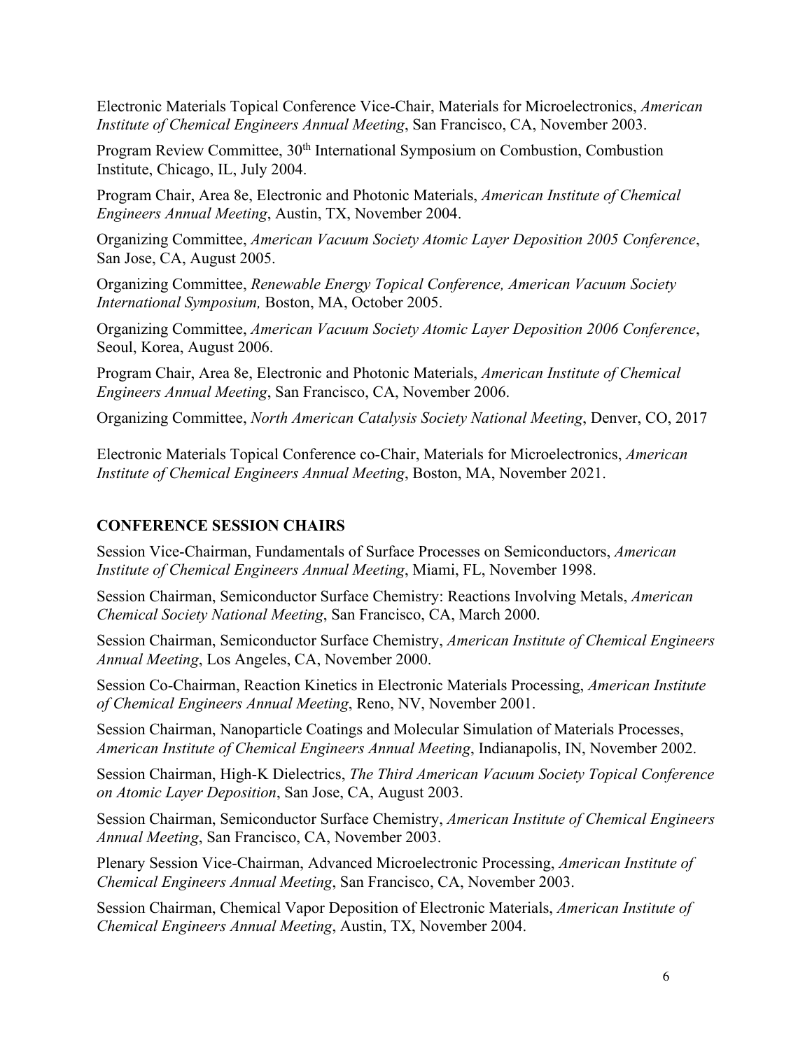Electronic Materials Topical Conference Vice-Chair, Materials for Microelectronics, *American Institute of Chemical Engineers Annual Meeting*, San Francisco, CA, November 2003.

Program Review Committee, 30th International Symposium on Combustion, Combustion Institute, Chicago, IL, July 2004.

Program Chair, Area 8e, Electronic and Photonic Materials, *American Institute of Chemical Engineers Annual Meeting*, Austin, TX, November 2004.

Organizing Committee, *American Vacuum Society Atomic Layer Deposition 2005 Conference*, San Jose, CA, August 2005.

Organizing Committee, *Renewable Energy Topical Conference, American Vacuum Society International Symposium,* Boston, MA, October 2005.

Organizing Committee, *American Vacuum Society Atomic Layer Deposition 2006 Conference*, Seoul, Korea, August 2006.

Program Chair, Area 8e, Electronic and Photonic Materials, *American Institute of Chemical Engineers Annual Meeting*, San Francisco, CA, November 2006.

Organizing Committee, *North American Catalysis Society National Meeting*, Denver, CO, 2017

Electronic Materials Topical Conference co-Chair, Materials for Microelectronics, *American Institute of Chemical Engineers Annual Meeting*, Boston, MA, November 2021.

## CONFERENCE SESSION CHAIRS

Session Vice-Chairman, Fundamentals of Surface Processes on Semiconductors, *American Institute of Chemical Engineers Annual Meeting*, Miami, FL, November 1998.

Session Chairman, Semiconductor Surface Chemistry: Reactions Involving Metals, *American Chemical Society National Meeting*, San Francisco, CA, March 2000.

Session Chairman, Semiconductor Surface Chemistry, *American Institute of Chemical Engineers Annual Meeting*, Los Angeles, CA, November 2000.

Session Co-Chairman, Reaction Kinetics in Electronic Materials Processing, *American Institute of Chemical Engineers Annual Meeting*, Reno, NV, November 2001.

Session Chairman, Nanoparticle Coatings and Molecular Simulation of Materials Processes, *American Institute of Chemical Engineers Annual Meeting*, Indianapolis, IN, November 2002.

Session Chairman, High-K Dielectrics, *The Third American Vacuum Society Topical Conference on Atomic Layer Deposition*, San Jose, CA, August 2003.

Session Chairman, Semiconductor Surface Chemistry, *American Institute of Chemical Engineers Annual Meeting*, San Francisco, CA, November 2003.

Plenary Session Vice-Chairman, Advanced Microelectronic Processing, *American Institute of Chemical Engineers Annual Meeting*, San Francisco, CA, November 2003.

Session Chairman, Chemical Vapor Deposition of Electronic Materials, *American Institute of Chemical Engineers Annual Meeting*, Austin, TX, November 2004.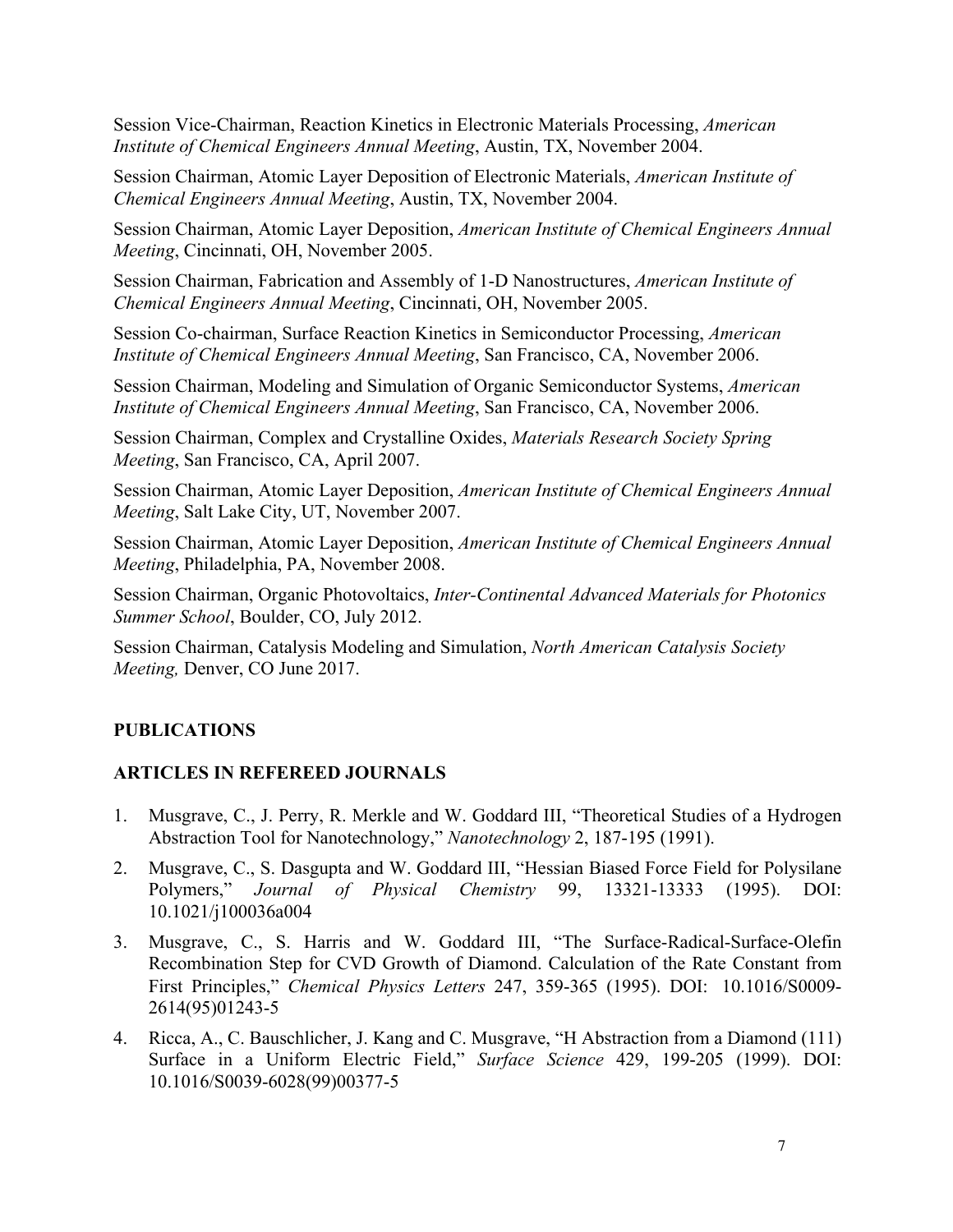Session Vice-Chairman, Reaction Kinetics in Electronic Materials Processing, *American Institute of Chemical Engineers Annual Meeting*, Austin, TX, November 2004.

Session Chairman, Atomic Layer Deposition of Electronic Materials, *American Institute of Chemical Engineers Annual Meeting*, Austin, TX, November 2004.

Session Chairman, Atomic Layer Deposition, *American Institute of Chemical Engineers Annual Meeting*, Cincinnati, OH, November 2005.

Session Chairman, Fabrication and Assembly of 1-D Nanostructures, *American Institute of Chemical Engineers Annual Meeting*, Cincinnati, OH, November 2005.

Session Co-chairman, Surface Reaction Kinetics in Semiconductor Processing, *American Institute of Chemical Engineers Annual Meeting*, San Francisco, CA, November 2006.

Session Chairman, Modeling and Simulation of Organic Semiconductor Systems, *American Institute of Chemical Engineers Annual Meeting*, San Francisco, CA, November 2006.

Session Chairman, Complex and Crystalline Oxides, *Materials Research Society Spring Meeting*, San Francisco, CA, April 2007.

Session Chairman, Atomic Layer Deposition, *American Institute of Chemical Engineers Annual Meeting*, Salt Lake City, UT, November 2007.

Session Chairman, Atomic Layer Deposition, *American Institute of Chemical Engineers Annual Meeting*, Philadelphia, PA, November 2008.

Session Chairman, Organic Photovoltaics, *Inter-Continental Advanced Materials for Photonics Summer School*, Boulder, CO, July 2012.

Session Chairman, Catalysis Modeling and Simulation, *North American Catalysis Society Meeting,* Denver, CO June 2017.

## PUBLICATIONS

## ARTICLES IN REFEREED JOURNALS

1. Musgrave, C., J. Perry, R. Merkle and W. Goddard III, "Theoretical Studies of a Hydrogen Abstraction Tool for Nanotechnology," *Nanotechnology* 2, 187-195 (1991).
2. Musgrave, C., S. Dasgupta and W. Goddard III, "Hessian Biased Force Field for Polysilane Polymers," *Journal of Physical Chemistry* 99, 13321-13333 (1995). DOI: 10.1021/j100036a004
3. Musgrave, C., S. Harris and W. Goddard III, "The Surface-Radical-Surface-Olefin Recombination Step for CVD Growth of Diamond. Calculation of the Rate Constant from First Principles," *Chemical Physics Letters* 247, 359-365 (1995). DOI: 10.1016/S0009-2614(95)01243-5
4. Ricca, A., C. Bauschlicher, J. Kang and C. Musgrave, "H Abstraction from a Diamond (111) Surface in a Uniform Electric Field," *Surface Science* 429, 199-205 (1999). DOI: 10.1016/S0039-6028(99)00377-5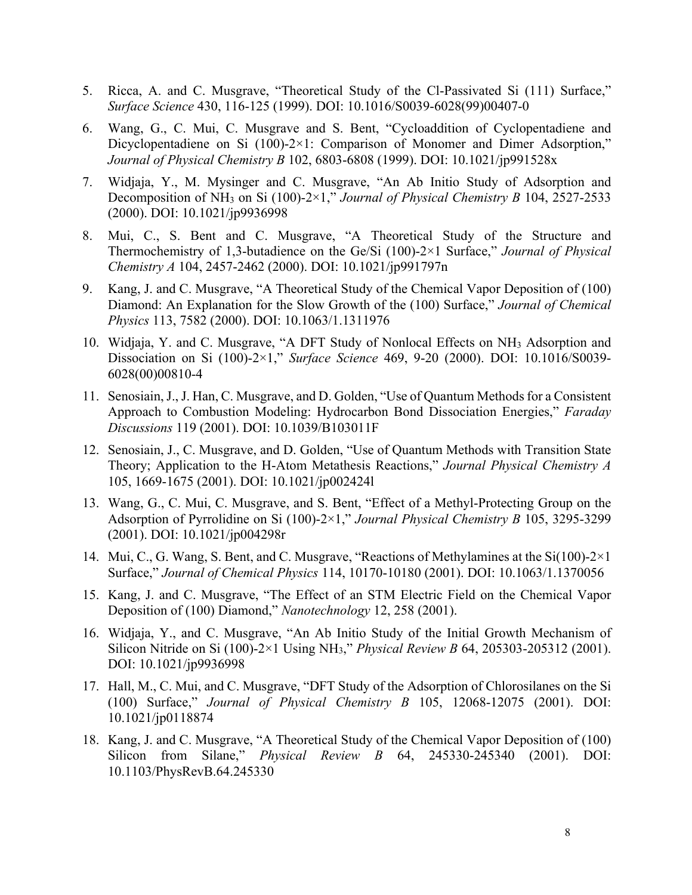5. Ricca, A. and C. Musgrave, "Theoretical Study of the Cl-Passivated Si (111) Surface," *Surface Science* 430, 116-125 (1999). DOI: 10.1016/S0039-6028(99)00407-0

6. Wang, G., C. Mui, C. Musgrave and S. Bent, "Cycloaddition of Cyclopentadiene and Dicyclopentadiene on Si (100)-2×1: Comparison of Monomer and Dimer Adsorption," *Journal of Physical Chemistry B* 102, 6803-6808 (1999). DOI: 10.1021/jp991528x

7. Widjaja, Y., M. Mysinger and C. Musgrave, "An Ab Initio Study of Adsorption and Decomposition of $NH_3$ on Si (100)-2×1," *Journal of Physical Chemistry B* 104, 2527-2533 (2000). DOI: 10.1021/jp9936998

8. Mui, C., S. Bent and C. Musgrave, "A Theoretical Study of the Structure and Thermochemistry of 1,3-butadience on the Ge/Si (100)-2×1 Surface," *Journal of Physical Chemistry A* 104, 2457-2462 (2000). DOI: 10.1021/jp991797n

9. Kang, J. and C. Musgrave, "A Theoretical Study of the Chemical Vapor Deposition of (100) Diamond: An Explanation for the Slow Growth of the (100) Surface," *Journal of Chemical Physics* 113, 7582 (2000). DOI: 10.1063/1.1311976

10. Widjaja, Y. and C. Musgrave, "A DFT Study of Nonlocal Effects on $NH_3$ Adsorption and Dissociation on Si (100)-2×1," *Surface Science* 469, 9-20 (2000). DOI: 10.1016/S0039-6028(00)00810-4

11. Senosiain, J., J. Han, C. Musgrave, and D. Golden, "Use of Quantum Methods for a Consistent Approach to Combustion Modeling: Hydrocarbon Bond Dissociation Energies," *Faraday Discussions* 119 (2001). DOI: 10.1039/B103011F

12. Senosiain, J., C. Musgrave, and D. Golden, "Use of Quantum Methods with Transition State Theory; Application to the H-Atom Metathesis Reactions," *Journal Physical Chemistry A* 105, 1669-1675 (2001). DOI: 10.1021/jp002424l

13. Wang, G., C. Mui, C. Musgrave, and S. Bent, "Effect of a Methyl-Protecting Group on the Adsorption of Pyrrolidine on Si (100)-2×1," *Journal Physical Chemistry B* 105, 3295-3299 (2001). DOI: 10.1021/jp004298r

14. Mui, C., G. Wang, S. Bent, and C. Musgrave, "Reactions of Methylamines at the Si(100)-2×1 Surface," *Journal of Chemical Physics* 114, 10170-10180 (2001). DOI: 10.1063/1.1370056

15. Kang, J. and C. Musgrave, "The Effect of an STM Electric Field on the Chemical Vapor Deposition of (100) Diamond," *Nanotechnology* 12, 258 (2001).

16. Widjaja, Y., and C. Musgrave, "An Ab Initio Study of the Initial Growth Mechanism of Silicon Nitride on Si (100)-2×1 Using $NH_3$," *Physical Review B* 64, 205303-205312 (2001). DOI: 10.1021/jp9936998

17. Hall, M., C. Mui, and C. Musgrave, "DFT Study of the Adsorption of Chlorosilanes on the Si (100) Surface," *Journal of Physical Chemistry B* 105, 12068-12075 (2001). DOI: 10.1021/jp0118874

18. Kang, J. and C. Musgrave, "A Theoretical Study of the Chemical Vapor Deposition of (100) Silicon from Silane," *Physical Review B* 64, 245330-245340 (2001). DOI: 10.1103/PhysRevB.64.245330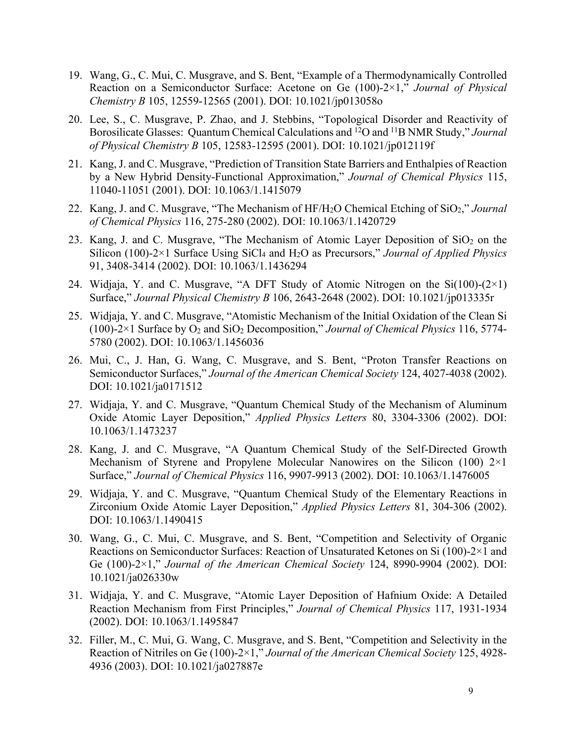19. Wang, G., C. Mui, C. Musgrave, and S. Bent, "Example of a Thermodynamically Controlled Reaction on a Semiconductor Surface: Acetone on Ge (100)-2×1," *Journal of Physical Chemistry B* 105, 12559-12565 (2001). DOI: 10.1021/jp013058o

20. Lee, S., C. Musgrave, P. Zhao, and J. Stebbins, "Topological Disorder and Reactivity of Borosilicate Glasses: Quantum Chemical Calculations and $^{12}O$ and $^{11}B$ NMR Study," *Journal of Physical Chemistry B* 105, 12583-12595 (2001). DOI: 10.1021/jp012119f

21. Kang, J. and C. Musgrave, "Prediction of Transition State Barriers and Enthalpies of Reaction by a New Hybrid Density-Functional Approximation," *Journal of Chemical Physics* 115, 11040-11051 (2001). DOI: 10.1063/1.1415079

22. Kang, J. and C. Musgrave, "The Mechanism of HF/$H_2O$ Chemical Etching of $SiO_2$," *Journal of Chemical Physics* 116, 275-280 (2002). DOI: 10.1063/1.1420729

23. Kang, J. and C. Musgrave, "The Mechanism of Atomic Layer Deposition of $SiO_2$ on the Silicon (100)-2×1 Surface Using $SiCl_4$ and $H_2O$ as Precursors," *Journal of Applied Physics* 91, 3408-3414 (2002). DOI: 10.1063/1.1436294

24. Widjaja, Y. and C. Musgrave, "A DFT Study of Atomic Nitrogen on the Si(100)-(2×1) Surface," *Journal Physical Chemistry B* 106, 2643-2648 (2002). DOI: 10.1021/jp013335r

25. Widjaja, Y. and C. Musgrave, "Atomistic Mechanism of the Initial Oxidation of the Clean Si (100)-2×1 Surface by $O_2$ and $SiO_2$ Decomposition," *Journal of Chemical Physics* 116, 5774-5780 (2002). DOI: 10.1063/1.1456036

26. Mui, C., J. Han, G. Wang, C. Musgrave, and S. Bent, "Proton Transfer Reactions on Semiconductor Surfaces," *Journal of the American Chemical Society* 124, 4027-4038 (2002). DOI: 10.1021/ja0171512

27. Widjaja, Y. and C. Musgrave, "Quantum Chemical Study of the Mechanism of Aluminum Oxide Atomic Layer Deposition," *Applied Physics Letters* 80, 3304-3306 (2002). DOI: 10.1063/1.1473237

28. Kang, J. and C. Musgrave, "A Quantum Chemical Study of the Self-Directed Growth Mechanism of Styrene and Propylene Molecular Nanowires on the Silicon (100) 2×1 Surface," *Journal of Chemical Physics* 116, 9907-9913 (2002). DOI: 10.1063/1.1476005

29. Widjaja, Y. and C. Musgrave, "Quantum Chemical Study of the Elementary Reactions in Zirconium Oxide Atomic Layer Deposition," *Applied Physics Letters* 81, 304-306 (2002). DOI: 10.1063/1.1490415

30. Wang, G., C. Mui, C. Musgrave, and S. Bent, "Competition and Selectivity of Organic Reactions on Semiconductor Surfaces: Reaction of Unsaturated Ketones on Si (100)-2×1 and Ge (100)-2×1," *Journal of the American Chemical Society* 124, 8990-9904 (2002). DOI: 10.1021/ja026330w

31. Widjaja, Y. and C. Musgrave, "Atomic Layer Deposition of Hafnium Oxide: A Detailed Reaction Mechanism from First Principles," *Journal of Chemical Physics* 117, 1931-1934 (2002). DOI: 10.1063/1.1495847

32. Filler, M., C. Mui, G. Wang, C. Musgrave, and S. Bent, "Competition and Selectivity in the Reaction of Nitriles on Ge (100)-2×1," *Journal of the American Chemical Society* 125, 4928-4936 (2003). DOI: 10.1021/ja027887e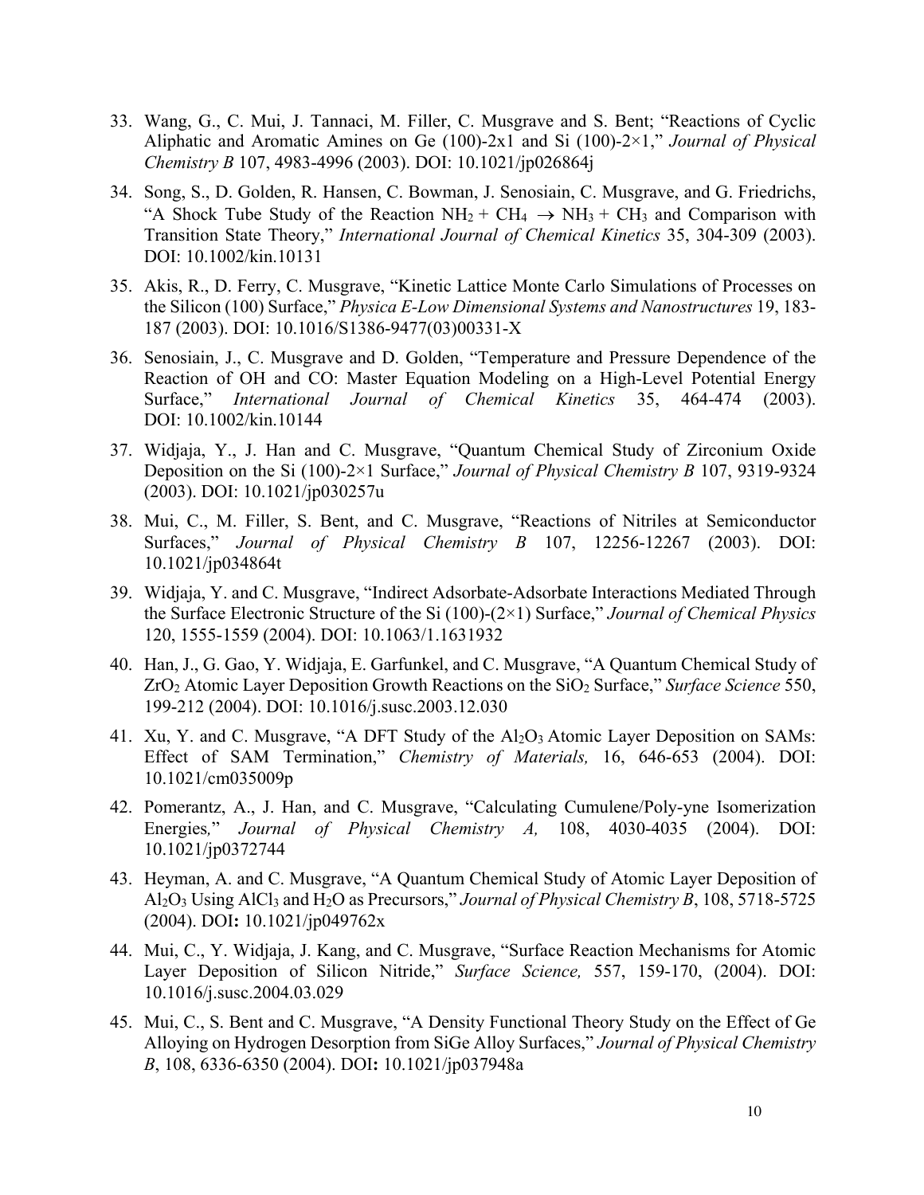33. Wang, G., C. Mui, J. Tannaci, M. Filler, C. Musgrave and S. Bent; "Reactions of Cyclic Aliphatic and Aromatic Amines on Ge (100)-2x1 and Si (100)-2×1," *Journal of Physical Chemistry B* 107, 4983-4996 (2003). DOI: 10.1021/jp026864j

34. Song, S., D. Golden, R. Hansen, C. Bowman, J. Senosiain, C. Musgrave, and G. Friedrichs, "A Shock Tube Study of the Reaction $NH_2$ + $CH_4$ $\rightarrow$ $NH_3$ + $CH_3$ and Comparison with Transition State Theory," *International Journal of Chemical Kinetics* 35, 304-309 (2003). DOI: 10.1002/kin.10131

35. Akis, R., D. Ferry, C. Musgrave, "Kinetic Lattice Monte Carlo Simulations of Processes on the Silicon (100) Surface," *Physica E-Low Dimensional Systems and Nanostructures* 19, 183-187 (2003). DOI: 10.1016/S1386-9477(03)00331-X

36. Senosiain, J., C. Musgrave and D. Golden, "Temperature and Pressure Dependence of the Reaction of OH and CO: Master Equation Modeling on a High-Level Potential Energy Surface," *International Journal of Chemical Kinetics* 35, 464-474 (2003). DOI: 10.1002/kin.10144

37. Widjaja, Y., J. Han and C. Musgrave, "Quantum Chemical Study of Zirconium Oxide Deposition on the Si (100)-2×1 Surface," *Journal of Physical Chemistry B* 107, 9319-9324 (2003). DOI: 10.1021/jp030257u

38. Mui, C., M. Filler, S. Bent, and C. Musgrave, "Reactions of Nitriles at Semiconductor Surfaces," *Journal of Physical Chemistry B* 107, 12256-12267 (2003). DOI: 10.1021/jp034864t

39. Widjaja, Y. and C. Musgrave, "Indirect Adsorbate-Adsorbate Interactions Mediated Through the Surface Electronic Structure of the Si (100)-(2×1) Surface," *Journal of Chemical Physics* 120, 1555-1559 (2004). DOI: 10.1063/1.1631932

40. Han, J., G. Gao, Y. Widjaja, E. Garfunkel, and C. Musgrave, "A Quantum Chemical Study of $ZrO_2$ Atomic Layer Deposition Growth Reactions on the $SiO_2$ Surface," *Surface Science* 550, 199-212 (2004). DOI: 10.1016/j.susc.2003.12.030

41. Xu, Y. and C. Musgrave, "A DFT Study of the $Al_2O_3$ Atomic Layer Deposition on SAMs: Effect of SAM Termination," *Chemistry of Materials,* 16, 646-653 (2004). DOI: 10.1021/cm035009p

42. Pomerantz, A., J. Han, and C. Musgrave, "Calculating Cumulene/Poly-yne Isomerization Energies*,*" *Journal of Physical Chemistry A,* 108, 4030-4035 (2004). DOI: 10.1021/jp0372744

43. Heyman, A. and C. Musgrave, "A Quantum Chemical Study of Atomic Layer Deposition of $Al_2O_3$ Using $AlCl_3$ and $H_2O$ as Precursors," *Journal of Physical Chemistry B*, 108, 5718-5725 (2004). DOI**:** 10.1021/jp049762x

44. Mui, C., Y. Widjaja, J. Kang, and C. Musgrave, "Surface Reaction Mechanisms for Atomic Layer Deposition of Silicon Nitride," *Surface Science,* 557, 159-170, (2004). DOI: 10.1016/j.susc.2004.03.029

45. Mui, C., S. Bent and C. Musgrave, "A Density Functional Theory Study on the Effect of Ge Alloying on Hydrogen Desorption from SiGe Alloy Surfaces," *Journal of Physical Chemistry B*, 108, 6336-6350 (2004). DOI**:** 10.1021/jp037948a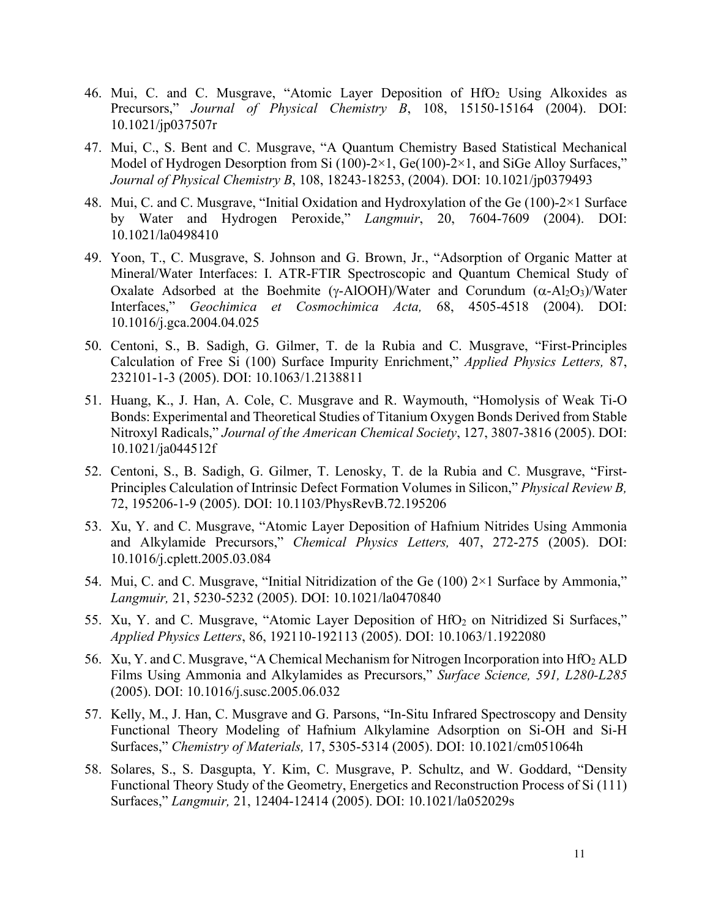46. Mui, C. and C. Musgrave, "Atomic Layer Deposition of $HfO_2$ Using Alkoxides as Precursors," *Journal of Physical Chemistry B*, 108, 15150-15164 (2004). DOI: 10.1021/jp037507r

47. Mui, C., S. Bent and C. Musgrave, "A Quantum Chemistry Based Statistical Mechanical Model of Hydrogen Desorption from Si (100)-2×1, Ge(100)-2×1, and SiGe Alloy Surfaces," *Journal of Physical Chemistry B*, 108, 18243-18253, (2004). DOI: 10.1021/jp0379493

48. Mui, C. and C. Musgrave, "Initial Oxidation and Hydroxylation of the Ge (100)-2×1 Surface by Water and Hydrogen Peroxide," *Langmuir*, 20, 7604-7609 (2004). DOI: 10.1021/la0498410

49. Yoon, T., C. Musgrave, S. Johnson and G. Brown, Jr., "Adsorption of Organic Matter at Mineral/Water Interfaces: I. ATR-FTIR Spectroscopic and Quantum Chemical Study of Oxalate Adsorbed at the Boehmite ($\gamma$-AlOOH)/Water and Corundum ($\alpha$-$Al_2O_3$)/Water Interfaces," *Geochimica et Cosmochimica Acta,* 68, 4505-4518 (2004). DOI: 10.1016/j.gca.2004.04.025

50. Centoni, S., B. Sadigh, G. Gilmer, T. de la Rubia and C. Musgrave, "First-Principles Calculation of Free Si (100) Surface Impurity Enrichment," *Applied Physics Letters,* 87, 232101-1-3 (2005). DOI: 10.1063/1.2138811

51. Huang, K., J. Han, A. Cole, C. Musgrave and R. Waymouth, "Homolysis of Weak Ti-O Bonds: Experimental and Theoretical Studies of Titanium Oxygen Bonds Derived from Stable Nitroxyl Radicals," *Journal of the American Chemical Society*, 127, 3807-3816 (2005). DOI: 10.1021/ja044512f

52. Centoni, S., B. Sadigh, G. Gilmer, T. Lenosky, T. de la Rubia and C. Musgrave, "First-Principles Calculation of Intrinsic Defect Formation Volumes in Silicon," *Physical Review B,* 72, 195206-1-9 (2005). DOI: 10.1103/PhysRevB.72.195206

53. Xu, Y. and C. Musgrave, "Atomic Layer Deposition of Hafnium Nitrides Using Ammonia and Alkylamide Precursors," *Chemical Physics Letters,* 407, 272-275 (2005). DOI: 10.1016/j.cplett.2005.03.084

54. Mui, C. and C. Musgrave, "Initial Nitridization of the Ge (100) 2×1 Surface by Ammonia," *Langmuir,* 21, 5230-5232 (2005). DOI: 10.1021/la0470840

55. Xu, Y. and C. Musgrave, "Atomic Layer Deposition of $HfO_2$ on Nitridized Si Surfaces," *Applied Physics Letters*, 86, 192110-192113 (2005). DOI: 10.1063/1.1922080

56. Xu, Y. and C. Musgrave, "A Chemical Mechanism for Nitrogen Incorporation into $HfO_2$ ALD Films Using Ammonia and Alkylamides as Precursors," *Surface Science, 591, L280-L285* (2005). DOI: 10.1016/j.susc.2005.06.032

57. Kelly, M., J. Han, C. Musgrave and G. Parsons, "In-Situ Infrared Spectroscopy and Density Functional Theory Modeling of Hafnium Alkylamine Adsorption on Si-OH and Si-H Surfaces," *Chemistry of Materials,* 17, 5305-5314 (2005). DOI: 10.1021/cm051064h

58. Solares, S., S. Dasgupta, Y. Kim, C. Musgrave, P. Schultz, and W. Goddard, "Density Functional Theory Study of the Geometry, Energetics and Reconstruction Process of Si (111) Surfaces," *Langmuir,* 21, 12404-12414 (2005). DOI: 10.1021/la052029s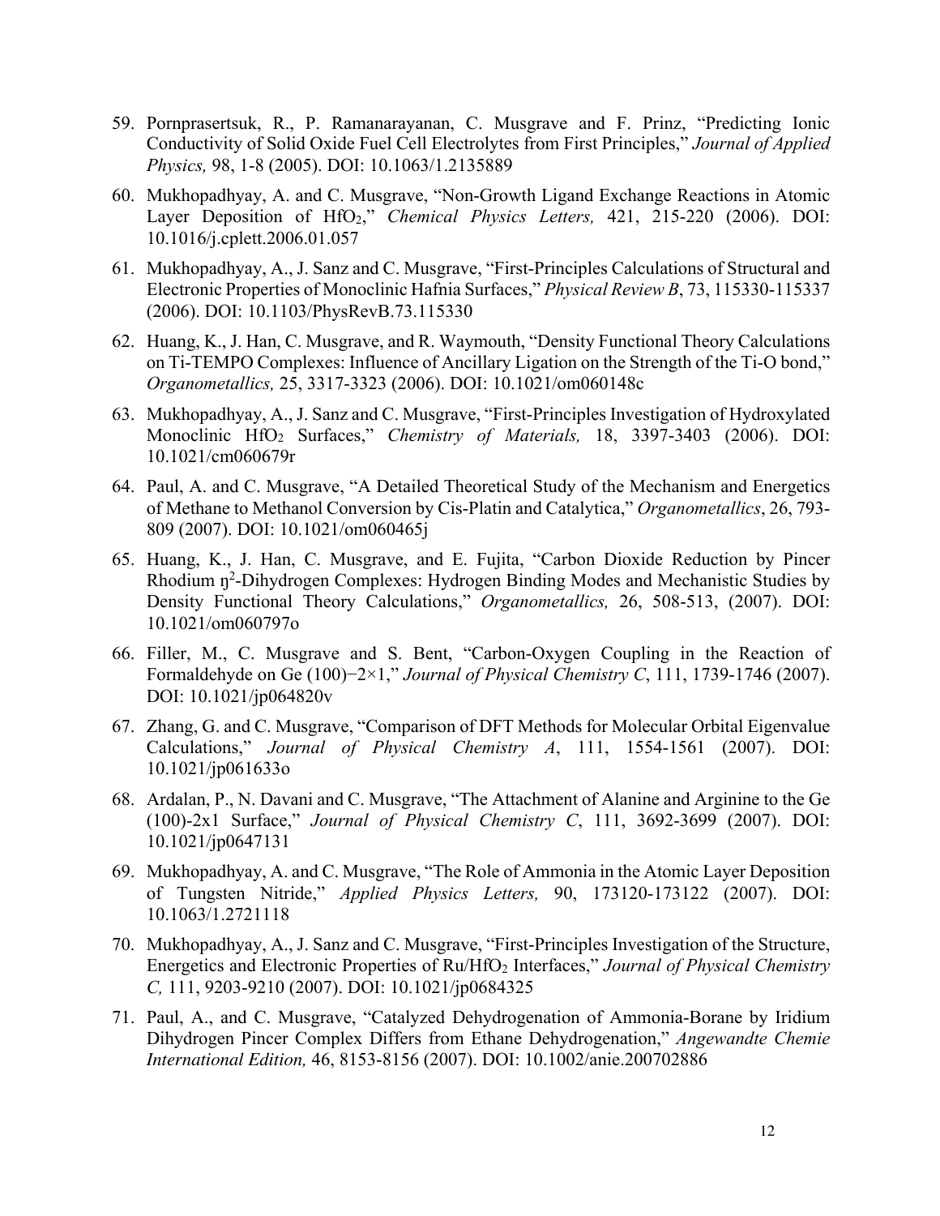59. Pornprasertsuk, R., P. Ramanarayanan, C. Musgrave and F. Prinz, “Predicting Ionic Conductivity of Solid Oxide Fuel Cell Electrolytes from First Principles,” *Journal of Applied Physics,* 98, 1-8 (2005). DOI: 10.1063/1.2135889

60. Mukhopadhyay, A. and C. Musgrave, “Non-Growth Ligand Exchange Reactions in Atomic Layer Deposition of $HfO_2$,” *Chemical Physics Letters,* 421, 215-220 (2006). DOI: 10.1016/j.cplett.2006.01.057

61. Mukhopadhyay, A., J. Sanz and C. Musgrave, “First-Principles Calculations of Structural and Electronic Properties of Monoclinic Hafnia Surfaces,” *Physical Review B*, 73, 115330-115337 (2006). DOI: 10.1103/PhysRevB.73.115330

62. Huang, K., J. Han, C. Musgrave, and R. Waymouth, “Density Functional Theory Calculations on Ti-TEMPO Complexes: Influence of Ancillary Ligation on the Strength of the Ti-O bond,” *Organometallics,* 25, 3317-3323 (2006). DOI: 10.1021/om060148c

63. Mukhopadhyay, A., J. Sanz and C. Musgrave, “First-Principles Investigation of Hydroxylated Monoclinic $HfO_2$ Surfaces,” *Chemistry of Materials,* 18, 3397-3403 (2006). DOI: 10.1021/cm060679r

64. Paul, A. and C. Musgrave, “A Detailed Theoretical Study of the Mechanism and Energetics of Methane to Methanol Conversion by Cis-Platin and Catalytica,” *Organometallics*, 26, 793-809 (2007). DOI: 10.1021/om060465j

65. Huang, K., J. Han, C. Musgrave, and E. Fujita, “Carbon Dioxide Reduction by Pincer Rhodium $\eta^2$-Dihydrogen Complexes: Hydrogen Binding Modes and Mechanistic Studies by Density Functional Theory Calculations,” *Organometallics,* 26, 508-513, (2007). DOI: 10.1021/om060797o

66. Filler, M., C. Musgrave and S. Bent, “Carbon-Oxygen Coupling in the Reaction of Formaldehyde on Ge (100)−2×1,” *Journal of Physical Chemistry C*, 111, 1739-1746 (2007). DOI: 10.1021/jp064820v

67. Zhang, G. and C. Musgrave, “Comparison of DFT Methods for Molecular Orbital Eigenvalue Calculations,” *Journal of Physical Chemistry A*, 111, 1554-1561 (2007). DOI: 10.1021/jp061633o

68. Ardalan, P., N. Davani and C. Musgrave, “The Attachment of Alanine and Arginine to the Ge (100)-2x1 Surface,” *Journal of Physical Chemistry C*, 111, 3692-3699 (2007). DOI: 10.1021/jp0647131

69. Mukhopadhyay, A. and C. Musgrave, “The Role of Ammonia in the Atomic Layer Deposition of Tungsten Nitride,” *Applied Physics Letters,* 90, 173120-173122 (2007). DOI: 10.1063/1.2721118

70. Mukhopadhyay, A., J. Sanz and C. Musgrave, “First-Principles Investigation of the Structure, Energetics and Electronic Properties of Ru/$HfO_2$ Interfaces,” *Journal of Physical Chemistry C,* 111, 9203-9210 (2007). DOI: 10.1021/jp0684325

71. Paul, A., and C. Musgrave, “Catalyzed Dehydrogenation of Ammonia-Borane by Iridium Dihydrogen Pincer Complex Differs from Ethane Dehydrogenation,” *Angewandte Chemie International Edition,* 46, 8153-8156 (2007). DOI: 10.1002/anie.200702886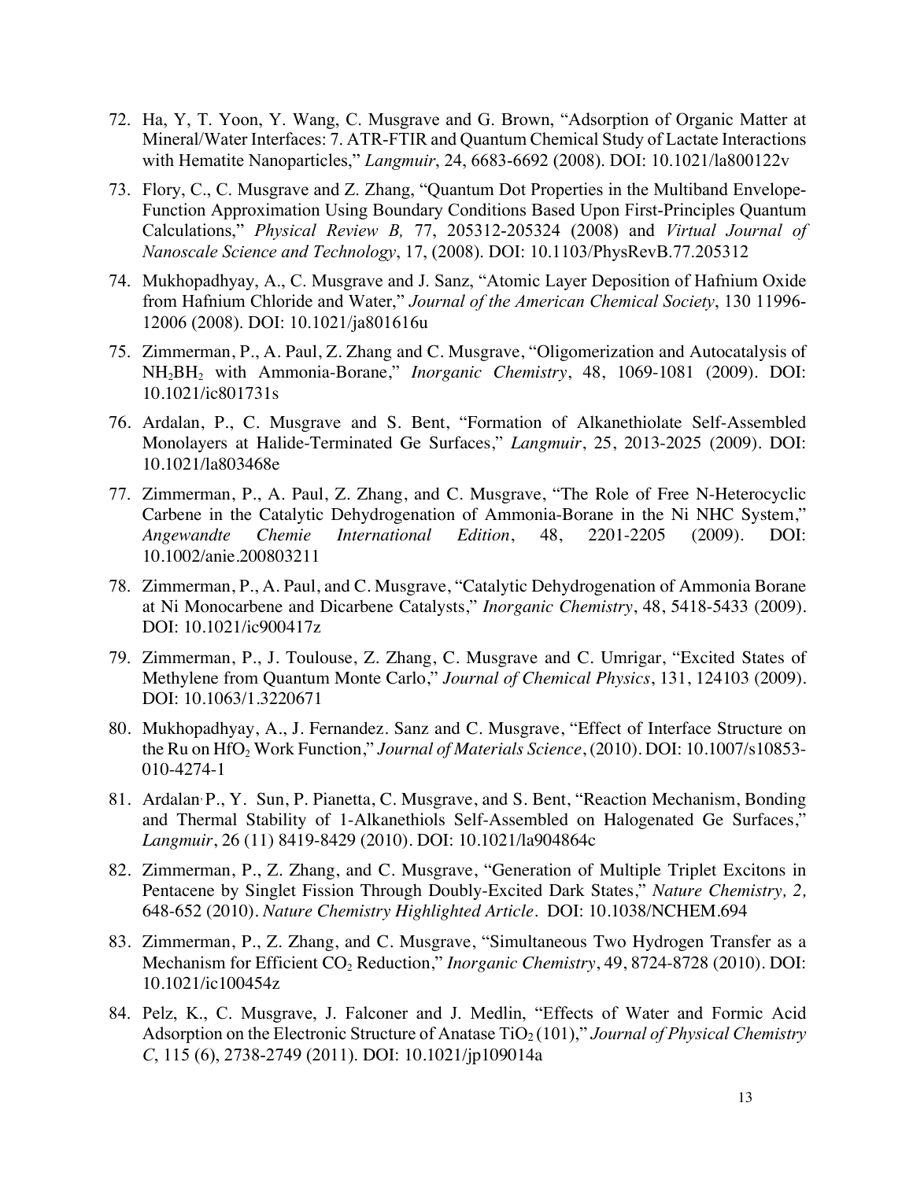72. Ha, Y, T. Yoon, Y. Wang, C. Musgrave and G. Brown, "Adsorption of Organic Matter at Mineral/Water Interfaces: 7. ATR-FTIR and Quantum Chemical Study of Lactate Interactions with Hematite Nanoparticles," *Langmuir*, 24, 6683-6692 (2008). DOI: 10.1021/la800122v

73. Flory, C., C. Musgrave and Z. Zhang, "Quantum Dot Properties in the Multiband Envelope-Function Approximation Using Boundary Conditions Based Upon First-Principles Quantum Calculations," *Physical Review B,* 77, 205312-205324 (2008) and *Virtual Journal of Nanoscale Science and Technology*, 17, (2008). DOI: 10.1103/PhysRevB.77.205312

74. Mukhopadhyay, A., C. Musgrave and J. Sanz, "Atomic Layer Deposition of Hafnium Oxide from Hafnium Chloride and Water," *Journal of the American Chemical Society*, 130 11996-12006 (2008). DOI: 10.1021/ja801616u

75. Zimmerman, P., A. Paul, Z. Zhang and C. Musgrave, "Oligomerization and Autocatalysis of $NH_2BH_2$ with Ammonia-Borane," *Inorganic Chemistry*, 48, 1069-1081 (2009). DOI: 10.1021/ic801731s

76. Ardalan, P., C. Musgrave and S. Bent, "Formation of Alkanethiolate Self-Assembled Monolayers at Halide-Terminated Ge Surfaces," *Langmuir*, 25, 2013-2025 (2009). DOI: 10.1021/la803468e

77. Zimmerman, P., A. Paul, Z. Zhang, and C. Musgrave, "The Role of Free N-Heterocyclic Carbene in the Catalytic Dehydrogenation of Ammonia-Borane in the Ni NHC System," *Angewandte Chemie International Edition*, 48, 2201-2205 (2009). DOI: 10.1002/anie.200803211

78. Zimmerman, P., A. Paul, and C. Musgrave, "Catalytic Dehydrogenation of Ammonia Borane at Ni Monocarbene and Dicarbene Catalysts," *Inorganic Chemistry*, 48, 5418-5433 (2009). DOI: 10.1021/ic900417z

79. Zimmerman, P., J. Toulouse, Z. Zhang, C. Musgrave and C. Umrigar, "Excited States of Methylene from Quantum Monte Carlo," *Journal of Chemical Physics*, 131, 124103 (2009). DOI: 10.1063/1.3220671

80. Mukhopadhyay, A., J. Fernandez. Sanz and C. Musgrave, "Effect of Interface Structure on the Ru on $HfO_2$ Work Function," *Journal of Materials Science*, (2010). DOI: 10.1007/s10853-010-4274-1

81. Ardalan, P., Y. Sun, P. Pianetta, C. Musgrave, and S. Bent, "Reaction Mechanism, Bonding and Thermal Stability of 1-Alkanethiols Self-Assembled on Halogenated Ge Surfaces," *Langmuir*, 26 (11) 8419-8429 (2010). DOI: 10.1021/la904864c

82. Zimmerman, P., Z. Zhang, and C. Musgrave, "Generation of Multiple Triplet Excitons in Pentacene by Singlet Fission Through Doubly-Excited Dark States," *Nature Chemistry, 2,* 648-652 (2010). *Nature Chemistry Highlighted Article*. DOI: 10.1038/NCHEM.694

83. Zimmerman, P., Z. Zhang, and C. Musgrave, "Simultaneous Two Hydrogen Transfer as a Mechanism for Efficient $CO_2$ Reduction," *Inorganic Chemistry*, 49, 8724-8728 (2010). DOI: 10.1021/ic100454z

84. Pelz, K., C. Musgrave, J. Falconer and J. Medlin, "Effects of Water and Formic Acid Adsorption on the Electronic Structure of Anatase $TiO_2$ (101)," *Journal of Physical Chemistry C*, 115 (6), 2738-2749 (2011). DOI: 10.1021/jp109014a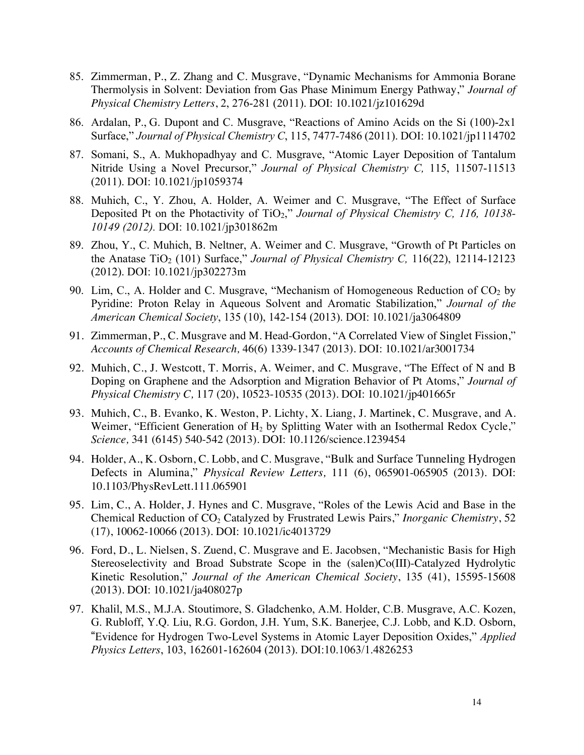85. Zimmerman, P., Z. Zhang and C. Musgrave, "Dynamic Mechanisms for Ammonia Borane Thermolysis in Solvent: Deviation from Gas Phase Minimum Energy Pathway," *Journal of Physical Chemistry Letters*, 2, 276-281 (2011). DOI: 10.1021/jz101629d

86. Ardalan, P., G. Dupont and C. Musgrave, "Reactions of Amino Acids on the Si (100)-2x1 Surface," *Journal of Physical Chemistry C*, 115, 7477-7486 (2011). DOI: 10.1021/jp1114702

87. Somani, S., A. Mukhopadhyay and C. Musgrave, "Atomic Layer Deposition of Tantalum Nitride Using a Novel Precursor," *Journal of Physical Chemistry C,* 115, 11507-11513 (2011). DOI: 10.1021/jp1059374

88. Muhich, C., Y. Zhou, A. Holder, A. Weimer and C. Musgrave, "The Effect of Surface Deposited Pt on the Photactivity of $TiO_2$," *Journal of Physical Chemistry C, 116, 10138-10149 (2012).* DOI: 10.1021/jp301862m

89. Zhou, Y., C. Muhich, B. Neltner, A. Weimer and C. Musgrave, "Growth of Pt Particles on the Anatase $TiO_2$ (101) Surface," *Journal of Physical Chemistry C,* 116(22), 12114-12123 (2012). DOI: 10.1021/jp302273m

90. Lim, C., A. Holder and C. Musgrave, "Mechanism of Homogeneous Reduction of $CO_2$ by Pyridine: Proton Relay in Aqueous Solvent and Aromatic Stabilization," *Journal of the American Chemical Society*, 135 (10), 142-154 (2013). DOI: 10.1021/ja3064809

91. Zimmerman, P., C. Musgrave and M. Head-Gordon, "A Correlated View of Singlet Fission," *Accounts of Chemical Research,* 46(6) 1339-1347 (2013). DOI: 10.1021/ar3001734

92. Muhich, C., J. Westcott, T. Morris, A. Weimer, and C. Musgrave, "The Effect of N and B Doping on Graphene and the Adsorption and Migration Behavior of Pt Atoms," *Journal of Physical Chemistry C,* 117 (20), 10523-10535 (2013). DOI: 10.1021/jp401665r

93. Muhich, C., B. Evanko, K. Weston, P. Lichty, X. Liang, J. Martinek, C. Musgrave, and A. Weimer, "Efficient Generation of $H_2$ by Splitting Water with an Isothermal Redox Cycle," *Science,* 341 (6145) 540-542 (2013). DOI: 10.1126/science.1239454

94. Holder, A., K. Osborn, C. Lobb, and C. Musgrave, "Bulk and Surface Tunneling Hydrogen Defects in Alumina," *Physical Review Letters,* 111 (6), 065901-065905 (2013). DOI: 10.1103/PhysRevLett.111.065901

95. Lim, C., A. Holder, J. Hynes and C. Musgrave, "Roles of the Lewis Acid and Base in the Chemical Reduction of $CO_2$ Catalyzed by Frustrated Lewis Pairs," *Inorganic Chemistry*, 52 (17), 10062-10066 (2013). DOI: 10.1021/ic4013729

96. Ford, D., L. Nielsen, S. Zuend, C. Musgrave and E. Jacobsen, "Mechanistic Basis for High Stereoselectivity and Broad Substrate Scope in the (salen)Co(III)-Catalyzed Hydrolytic Kinetic Resolution," *Journal of the American Chemical Society*, 135 (41), 15595-15608 (2013). DOI: 10.1021/ja408027p

97. Khalil, M.S., M.J.A. Stoutimore, S. Gladchenko, A.M. Holder, C.B. Musgrave, A.C. Kozen, G. Rubloff, Y.Q. Liu, R.G. Gordon, J.H. Yum, S.K. Banerjee, C.J. Lobb, and K.D. Osborn, "Evidence for Hydrogen Two-Level Systems in Atomic Layer Deposition Oxides," *Applied Physics Letters*, 103, 162601-162604 (2013). DOI:10.1063/1.4826253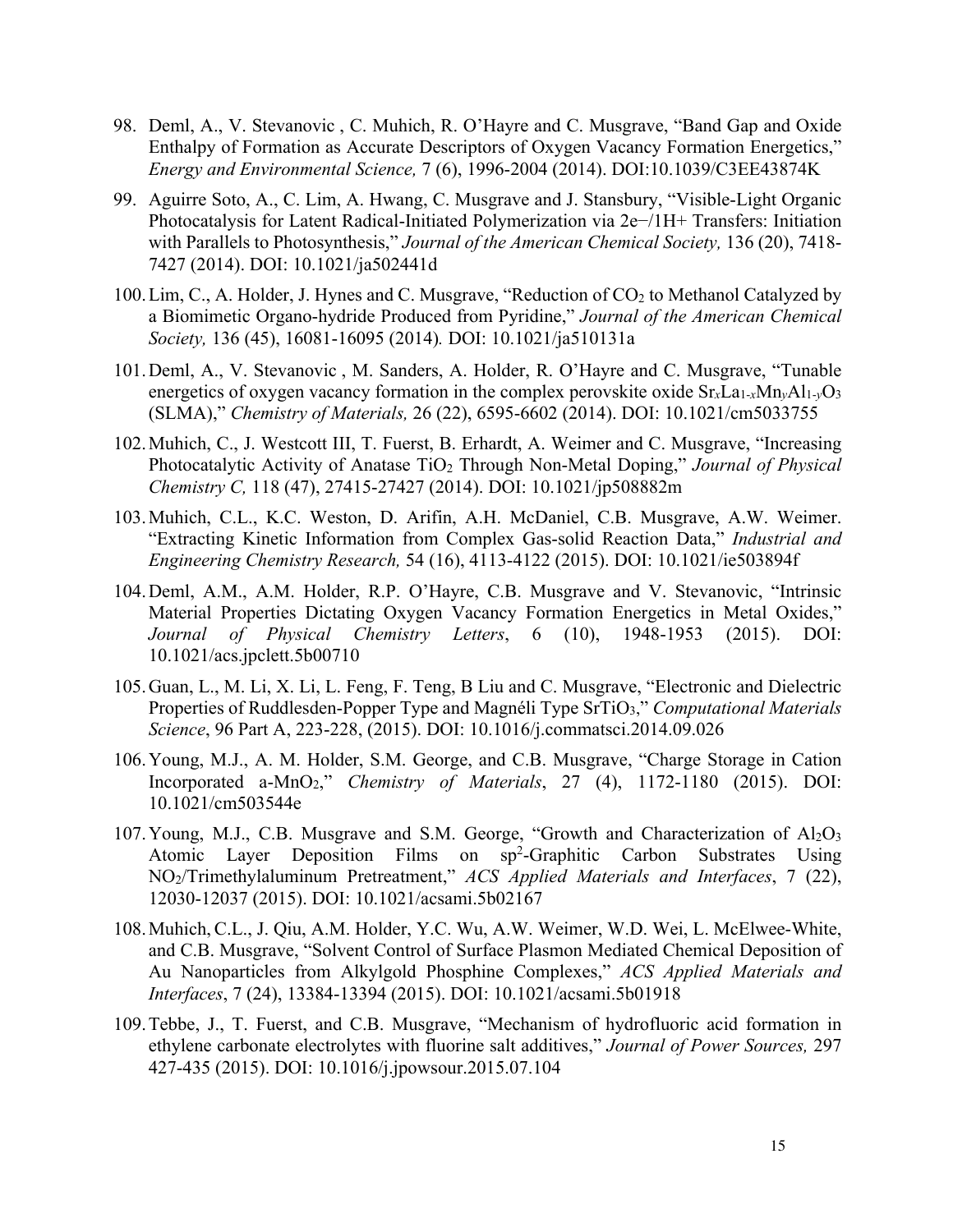98. Deml, A., V. Stevanovic , C. Muhich, R. O'Hayre and C. Musgrave, "Band Gap and Oxide Enthalpy of Formation as Accurate Descriptors of Oxygen Vacancy Formation Energetics," *Energy and Environmental Science,* 7 (6), 1996-2004 (2014). DOI:10.1039/C3EE43874K

99. Aguirre Soto, A., C. Lim, A. Hwang, C. Musgrave and J. Stansbury, "Visible-Light Organic Photocatalysis for Latent Radical-Initiated Polymerization via 2e−/1H+ Transfers: Initiation with Parallels to Photosynthesis," *Journal of the American Chemical Society,* 136 (20), 7418-7427 (2014). DOI: 10.1021/ja502441d

100. Lim, C., A. Holder, J. Hynes and C. Musgrave, "Reduction of $CO_2$ to Methanol Catalyzed by a Biomimetic Organo-hydride Produced from Pyridine," *Journal of the American Chemical Society,* 136 (45), 16081-16095 (2014)*.* DOI: 10.1021/ja510131a

101. Deml, A., V. Stevanovic , M. Sanders, A. Holder, R. O'Hayre and C. Musgrave, "Tunable energetics of oxygen vacancy formation in the complex perovskite oxide $Sr_xLa_{1-x}Mn_yAl_{1-y}O_3$ (SLMA)," *Chemistry of Materials,* 26 (22), 6595-6602 (2014). DOI: 10.1021/cm5033755

102. Muhich, C., J. Westcott III, T. Fuerst, B. Erhardt, A. Weimer and C. Musgrave, "Increasing Photocatalytic Activity of Anatase $TiO_2$ Through Non-Metal Doping," *Journal of Physical Chemistry C,* 118 (47), 27415-27427 (2014). DOI: 10.1021/jp508882m

103. Muhich, C.L., K.C. Weston, D. Arifin, A.H. McDaniel, C.B. Musgrave, A.W. Weimer. "Extracting Kinetic Information from Complex Gas-solid Reaction Data," *Industrial and Engineering Chemistry Research,* 54 (16), 4113-4122 (2015). DOI: 10.1021/ie503894f

104. Deml, A.M., A.M. Holder, R.P. O'Hayre, C.B. Musgrave and V. Stevanovic, "Intrinsic Material Properties Dictating Oxygen Vacancy Formation Energetics in Metal Oxides," *Journal of Physical Chemistry Letters*, 6 (10), 1948-1953 (2015). DOI: 10.1021/acs.jpclett.5b00710

105. Guan, L., M. Li, X. Li, L. Feng, F. Teng, B Liu and C. Musgrave, "Electronic and Dielectric Properties of Ruddlesden-Popper Type and Magnéli Type $SrTiO_3$," *Computational Materials Science*, 96 Part A, 223-228, (2015). DOI: 10.1016/j.commatsci.2014.09.026

106. Young, M.J., A. M. Holder, S.M. George, and C.B. Musgrave, "Charge Storage in Cation Incorporated a-$MnO_2$," *Chemistry of Materials*, 27 (4), 1172-1180 (2015). DOI: 10.1021/cm503544e

107. Young, M.J., C.B. Musgrave and S.M. George, "Growth and Characterization of $Al_2O_3$ Atomic Layer Deposition Films on $sp^2$-Graphitic Carbon Substrates Using $NO_2$/Trimethylaluminum Pretreatment," *ACS Applied Materials and Interfaces*, 7 (22), 12030-12037 (2015). DOI: 10.1021/acsami.5b02167

108. Muhich, C.L., J. Qiu, A.M. Holder, Y.C. Wu, A.W. Weimer, W.D. Wei, L. McElwee-White, and C.B. Musgrave, "Solvent Control of Surface Plasmon Mediated Chemical Deposition of Au Nanoparticles from Alkylgold Phosphine Complexes," *ACS Applied Materials and Interfaces*, 7 (24), 13384-13394 (2015). DOI: 10.1021/acsami.5b01918

109. Tebbe, J., T. Fuerst, and C.B. Musgrave, "Mechanism of hydrofluoric acid formation in ethylene carbonate electrolytes with fluorine salt additives," *Journal of Power Sources,* 297 427-435 (2015). DOI: 10.1016/j.jpowsour.2015.07.104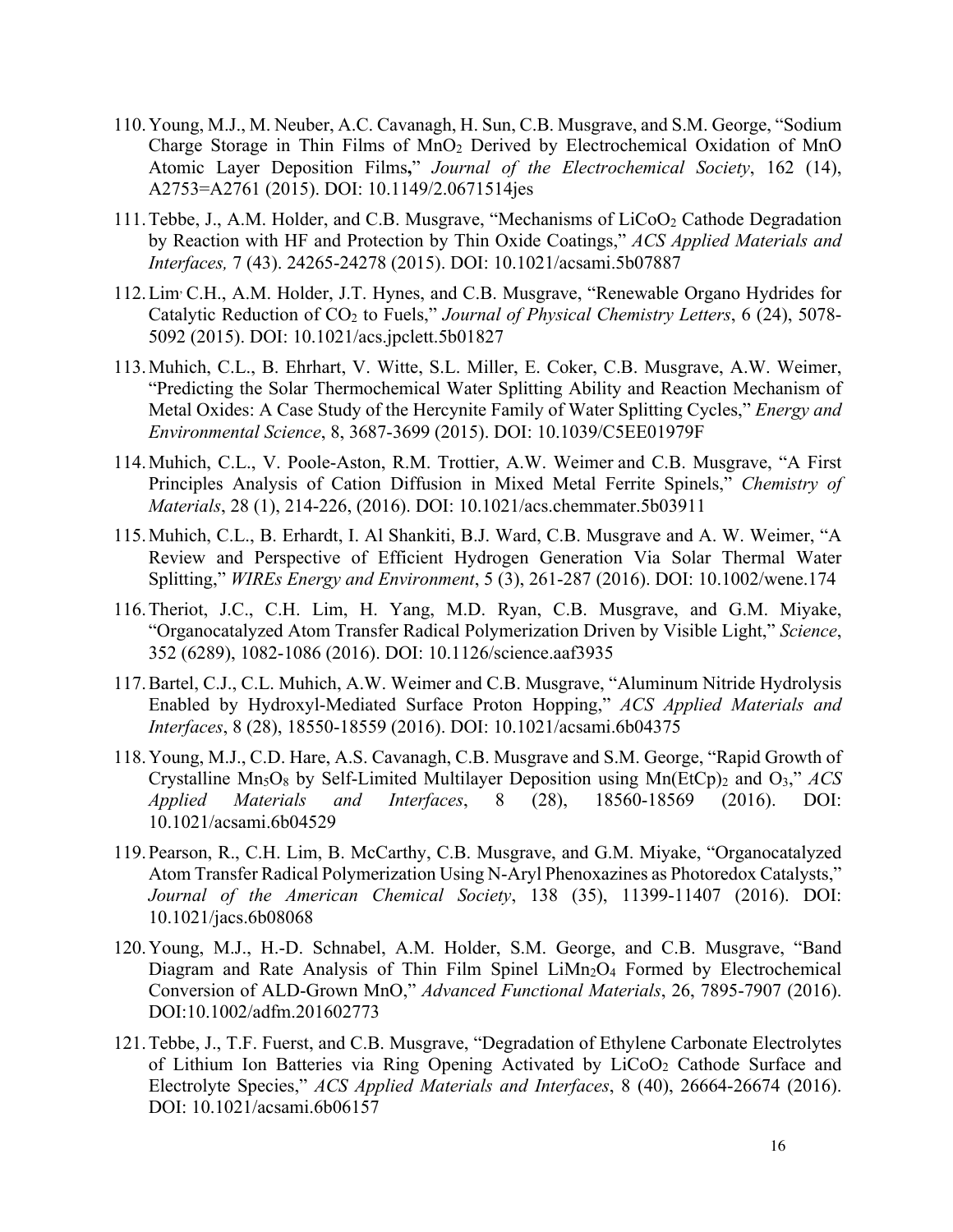110. Young, M.J., M. Neuber, A.C. Cavanagh, H. Sun, C.B. Musgrave, and S.M. George, "Sodium Charge Storage in Thin Films of $MnO_2$ Derived by Electrochemical Oxidation of MnO Atomic Layer Deposition Films," *Journal of the Electrochemical Society*, 162 (14), A2753=A2761 (2015). DOI: 10.1149/2.0671514jes

111. Tebbe, J., A.M. Holder, and C.B. Musgrave, "Mechanisms of $LiCoO_2$ Cathode Degradation by Reaction with HF and Protection by Thin Oxide Coatings," *ACS Applied Materials and Interfaces,* 7 (43). 24265-24278 (2015). DOI: 10.1021/acsami.5b07887

112. Lim, C.H., A.M. Holder, J.T. Hynes, and C.B. Musgrave, "Renewable Organo Hydrides for Catalytic Reduction of $CO_2$ to Fuels," *Journal of Physical Chemistry Letters*, 6 (24), 5078-5092 (2015). DOI: 10.1021/acs.jpclett.5b01827

113. Muhich, C.L., B. Ehrhart, V. Witte, S.L. Miller, E. Coker, C.B. Musgrave, A.W. Weimer, "Predicting the Solar Thermochemical Water Splitting Ability and Reaction Mechanism of Metal Oxides: A Case Study of the Hercynite Family of Water Splitting Cycles," *Energy and Environmental Science*, 8, 3687-3699 (2015). DOI: 10.1039/C5EE01979F

114. Muhich, C.L., V. Poole-Aston, R.M. Trottier, A.W. Weimer and C.B. Musgrave, "A First Principles Analysis of Cation Diffusion in Mixed Metal Ferrite Spinels," *Chemistry of Materials*, 28 (1), 214-226, (2016). DOI: 10.1021/acs.chemmater.5b03911

115. Muhich, C.L., B. Erhardt, I. Al Shankiti, B.J. Ward, C.B. Musgrave and A. W. Weimer, "A Review and Perspective of Efficient Hydrogen Generation Via Solar Thermal Water Splitting," *WIREs Energy and Environment*, 5 (3), 261-287 (2016). DOI: 10.1002/wene.174

116. Theriot, J.C., C.H. Lim, H. Yang, M.D. Ryan, C.B. Musgrave, and G.M. Miyake, "Organocatalyzed Atom Transfer Radical Polymerization Driven by Visible Light," *Science*, 352 (6289), 1082-1086 (2016). DOI: 10.1126/science.aaf3935

117. Bartel, C.J., C.L. Muhich, A.W. Weimer and C.B. Musgrave, "Aluminum Nitride Hydrolysis Enabled by Hydroxyl-Mediated Surface Proton Hopping," *ACS Applied Materials and Interfaces*, 8 (28), 18550-18559 (2016). DOI: 10.1021/acsami.6b04375

118. Young, M.J., C.D. Hare, A.S. Cavanagh, C.B. Musgrave and S.M. George, "Rapid Growth of Crystalline $Mn_5O_8$ by Self-Limited Multilayer Deposition using $Mn(EtCp)_2$ and $O_3$," *ACS Applied Materials and Interfaces*, 8 (28), 18560-18569 (2016). DOI: 10.1021/acsami.6b04529

119. Pearson, R., C.H. Lim, B. McCarthy, C.B. Musgrave, and G.M. Miyake, "Organocatalyzed Atom Transfer Radical Polymerization Using N-Aryl Phenoxazines as Photoredox Catalysts," *Journal of the American Chemical Society*, 138 (35), 11399-11407 (2016). DOI: 10.1021/jacs.6b08068

120. Young, M.J., H.-D. Schnabel, A.M. Holder, S.M. George, and C.B. Musgrave, "Band Diagram and Rate Analysis of Thin Film Spinel $LiMn_2O_4$ Formed by Electrochemical Conversion of ALD-Grown MnO," *Advanced Functional Materials*, 26, 7895-7907 (2016). DOI:10.1002/adfm.201602773

121. Tebbe, J., T.F. Fuerst, and C.B. Musgrave, "Degradation of Ethylene Carbonate Electrolytes of Lithium Ion Batteries via Ring Opening Activated by $LiCoO_2$ Cathode Surface and Electrolyte Species," *ACS Applied Materials and Interfaces*, 8 (40), 26664-26674 (2016). DOI: 10.1021/acsami.6b06157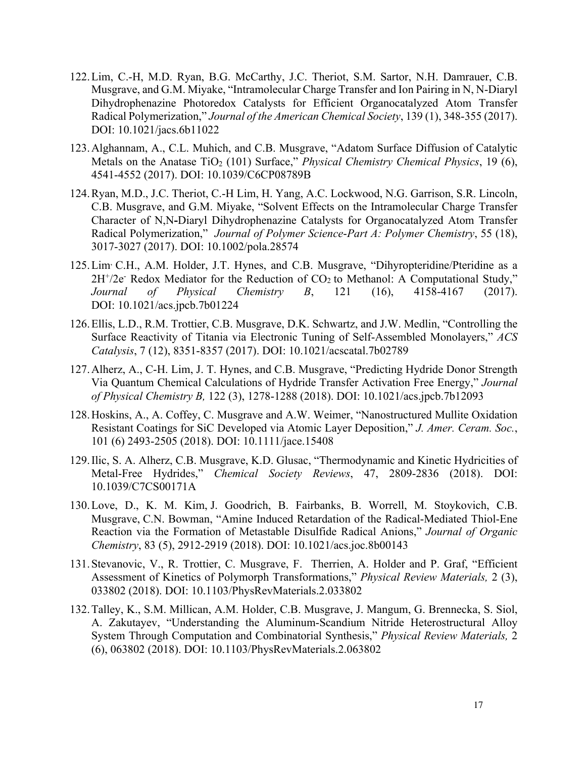122. Lim, C.-H, M.D. Ryan, B.G. McCarthy, J.C. Theriot, S.M. Sartor, N.H. Damrauer, C.B. Musgrave, and G.M. Miyake, "Intramolecular Charge Transfer and Ion Pairing in N, N-Diaryl Dihydrophenazine Photoredox Catalysts for Efficient Organocatalyzed Atom Transfer Radical Polymerization," *Journal of the American Chemical Society*, 139 (1), 348-355 (2017). DOI: 10.1021/jacs.6b11022

123. Alghannam, A., C.L. Muhich, and C.B. Musgrave, "Adatom Surface Diffusion of Catalytic Metals on the Anatase $TiO_2$ (101) Surface," *Physical Chemistry Chemical Physics*, 19 (6), 4541-4552 (2017). DOI: 10.1039/C6CP08789B

124. Ryan, M.D., J.C. Theriot, C.-H Lim, H. Yang, A.C. Lockwood, N.G. Garrison, S.R. Lincoln, C.B. Musgrave, and G.M. Miyake, "Solvent Effects on the Intramolecular Charge Transfer Character of N,N-Diaryl Dihydrophenazine Catalysts for Organocatalyzed Atom Transfer Radical Polymerization," *Journal of Polymer Science-Part A: Polymer Chemistry*, 55 (18), 3017-3027 (2017). DOI: 10.1002/pola.28574

125. Lim, C.H., A.M. Holder, J.T. Hynes, and C.B. Musgrave, "Dihyropteridine/Pteridine as a $2H^+/2e^-$ Redox Mediator for the Reduction of $CO_2$ to Methanol: A Computational Study," *Journal of Physical Chemistry B*, 121 (16), 4158-4167 (2017). DOI: 10.1021/acs.jpcb.7b01224

126. Ellis, L.D., R.M. Trottier, C.B. Musgrave, D.K. Schwartz, and J.W. Medlin, "Controlling the Surface Reactivity of Titania via Electronic Tuning of Self-Assembled Monolayers," *ACS Catalysis*, 7 (12), 8351-8357 (2017). DOI: 10.1021/acscatal.7b02789

127. Alherz, A., C-H. Lim, J. T. Hynes, and C.B. Musgrave, "Predicting Hydride Donor Strength Via Quantum Chemical Calculations of Hydride Transfer Activation Free Energy," *Journal of Physical Chemistry B,* 122 (3), 1278-1288 (2018). DOI: 10.1021/acs.jpcb.7b12093

128. Hoskins, A., A. Coffey, C. Musgrave and A.W. Weimer, "Nanostructured Mullite Oxidation Resistant Coatings for SiC Developed via Atomic Layer Deposition," *J. Amer. Ceram. Soc.*, 101 (6) 2493-2505 (2018). DOI: 10.1111/jace.15408

129. Ilic, S. A. Alherz, C.B. Musgrave, K.D. Glusac, "Thermodynamic and Kinetic Hydricities of Metal-Free Hydrides," *Chemical Society Reviews*, 47, 2809-2836 (2018). DOI: 10.1039/C7CS00171A

130. Love, D., K. M. Kim, J. Goodrich, B. Fairbanks, B. Worrell, M. Stoykovich, C.B. Musgrave, C.N. Bowman, "Amine Induced Retardation of the Radical-Mediated Thiol-Ene Reaction via the Formation of Metastable Disulfide Radical Anions," *Journal of Organic Chemistry*, 83 (5), 2912-2919 (2018). DOI: 10.1021/acs.joc.8b00143

131. Stevanovic, V., R. Trottier, C. Musgrave, F. Therrien, A. Holder and P. Graf, "Efficient Assessment of Kinetics of Polymorph Transformations," *Physical Review Materials,* 2 (3), 033802 (2018). DOI: 10.1103/PhysRevMaterials.2.033802

132. Talley, K., S.M. Millican, A.M. Holder, C.B. Musgrave, J. Mangum, G. Brennecka, S. Siol, A. Zakutayev, "Understanding the Aluminum-Scandium Nitride Heterostructural Alloy System Through Computation and Combinatorial Synthesis," *Physical Review Materials,* 2 (6), 063802 (2018). DOI: 10.1103/PhysRevMaterials.2.063802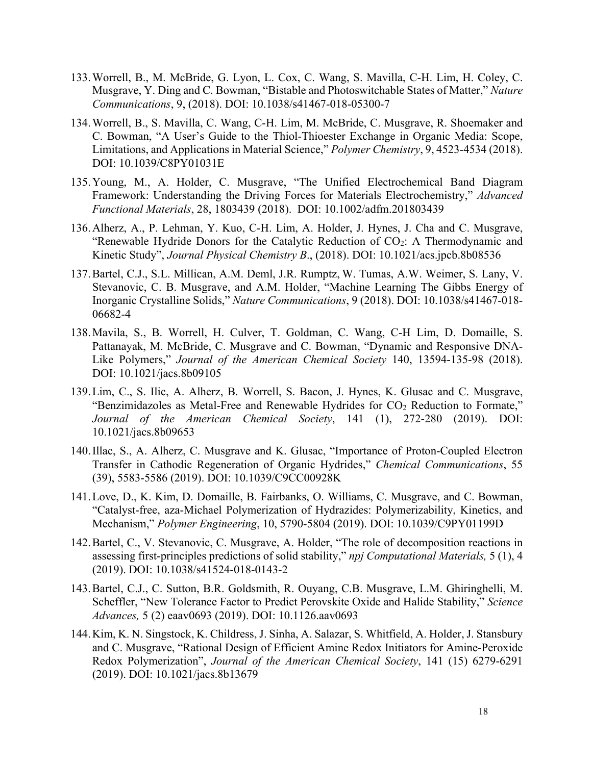133. Worrell, B., M. McBride, G. Lyon, L. Cox, C. Wang, S. Mavilla, C-H. Lim, H. Coley, C. Musgrave, Y. Ding and C. Bowman, "Bistable and Photoswitchable States of Matter," *Nature Communications*, 9, (2018). DOI: 10.1038/s41467-018-05300-7

134. Worrell, B., S. Mavilla, C. Wang, C-H. Lim, M. McBride, C. Musgrave, R. Shoemaker and C. Bowman, "A User's Guide to the Thiol-Thioester Exchange in Organic Media: Scope, Limitations, and Applications in Material Science," *Polymer Chemistry*, 9, 4523-4534 (2018). DOI: 10.1039/C8PY01031E

135. Young, M., A. Holder, C. Musgrave, "The Unified Electrochemical Band Diagram Framework: Understanding the Driving Forces for Materials Electrochemistry," *Advanced Functional Materials*, 28, 1803439 (2018). DOI: 10.1002/adfm.201803439

136. Alherz, A., P. Lehman, Y. Kuo, C-H. Lim, A. Holder, J. Hynes, J. Cha and C. Musgrave, "Renewable Hydride Donors for the Catalytic Reduction of $CO_2$: A Thermodynamic and Kinetic Study", *Journal Physical Chemistry B*., (2018). DOI: 10.1021/acs.jpcb.8b08536

137. Bartel, C.J., S.L. Millican, A.M. Deml, J.R. Rumptz, W. Tumas, A.W. Weimer, S. Lany, V. Stevanovic, C. B. Musgrave, and A.M. Holder, "Machine Learning The Gibbs Energy of Inorganic Crystalline Solids," *Nature Communications*, 9 (2018). DOI: 10.1038/s41467-018-06682-4

138. Mavila, S., B. Worrell, H. Culver, T. Goldman, C. Wang, C-H Lim, D. Domaille, S. Pattanayak, M. McBride, C. Musgrave and C. Bowman, "Dynamic and Responsive DNA-Like Polymers," *Journal of the American Chemical Society* 140, 13594-135-98 (2018). DOI: 10.1021/jacs.8b09105

139. Lim, C., S. Ilic, A. Alherz, B. Worrell, S. Bacon, J. Hynes, K. Glusac and C. Musgrave, "Benzimidazoles as Metal-Free and Renewable Hydrides for $CO_2$ Reduction to Formate," *Journal of the American Chemical Society*, 141 (1), 272-280 (2019). DOI: 10.1021/jacs.8b09653

140. Illac, S., A. Alherz, C. Musgrave and K. Glusac, "Importance of Proton-Coupled Electron Transfer in Cathodic Regeneration of Organic Hydrides," *Chemical Communications*, 55 (39), 5583-5586 (2019). DOI: 10.1039/C9CC00928K

141. Love, D., K. Kim, D. Domaille, B. Fairbanks, O. Williams, C. Musgrave, and C. Bowman, "Catalyst-free, aza-Michael Polymerization of Hydrazides: Polymerizability, Kinetics, and Mechanism," *Polymer Engineering*, 10, 5790-5804 (2019). DOI: 10.1039/C9PY01199D

142. Bartel, C., V. Stevanovic, C. Musgrave, A. Holder, "The role of decomposition reactions in assessing first-principles predictions of solid stability," *npj Computational Materials,* 5 (1), 4 (2019). DOI: 10.1038/s41524-018-0143-2

143. Bartel, C.J., C. Sutton, B.R. Goldsmith, R. Ouyang, C.B. Musgrave, L.M. Ghiringhelli, M. Scheffler, "New Tolerance Factor to Predict Perovskite Oxide and Halide Stability," *Science Advances,* 5 (2) eaav0693 (2019). DOI: 10.1126.aav0693

144. Kim, K. N. Singstock, K. Childress, J. Sinha, A. Salazar, S. Whitfield, A. Holder, J. Stansbury and C. Musgrave, "Rational Design of Efficient Amine Redox Initiators for Amine-Peroxide Redox Polymerization", *Journal of the American Chemical Society*, 141 (15) 6279-6291 (2019). DOI: 10.1021/jacs.8b13679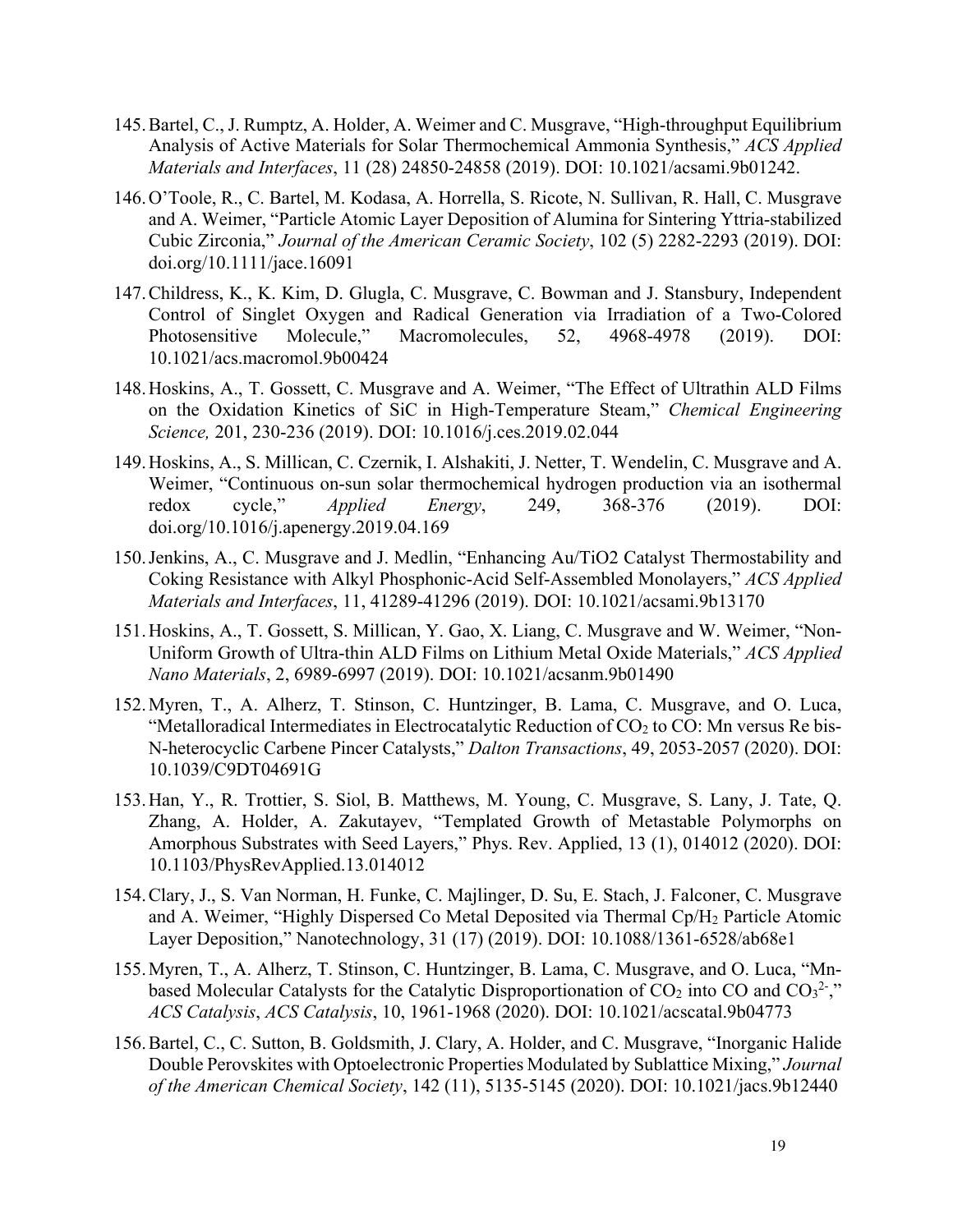145. Bartel, C., J. Rumptz, A. Holder, A. Weimer and C. Musgrave, "High-throughput Equilibrium Analysis of Active Materials for Solar Thermochemical Ammonia Synthesis," *ACS Applied Materials and Interfaces*, 11 (28) 24850-24858 (2019). DOI: 10.1021/acsami.9b01242.

146. O'Toole, R., C. Bartel, M. Kodasa, A. Horrella, S. Ricote, N. Sullivan, R. Hall, C. Musgrave and A. Weimer, "Particle Atomic Layer Deposition of Alumina for Sintering Yttria-stabilized Cubic Zirconia," *Journal of the American Ceramic Society*, 102 (5) 2282-2293 (2019). DOI: doi.org/10.1111/jace.16091

147. Childress, K., K. Kim, D. Glugla, C. Musgrave, C. Bowman and J. Stansbury, Independent Control of Singlet Oxygen and Radical Generation via Irradiation of a Two-Colored Photosensitive Molecule," Macromolecules, 52, 4968-4978 (2019). DOI: 10.1021/acs.macromol.9b00424

148. Hoskins, A., T. Gossett, C. Musgrave and A. Weimer, "The Effect of Ultrathin ALD Films on the Oxidation Kinetics of SiC in High-Temperature Steam," *Chemical Engineering Science,* 201, 230-236 (2019). DOI: 10.1016/j.ces.2019.02.044

149. Hoskins, A., S. Millican, C. Czernik, I. Alshakiti, J. Netter, T. Wendelin, C. Musgrave and A. Weimer, "Continuous on-sun solar thermochemical hydrogen production via an isothermal redox cycle," *Applied Energy*, 249, 368-376 (2019). DOI: doi.org/10.1016/j.apenergy.2019.04.169

150. Jenkins, A., C. Musgrave and J. Medlin, "Enhancing Au/TiO2 Catalyst Thermostability and Coking Resistance with Alkyl Phosphonic-Acid Self-Assembled Monolayers," *ACS Applied Materials and Interfaces*, 11, 41289-41296 (2019). DOI: 10.1021/acsami.9b13170

151. Hoskins, A., T. Gossett, S. Millican, Y. Gao, X. Liang, C. Musgrave and W. Weimer, "Non-Uniform Growth of Ultra-thin ALD Films on Lithium Metal Oxide Materials," *ACS Applied Nano Materials*, 2, 6989-6997 (2019). DOI: 10.1021/acsanm.9b01490

152. Myren, T., A. Alherz, T. Stinson, C. Huntzinger, B. Lama, C. Musgrave, and O. Luca, "Metalloradical Intermediates in Electrocatalytic Reduction of $CO_2$ to CO: Mn versus Re bis-N-heterocyclic Carbene Pincer Catalysts," *Dalton Transactions*, 49, 2053-2057 (2020). DOI: 10.1039/C9DT04691G

153. Han, Y., R. Trottier, S. Siol, B. Matthews, M. Young, C. Musgrave, S. Lany, J. Tate, Q. Zhang, A. Holder, A. Zakutayev, "Templated Growth of Metastable Polymorphs on Amorphous Substrates with Seed Layers," Phys. Rev. Applied, 13 (1), 014012 (2020). DOI: 10.1103/PhysRevApplied.13.014012

154. Clary, J., S. Van Norman, H. Funke, C. Majlinger, D. Su, E. Stach, J. Falconer, C. Musgrave and A. Weimer, "Highly Dispersed Co Metal Deposited via Thermal Cp/$H_2$ Particle Atomic Layer Deposition," Nanotechnology, 31 (17) (2019). DOI: 10.1088/1361-6528/ab68e1

155. Myren, T., A. Alherz, T. Stinson, C. Huntzinger, B. Lama, C. Musgrave, and O. Luca, "Mn-based Molecular Catalysts for the Catalytic Disproportionation of $CO_2$ into CO and $CO_3^{2-}$," *ACS Catalysis*, *ACS Catalysis*, 10, 1961-1968 (2020). DOI: 10.1021/acscatal.9b04773

156. Bartel, C., C. Sutton, B. Goldsmith, J. Clary, A. Holder, and C. Musgrave, "Inorganic Halide Double Perovskites with Optoelectronic Properties Modulated by Sublattice Mixing," *Journal of the American Chemical Society*, 142 (11), 5135-5145 (2020). DOI: 10.1021/jacs.9b12440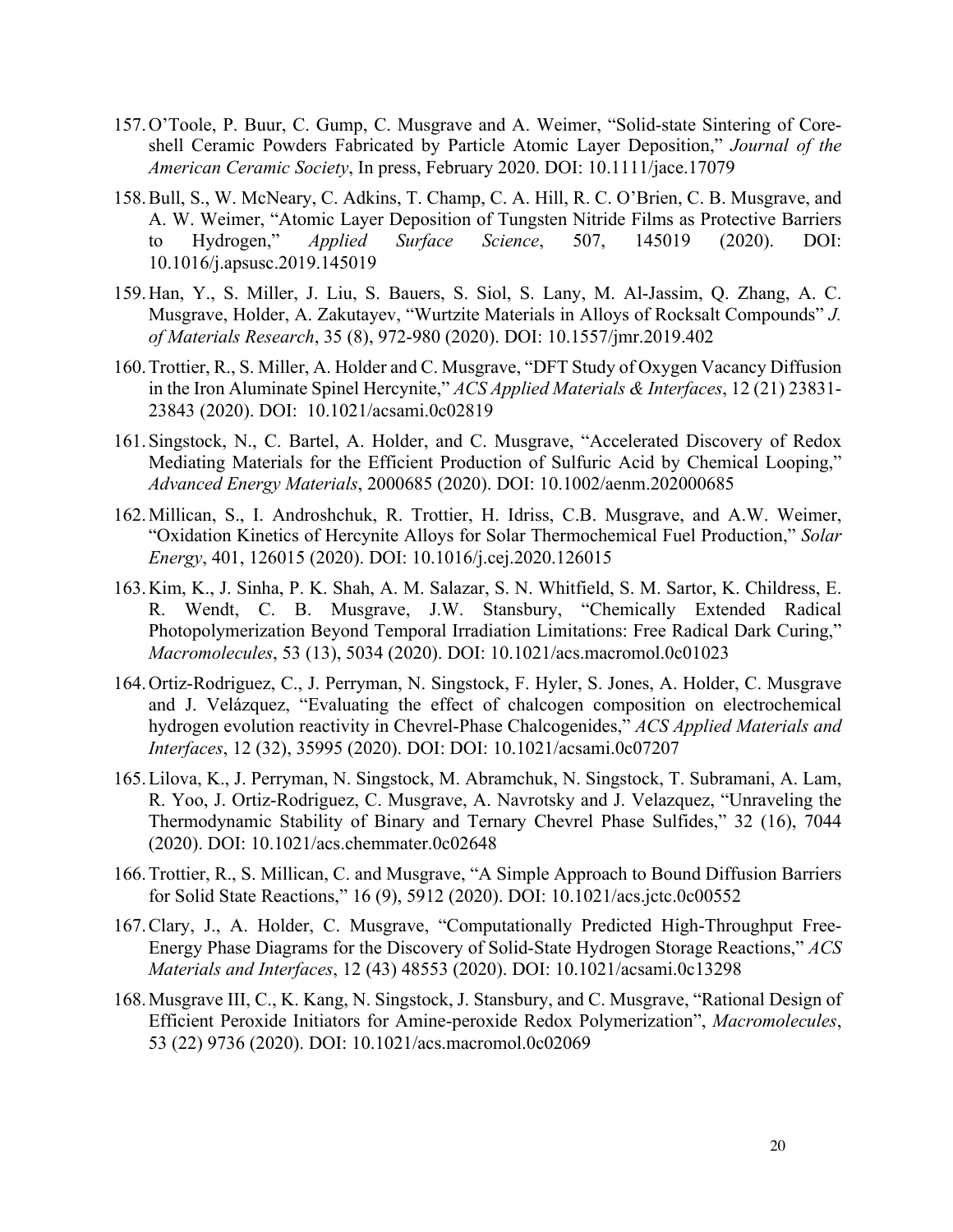157. O'Toole, P. Buur, C. Gump, C. Musgrave and A. Weimer, "Solid-state Sintering of Core-shell Ceramic Powders Fabricated by Particle Atomic Layer Deposition," *Journal of the American Ceramic Society*, In press, February 2020. DOI: 10.1111/jace.17079

158. Bull, S., W. McNeary, C. Adkins, T. Champ, C. A. Hill, R. C. O'Brien, C. B. Musgrave, and A. W. Weimer, "Atomic Layer Deposition of Tungsten Nitride Films as Protective Barriers to Hydrogen," *Applied Surface Science*, 507, 145019 (2020). DOI: 10.1016/j.apsusc.2019.145019

159. Han, Y., S. Miller, J. Liu, S. Bauers, S. Siol, S. Lany, M. Al-Jassim, Q. Zhang, A. C. Musgrave, Holder, A. Zakutayev, "Wurtzite Materials in Alloys of Rocksalt Compounds" *J. of Materials Research*, 35 (8), 972-980 (2020). DOI: 10.1557/jmr.2019.402

160. Trottier, R., S. Miller, A. Holder and C. Musgrave, "DFT Study of Oxygen Vacancy Diffusion in the Iron Aluminate Spinel Hercynite," *ACS Applied Materials & Interfaces*, 12 (21) 23831-23843 (2020). DOI: 10.1021/acsami.0c02819

161. Singstock, N., C. Bartel, A. Holder, and C. Musgrave, "Accelerated Discovery of Redox Mediating Materials for the Efficient Production of Sulfuric Acid by Chemical Looping," *Advanced Energy Materials*, 2000685 (2020). DOI: 10.1002/aenm.202000685

162. Millican, S., I. Androshchuk, R. Trottier, H. Idriss, C.B. Musgrave, and A.W. Weimer, "Oxidation Kinetics of Hercynite Alloys for Solar Thermochemical Fuel Production," *Solar Energy*, 401, 126015 (2020). DOI: 10.1016/j.cej.2020.126015

163. Kim, K., J. Sinha, P. K. Shah, A. M. Salazar, S. N. Whitfield, S. M. Sartor, K. Childress, E. R. Wendt, C. B. Musgrave, J.W. Stansbury, "Chemically Extended Radical Photopolymerization Beyond Temporal Irradiation Limitations: Free Radical Dark Curing," *Macromolecules*, 53 (13), 5034 (2020). DOI: 10.1021/acs.macromol.0c01023

164. Ortiz-Rodriguez, C., J. Perryman, N. Singstock, F. Hyler, S. Jones, A. Holder, C. Musgrave and J. Velázquez, "Evaluating the effect of chalcogen composition on electrochemical hydrogen evolution reactivity in Chevrel-Phase Chalcogenides," *ACS Applied Materials and Interfaces*, 12 (32), 35995 (2020). DOI: DOI: 10.1021/acsami.0c07207

165. Lilova, K., J. Perryman, N. Singstock, M. Abramchuk, N. Singstock, T. Subramani, A. Lam, R. Yoo, J. Ortiz-Rodriguez, C. Musgrave, A. Navrotsky and J. Velazquez, "Unraveling the Thermodynamic Stability of Binary and Ternary Chevrel Phase Sulfides," 32 (16), 7044 (2020). DOI: 10.1021/acs.chemmater.0c02648

166. Trottier, R., S. Millican, C. and Musgrave, "A Simple Approach to Bound Diffusion Barriers for Solid State Reactions," 16 (9), 5912 (2020). DOI: 10.1021/acs.jctc.0c00552

167. Clary, J., A. Holder, C. Musgrave, "Computationally Predicted High-Throughput Free-Energy Phase Diagrams for the Discovery of Solid-State Hydrogen Storage Reactions," *ACS Materials and Interfaces*, 12 (43) 48553 (2020). DOI: 10.1021/acsami.0c13298

168. Musgrave III, C., K. Kang, N. Singstock, J. Stansbury, and C. Musgrave, "Rational Design of Efficient Peroxide Initiators for Amine-peroxide Redox Polymerization", *Macromolecules*, 53 (22) 9736 (2020). DOI: 10.1021/acs.macromol.0c02069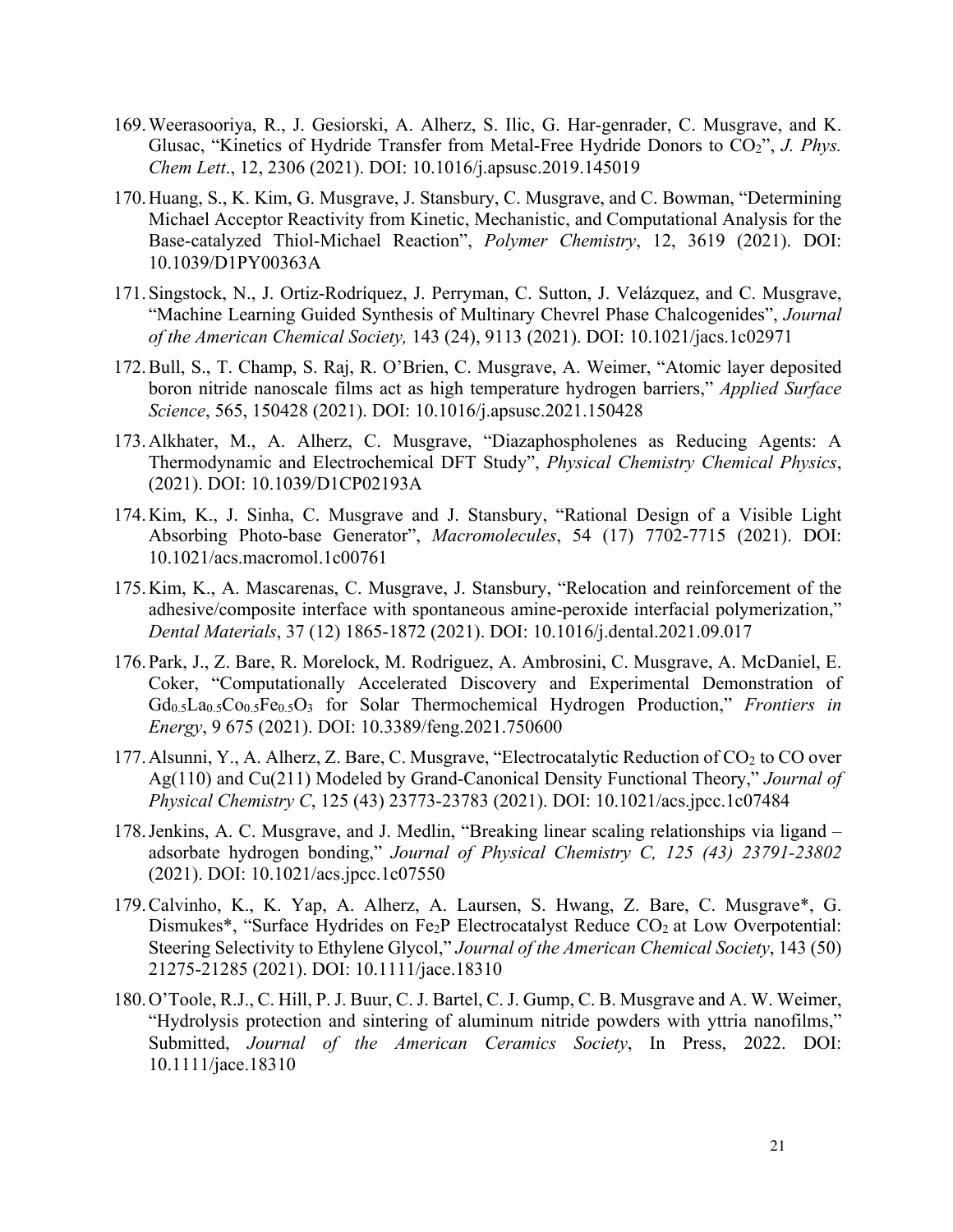169. Weerasooriya, R., J. Gesiorski, A. Alherz, S. Ilic, G. Har-genrader, C. Musgrave, and K. Glusac, “Kinetics of Hydride Transfer from Metal-Free Hydride Donors to $CO_2$”, *J. Phys. Chem Lett*., 12, 2306 (2021). DOI: 10.1016/j.apsusc.2019.145019

170. Huang, S., K. Kim, G. Musgrave, J. Stansbury, C. Musgrave, and C. Bowman, “Determining Michael Acceptor Reactivity from Kinetic, Mechanistic, and Computational Analysis for the Base-catalyzed Thiol-Michael Reaction”, *Polymer Chemistry*, 12, 3619 (2021). DOI: 10.1039/D1PY00363A

171. Singstock, N., J. Ortiz-Rodríquez, J. Perryman, C. Sutton, J. Velázquez, and C. Musgrave, “Machine Learning Guided Synthesis of Multinary Chevrel Phase Chalcogenides”, *Journal of the American Chemical Society,* 143 (24), 9113 (2021). DOI: 10.1021/jacs.1c02971

172. Bull, S., T. Champ, S. Raj, R. O’Brien, C. Musgrave, A. Weimer, “Atomic layer deposited boron nitride nanoscale films act as high temperature hydrogen barriers,” *Applied Surface Science*, 565, 150428 (2021). DOI: 10.1016/j.apsusc.2021.150428

173. Alkhater, M., A. Alherz, C. Musgrave, “Diazaphospholenes as Reducing Agents: A Thermodynamic and Electrochemical DFT Study”, *Physical Chemistry Chemical Physics*, (2021). DOI: 10.1039/D1CP02193A

174. Kim, K., J. Sinha, C. Musgrave and J. Stansbury, “Rational Design of a Visible Light Absorbing Photo-base Generator”, *Macromolecules*, 54 (17) 7702-7715 (2021). DOI: 10.1021/acs.macromol.1c00761

175. Kim, K., A. Mascarenas, C. Musgrave, J. Stansbury, “Relocation and reinforcement of the adhesive/composite interface with spontaneous amine-peroxide interfacial polymerization,” *Dental Materials*, 37 (12) 1865-1872 (2021). DOI: 10.1016/j.dental.2021.09.017

176. Park, J., Z. Bare, R. Morelock, M. Rodriguez, A. Ambrosini, C. Musgrave, A. McDaniel, E. Coker, “Computationally Accelerated Discovery and Experimental Demonstration of $Gd_{0.5}La_{0.5}Co_{0.5}Fe_{0.5}O_3$ for Solar Thermochemical Hydrogen Production,” *Frontiers in Energy*, 9 675 (2021). DOI: 10.3389/feng.2021.750600

177. Alsunni, Y., A. Alherz, Z. Bare, C. Musgrave, “Electrocatalytic Reduction of $CO_2$ to CO over Ag(110) and Cu(211) Modeled by Grand-Canonical Density Functional Theory,” *Journal of Physical Chemistry C*, 125 (43) 23773-23783 (2021). DOI: 10.1021/acs.jpcc.1c07484

178. Jenkins, A. C. Musgrave, and J. Medlin, “Breaking linear scaling relationships via ligand – adsorbate hydrogen bonding,” *Journal of Physical Chemistry C, 125 (43) 23791-23802* (2021). DOI: 10.1021/acs.jpcc.1c07550

179. Calvinho, K., K. Yap, A. Alherz, A. Laursen, S. Hwang, Z. Bare, C. Musgrave*, G. Dismukes*, “Surface Hydrides on $Fe_2P$ Electrocatalyst Reduce $CO_2$ at Low Overpotential: Steering Selectivity to Ethylene Glycol,” *Journal of the American Chemical Society*, 143 (50) 21275-21285 (2021). DOI: 10.1111/jace.18310

180. O’Toole, R.J., C. Hill, P. J. Buur, C. J. Bartel, C. J. Gump, C. B. Musgrave and A. W. Weimer, “Hydrolysis protection and sintering of aluminum nitride powders with yttria nanofilms,” Submitted, *Journal of the American Ceramics Society*, In Press, 2022. DOI: 10.1111/jace.18310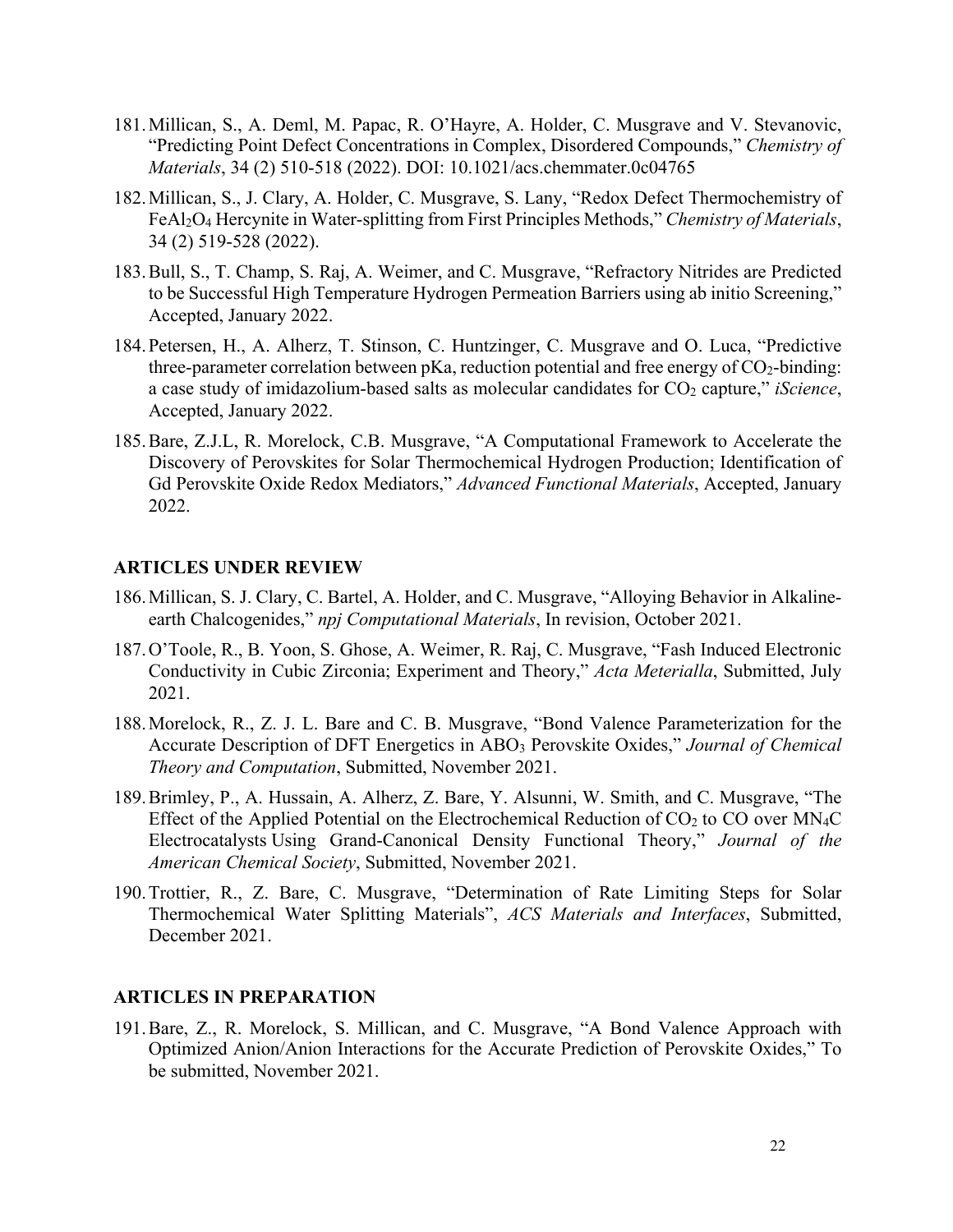181. Millican, S., A. Deml, M. Papac, R. O'Hayre, A. Holder, C. Musgrave and V. Stevanovic, "Predicting Point Defect Concentrations in Complex, Disordered Compounds," *Chemistry of Materials*, 34 (2) 510-518 (2022). DOI: 10.1021/acs.chemmater.0c04765

182. Millican, S., J. Clary, A. Holder, C. Musgrave, S. Lany, "Redox Defect Thermochemistry of $FeAl_2O_4$ Hercynite in Water-splitting from First Principles Methods," *Chemistry of Materials*, 34 (2) 519-528 (2022).

183. Bull, S., T. Champ, S. Raj, A. Weimer, and C. Musgrave, "Refractory Nitrides are Predicted to be Successful High Temperature Hydrogen Permeation Barriers using ab initio Screening," Accepted, January 2022.

184. Petersen, H., A. Alherz, T. Stinson, C. Huntzinger, C. Musgrave and O. Luca, "Predictive three-parameter correlation between pKa, reduction potential and free energy of $CO_2$-binding: a case study of imidazolium-based salts as molecular candidates for $CO_2$ capture," *iScience*, Accepted, January 2022.

185. Bare, Z.J.L, R. Morelock, C.B. Musgrave, "A Computational Framework to Accelerate the Discovery of Perovskites for Solar Thermochemical Hydrogen Production; Identification of Gd Perovskite Oxide Redox Mediators," *Advanced Functional Materials*, Accepted, January 2022.

## ARTICLES UNDER REVIEW

186. Millican, S. J. Clary, C. Bartel, A. Holder, and C. Musgrave, "Alloying Behavior in Alkaline-earth Chalcogenides," *npj Computational Materials*, In revision, October 2021.

187. O'Toole, R., B. Yoon, S. Ghose, A. Weimer, R. Raj, C. Musgrave, "Fash Induced Electronic Conductivity in Cubic Zirconia; Experiment and Theory," *Acta Meterialla*, Submitted, July 2021.

188. Morelock, R., Z. J. L. Bare and C. B. Musgrave, "Bond Valence Parameterization for the Accurate Description of DFT Energetics in $ABO_3$ Perovskite Oxides," *Journal of Chemical Theory and Computation*, Submitted, November 2021.

189. Brimley, P., A. Hussain, A. Alherz, Z. Bare, Y. Alsunni, W. Smith, and C. Musgrave, "The Effect of the Applied Potential on the Electrochemical Reduction of $CO_2$ to CO over $MN_4C$ Electrocatalysts Using Grand-Canonical Density Functional Theory," *Journal of the American Chemical Society*, Submitted, November 2021.

190. Trottier, R., Z. Bare, C. Musgrave, "Determination of Rate Limiting Steps for Solar Thermochemical Water Splitting Materials", *ACS Materials and Interfaces*, Submitted, December 2021.

## ARTICLES IN PREPARATION

191. Bare, Z., R. Morelock, S. Millican, and C. Musgrave, "A Bond Valence Approach with Optimized Anion/Anion Interactions for the Accurate Prediction of Perovskite Oxides," To be submitted, November 2021.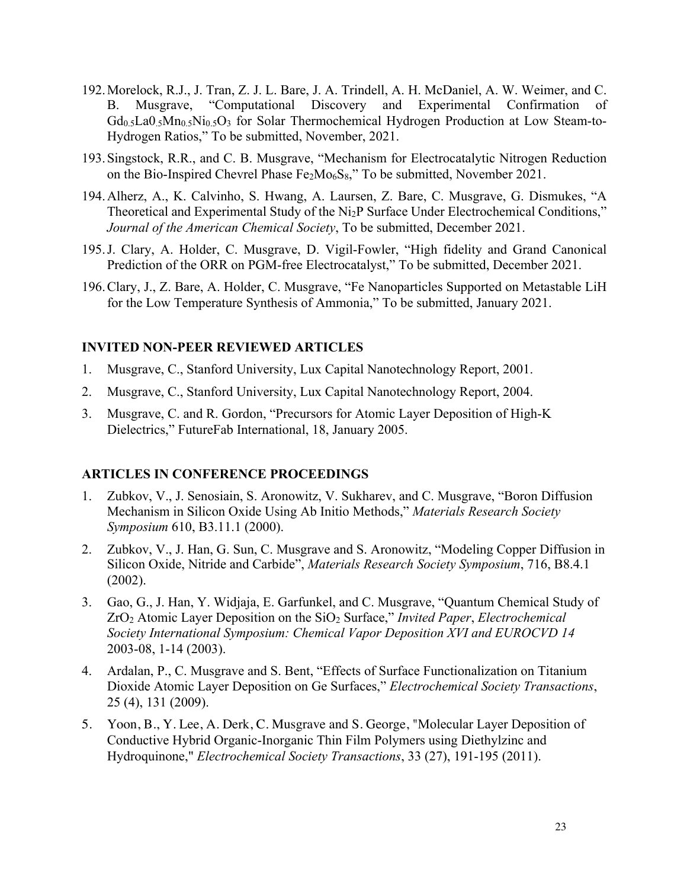192. Morelock, R.J., J. Tran, Z. J. L. Bare, J. A. Trindell, A. H. McDaniel, A. W. Weimer, and C. B. Musgrave, "Computational Discovery and Experimental Confirmation of $Gd_{0.5}La0_{.5}Mn_{0.5}Ni_{0.5}O_3$ for Solar Thermochemical Hydrogen Production at Low Steam-to-Hydrogen Ratios," To be submitted, November, 2021.

193. Singstock, R.R., and C. B. Musgrave, "Mechanism for Electrocatalytic Nitrogen Reduction on the Bio-Inspired Chevrel Phase $Fe_2Mo_6S_8$," To be submitted, November 2021.

194. Alherz, A., K. Calvinho, S. Hwang, A. Laursen, Z. Bare, C. Musgrave, G. Dismukes, "A Theoretical and Experimental Study of the $Ni_2P$ Surface Under Electrochemical Conditions," *Journal of the American Chemical Society*, To be submitted, December 2021.

195. J. Clary, A. Holder, C. Musgrave, D. Vigil-Fowler, "High fidelity and Grand Canonical Prediction of the ORR on PGM-free Electrocatalyst," To be submitted, December 2021.

196. Clary, J., Z. Bare, A. Holder, C. Musgrave, "Fe Nanoparticles Supported on Metastable LiH for the Low Temperature Synthesis of Ammonia," To be submitted, January 2021.

## INVITED NON-PEER REVIEWED ARTICLES

1. Musgrave, C., Stanford University, Lux Capital Nanotechnology Report, 2001.
2. Musgrave, C., Stanford University, Lux Capital Nanotechnology Report, 2004.
3. Musgrave, C. and R. Gordon, "Precursors for Atomic Layer Deposition of High-K Dielectrics," FutureFab International, 18, January 2005.

## ARTICLES IN CONFERENCE PROCEEDINGS

1. Zubkov, V., J. Senosiain, S. Aronowitz, V. Sukharev, and C. Musgrave, "Boron Diffusion Mechanism in Silicon Oxide Using Ab Initio Methods," *Materials Research Society Symposium* 610, B3.11.1 (2000).
2. Zubkov, V., J. Han, G. Sun, C. Musgrave and S. Aronowitz, "Modeling Copper Diffusion in Silicon Oxide, Nitride and Carbide", *Materials Research Society Symposium*, 716, B8.4.1 (2002).
3. Gao, G., J. Han, Y. Widjaja, E. Garfunkel, and C. Musgrave, "Quantum Chemical Study of $ZrO_2$ Atomic Layer Deposition on the $SiO_2$ Surface," *Invited Paper*, *Electrochemical Society International Symposium: Chemical Vapor Deposition XVI and EUROCVD 14* 2003-08, 1-14 (2003).
4. Ardalan, P., C. Musgrave and S. Bent, "Effects of Surface Functionalization on Titanium Dioxide Atomic Layer Deposition on Ge Surfaces," *Electrochemical Society Transactions*, 25 (4), 131 (2009).
5. Yoon, B., Y. Lee, A. Derk, C. Musgrave and S. George, "Molecular Layer Deposition of Conductive Hybrid Organic-Inorganic Thin Film Polymers using Diethylzinc and Hydroquinone," *Electrochemical Society Transactions*, 33 (27), 191-195 (2011).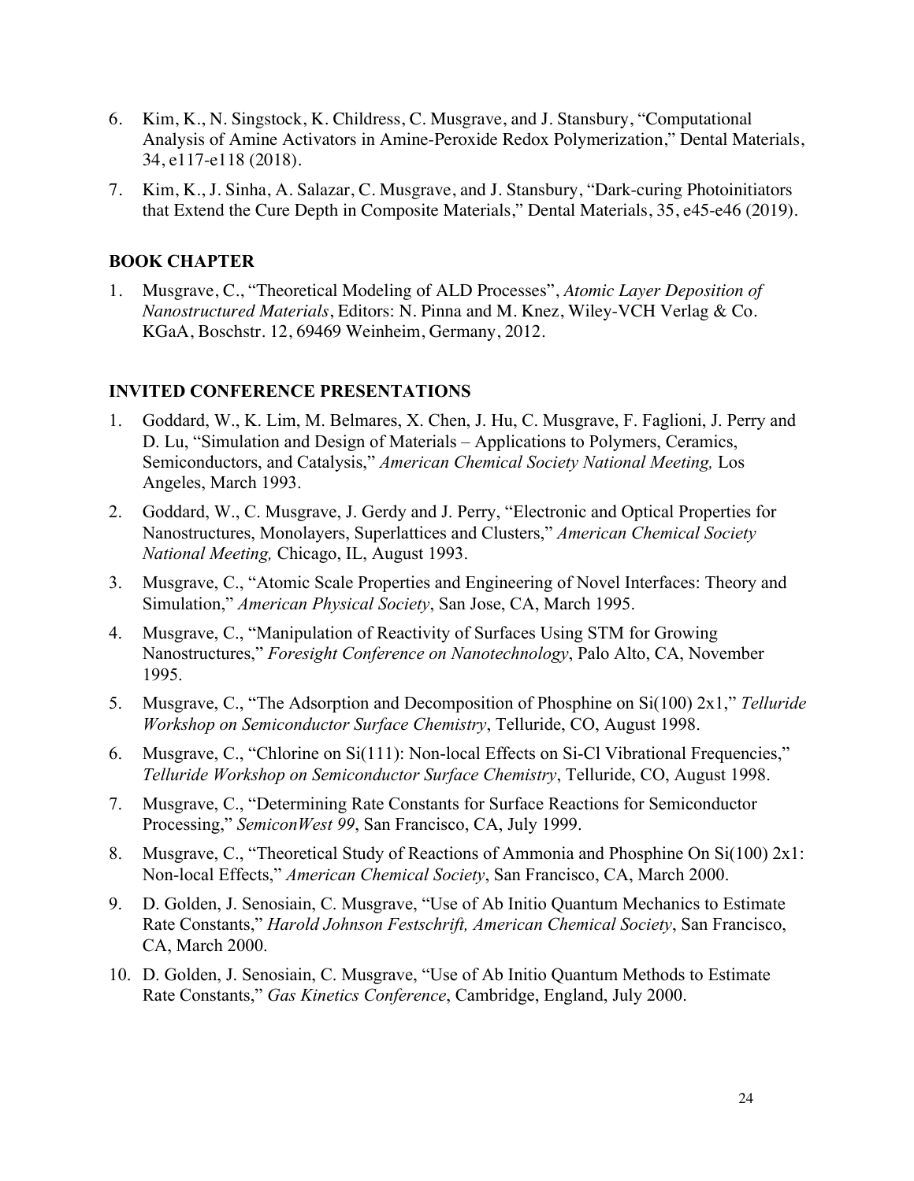6. Kim, K., N. Singstock, K. Childress, C. Musgrave, and J. Stansbury, "Computational Analysis of Amine Activators in Amine-Peroxide Redox Polymerization," Dental Materials, 34, e117-e118 (2018).
7. Kim, K., J. Sinha, A. Salazar, C. Musgrave, and J. Stansbury, "Dark-curing Photoinitiators that Extend the Cure Depth in Composite Materials," Dental Materials, 35, e45-e46 (2019).

## BOOK CHAPTER

1. Musgrave, C., "Theoretical Modeling of ALD Processes", *Atomic Layer Deposition of Nanostructured Materials*, Editors: N. Pinna and M. Knez, Wiley-VCH Verlag & Co. KGaA, Boschstr. 12, 69469 Weinheim, Germany, 2012.

## INVITED CONFERENCE PRESENTATIONS

1. Goddard, W., K. Lim, M. Belmares, X. Chen, J. Hu, C. Musgrave, F. Faglioni, J. Perry and D. Lu, "Simulation and Design of Materials – Applications to Polymers, Ceramics, Semiconductors, and Catalysis," *American Chemical Society National Meeting,* Los Angeles, March 1993.
2. Goddard, W., C. Musgrave, J. Gerdy and J. Perry, "Electronic and Optical Properties for Nanostructures, Monolayers, Superlattices and Clusters," *American Chemical Society National Meeting,* Chicago, IL, August 1993.
3. Musgrave, C., "Atomic Scale Properties and Engineering of Novel Interfaces: Theory and Simulation," *American Physical Society*, San Jose, CA, March 1995.
4. Musgrave, C., "Manipulation of Reactivity of Surfaces Using STM for Growing Nanostructures," *Foresight Conference on Nanotechnology*, Palo Alto, CA, November 1995.
5. Musgrave, C., "The Adsorption and Decomposition of Phosphine on Si(100) 2x1," *Telluride Workshop on Semiconductor Surface Chemistry*, Telluride, CO, August 1998.
6. Musgrave, C., "Chlorine on Si(111): Non-local Effects on Si-Cl Vibrational Frequencies," *Telluride Workshop on Semiconductor Surface Chemistry*, Telluride, CO, August 1998.
7. Musgrave, C., "Determining Rate Constants for Surface Reactions for Semiconductor Processing," *SemiconWest 99*, San Francisco, CA, July 1999.
8. Musgrave, C., "Theoretical Study of Reactions of Ammonia and Phosphine On Si(100) 2x1: Non-local Effects," *American Chemical Society*, San Francisco, CA, March 2000.
9. D. Golden, J. Senosiain, C. Musgrave, "Use of Ab Initio Quantum Mechanics to Estimate Rate Constants," *Harold Johnson Festschrift, American Chemical Society*, San Francisco, CA, March 2000.
10. D. Golden, J. Senosiain, C. Musgrave, "Use of Ab Initio Quantum Methods to Estimate Rate Constants," *Gas Kinetics Conference*, Cambridge, England, July 2000.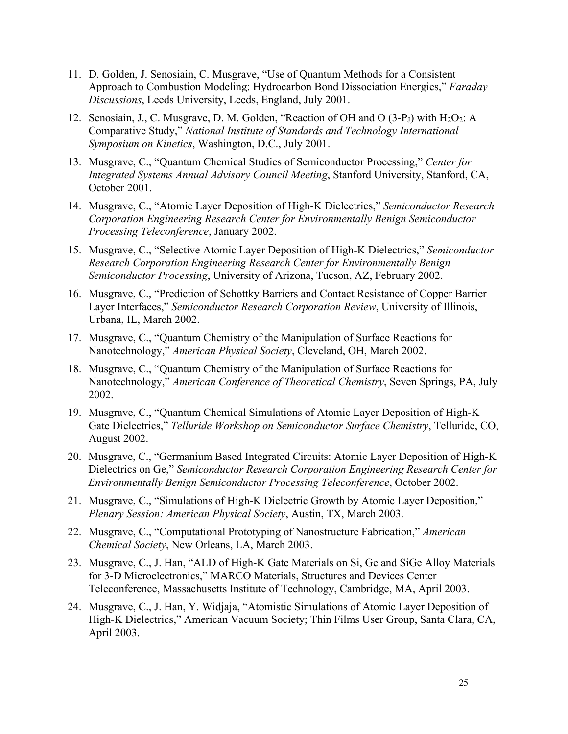11. D. Golden, J. Senosiain, C. Musgrave, "Use of Quantum Methods for a Consistent Approach to Combustion Modeling: Hydrocarbon Bond Dissociation Energies," *Faraday Discussions*, Leeds University, Leeds, England, July 2001.

12. Senosiain, J., C. Musgrave, D. M. Golden, "Reaction of OH and O (3-$P_J$) with $H_2O_2$: A Comparative Study," *National Institute of Standards and Technology International Symposium on Kinetics*, Washington, D.C., July 2001.

13. Musgrave, C., "Quantum Chemical Studies of Semiconductor Processing," *Center for Integrated Systems Annual Advisory Council Meeting*, Stanford University, Stanford, CA, October 2001.

14. Musgrave, C., "Atomic Layer Deposition of High-K Dielectrics," *Semiconductor Research Corporation Engineering Research Center for Environmentally Benign Semiconductor Processing Teleconference*, January 2002.

15. Musgrave, C., "Selective Atomic Layer Deposition of High-K Dielectrics," *Semiconductor Research Corporation Engineering Research Center for Environmentally Benign Semiconductor Processing*, University of Arizona, Tucson, AZ, February 2002.

16. Musgrave, C., "Prediction of Schottky Barriers and Contact Resistance of Copper Barrier Layer Interfaces," *Semiconductor Research Corporation Review*, University of Illinois, Urbana, IL, March 2002.

17. Musgrave, C., "Quantum Chemistry of the Manipulation of Surface Reactions for Nanotechnology," *American Physical Society*, Cleveland, OH, March 2002.

18. Musgrave, C., "Quantum Chemistry of the Manipulation of Surface Reactions for Nanotechnology," *American Conference of Theoretical Chemistry*, Seven Springs, PA, July 2002.

19. Musgrave, C., "Quantum Chemical Simulations of Atomic Layer Deposition of High-K Gate Dielectrics," *Telluride Workshop on Semiconductor Surface Chemistry*, Telluride, CO, August 2002.

20. Musgrave, C., "Germanium Based Integrated Circuits: Atomic Layer Deposition of High-K Dielectrics on Ge," *Semiconductor Research Corporation Engineering Research Center for Environmentally Benign Semiconductor Processing Teleconference*, October 2002.

21. Musgrave, C., "Simulations of High-K Dielectric Growth by Atomic Layer Deposition," *Plenary Session: American Physical Society*, Austin, TX, March 2003.

22. Musgrave, C., "Computational Prototyping of Nanostructure Fabrication," *American Chemical Society*, New Orleans, LA, March 2003.

23. Musgrave, C., J. Han, "ALD of High-K Gate Materials on Si, Ge and SiGe Alloy Materials for 3-D Microelectronics," MARCO Materials, Structures and Devices Center Teleconference, Massachusetts Institute of Technology, Cambridge, MA, April 2003.

24. Musgrave, C., J. Han, Y. Widjaja, "Atomistic Simulations of Atomic Layer Deposition of High-K Dielectrics," American Vacuum Society; Thin Films User Group, Santa Clara, CA, April 2003.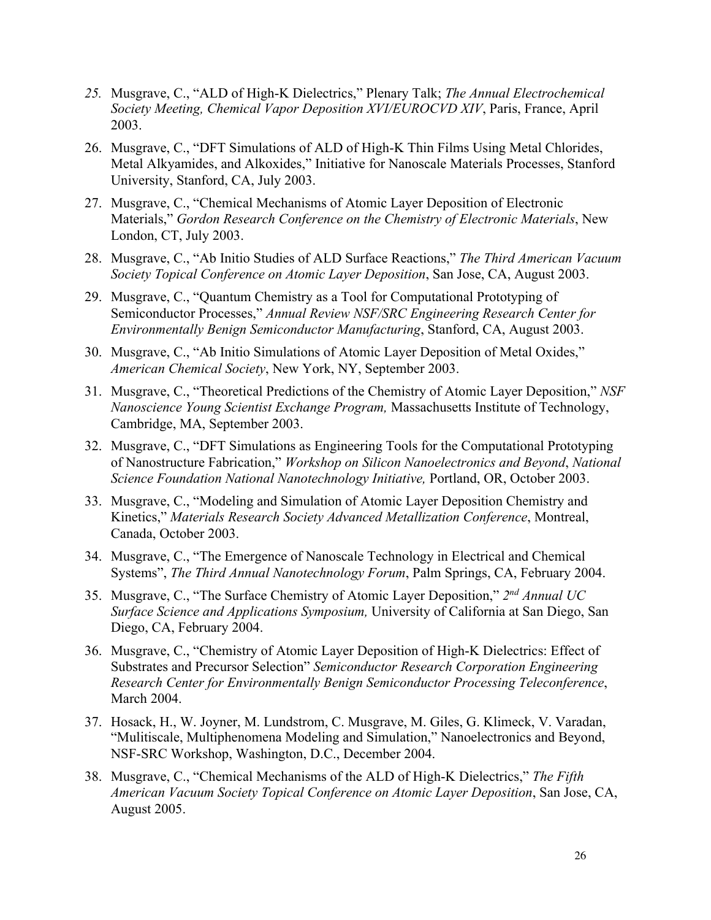25. Musgrave, C., "ALD of High-K Dielectrics," Plenary Talk; *The Annual Electrochemical Society Meeting, Chemical Vapor Deposition XVI/EUROCVD XIV*, Paris, France, April 2003.
26. Musgrave, C., "DFT Simulations of ALD of High-K Thin Films Using Metal Chlorides, Metal Alkyamides, and Alkoxides," Initiative for Nanoscale Materials Processes, Stanford University, Stanford, CA, July 2003.
27. Musgrave, C., "Chemical Mechanisms of Atomic Layer Deposition of Electronic Materials," *Gordon Research Conference on the Chemistry of Electronic Materials*, New London, CT, July 2003.
28. Musgrave, C., "Ab Initio Studies of ALD Surface Reactions," *The Third American Vacuum Society Topical Conference on Atomic Layer Deposition*, San Jose, CA, August 2003.
29. Musgrave, C., "Quantum Chemistry as a Tool for Computational Prototyping of Semiconductor Processes," *Annual Review NSF/SRC Engineering Research Center for Environmentally Benign Semiconductor Manufacturing*, Stanford, CA, August 2003.
30. Musgrave, C., "Ab Initio Simulations of Atomic Layer Deposition of Metal Oxides," *American Chemical Society*, New York, NY, September 2003.
31. Musgrave, C., "Theoretical Predictions of the Chemistry of Atomic Layer Deposition," *NSF Nanoscience Young Scientist Exchange Program,* Massachusetts Institute of Technology, Cambridge, MA, September 2003.
32. Musgrave, C., "DFT Simulations as Engineering Tools for the Computational Prototyping of Nanostructure Fabrication," *Workshop on Silicon Nanoelectronics and Beyond*, *National Science Foundation National Nanotechnology Initiative,* Portland, OR, October 2003.
33. Musgrave, C., "Modeling and Simulation of Atomic Layer Deposition Chemistry and Kinetics," *Materials Research Society Advanced Metallization Conference*, Montreal, Canada, October 2003.
34. Musgrave, C., "The Emergence of Nanoscale Technology in Electrical and Chemical Systems", *The Third Annual Nanotechnology Forum*, Palm Springs, CA, February 2004.
35. Musgrave, C., "The Surface Chemistry of Atomic Layer Deposition," *2nd Annual UC Surface Science and Applications Symposium,* University of California at San Diego, San Diego, CA, February 2004.
36. Musgrave, C., "Chemistry of Atomic Layer Deposition of High-K Dielectrics: Effect of Substrates and Precursor Selection" *Semiconductor Research Corporation Engineering Research Center for Environmentally Benign Semiconductor Processing Teleconference*, March 2004.
37. Hosack, H., W. Joyner, M. Lundstrom, C. Musgrave, M. Giles, G. Klimeck, V. Varadan, "Mulitiscale, Multiphenomena Modeling and Simulation," Nanoelectronics and Beyond, NSF-SRC Workshop, Washington, D.C., December 2004.
38. Musgrave, C., "Chemical Mechanisms of the ALD of High-K Dielectrics," *The Fifth American Vacuum Society Topical Conference on Atomic Layer Deposition*, San Jose, CA, August 2005.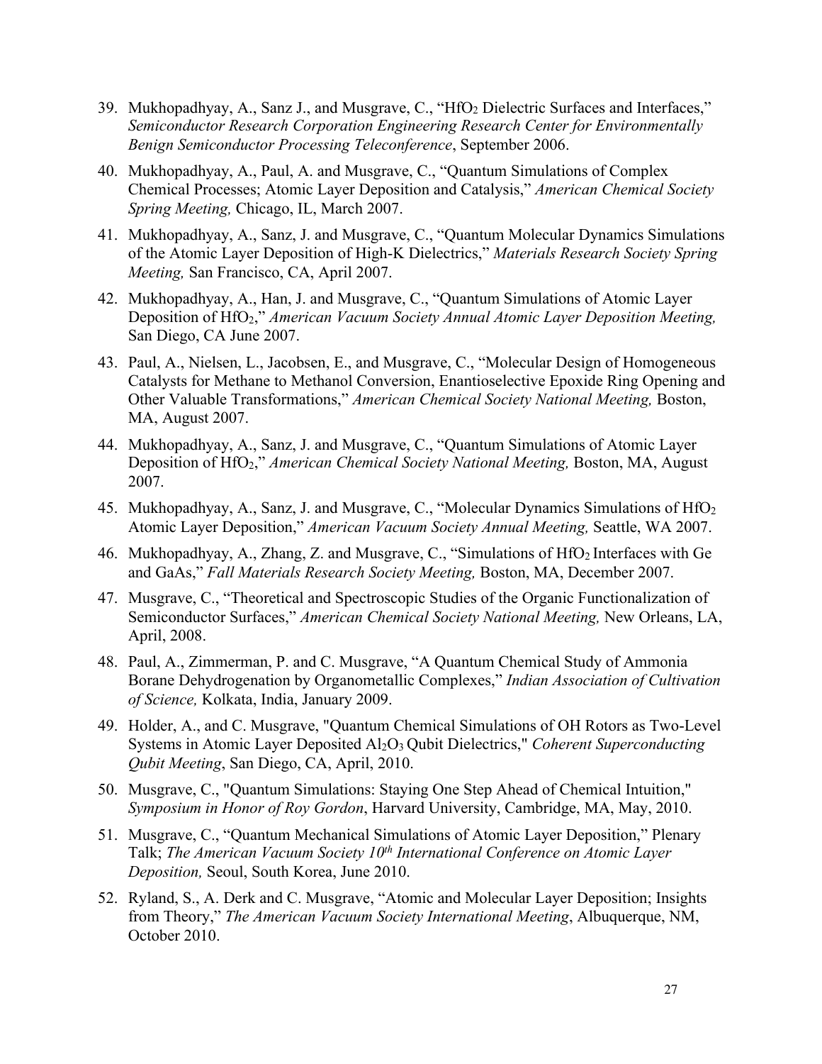39. Mukhopadhyay, A., Sanz J., and Musgrave, C., "$HfO_2$ Dielectric Surfaces and Interfaces," *Semiconductor Research Corporation Engineering Research Center for Environmentally Benign Semiconductor Processing Teleconference*, September 2006.

40. Mukhopadhyay, A., Paul, A. and Musgrave, C., "Quantum Simulations of Complex Chemical Processes; Atomic Layer Deposition and Catalysis," *American Chemical Society Spring Meeting,* Chicago, IL, March 2007.

41. Mukhopadhyay, A., Sanz, J. and Musgrave, C., "Quantum Molecular Dynamics Simulations of the Atomic Layer Deposition of High-K Dielectrics," *Materials Research Society Spring Meeting,* San Francisco, CA, April 2007.

42. Mukhopadhyay, A., Han, J. and Musgrave, C., "Quantum Simulations of Atomic Layer Deposition of $HfO_2$," *American Vacuum Society Annual Atomic Layer Deposition Meeting,* San Diego, CA June 2007.

43. Paul, A., Nielsen, L., Jacobsen, E., and Musgrave, C., "Molecular Design of Homogeneous Catalysts for Methane to Methanol Conversion, Enantioselective Epoxide Ring Opening and Other Valuable Transformations," *American Chemical Society National Meeting,* Boston, MA, August 2007.

44. Mukhopadhyay, A., Sanz, J. and Musgrave, C., "Quantum Simulations of Atomic Layer Deposition of $HfO_2$," *American Chemical Society National Meeting,* Boston, MA, August 2007.

45. Mukhopadhyay, A., Sanz, J. and Musgrave, C., "Molecular Dynamics Simulations of $HfO_2$ Atomic Layer Deposition," *American Vacuum Society Annual Meeting,* Seattle, WA 2007.

46. Mukhopadhyay, A., Zhang, Z. and Musgrave, C., "Simulations of $HfO_2$ Interfaces with Ge and GaAs," *Fall Materials Research Society Meeting,* Boston, MA, December 2007.

47. Musgrave, C., "Theoretical and Spectroscopic Studies of the Organic Functionalization of Semiconductor Surfaces," *American Chemical Society National Meeting,* New Orleans, LA, April, 2008.

48. Paul, A., Zimmerman, P. and C. Musgrave, "A Quantum Chemical Study of Ammonia Borane Dehydrogenation by Organometallic Complexes," *Indian Association of Cultivation of Science,* Kolkata, India, January 2009.

49. Holder, A., and C. Musgrave, "Quantum Chemical Simulations of OH Rotors as Two-Level Systems in Atomic Layer Deposited $Al_2O_3$ Qubit Dielectrics," *Coherent Superconducting Qubit Meeting*, San Diego, CA, April, 2010.

50. Musgrave, C., "Quantum Simulations: Staying One Step Ahead of Chemical Intuition," *Symposium in Honor of Roy Gordon*, Harvard University, Cambridge, MA, May, 2010.

51. Musgrave, C., "Quantum Mechanical Simulations of Atomic Layer Deposition," Plenary Talk; *The American Vacuum Society 10th International Conference on Atomic Layer Deposition,* Seoul, South Korea, June 2010.

52. Ryland, S., A. Derk and C. Musgrave, "Atomic and Molecular Layer Deposition; Insights from Theory," *The American Vacuum Society International Meeting*, Albuquerque, NM, October 2010.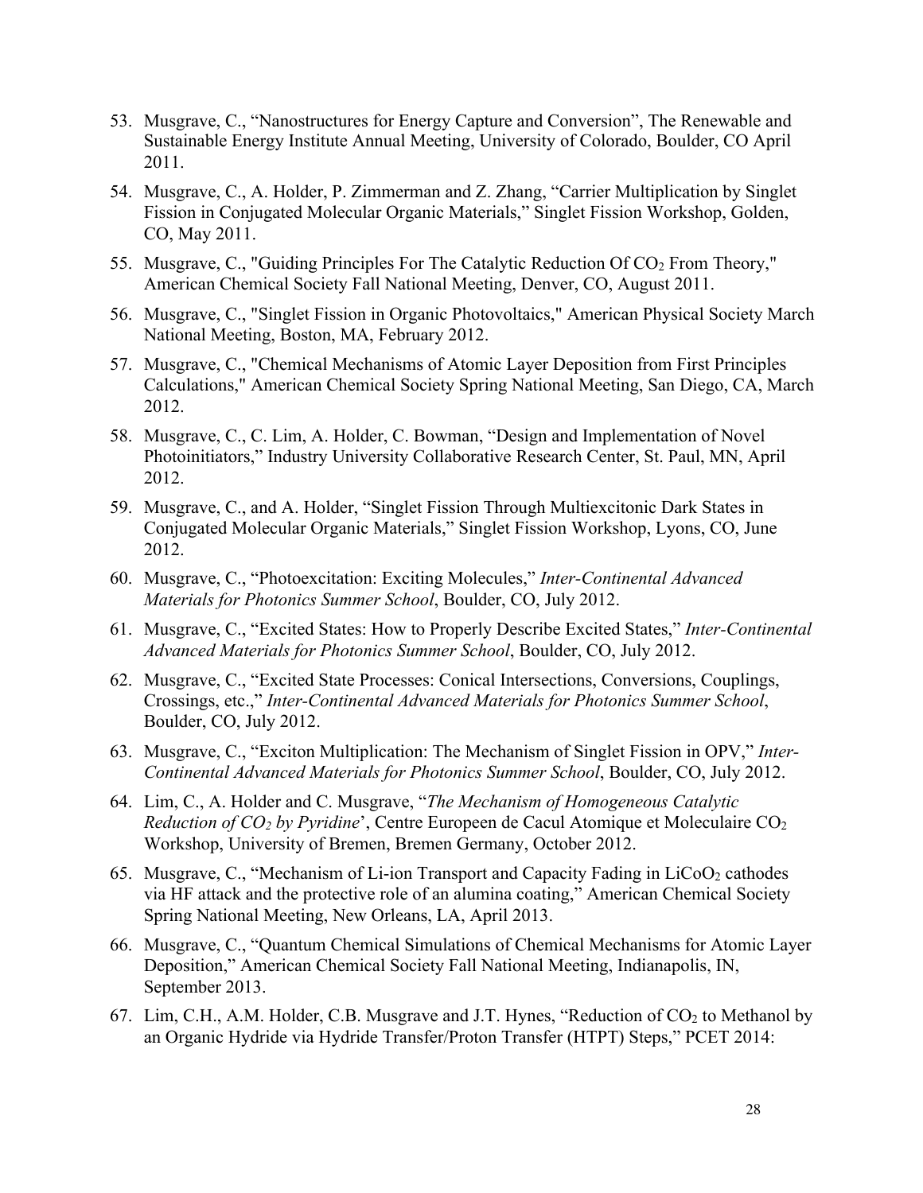53. Musgrave, C., "Nanostructures for Energy Capture and Conversion", The Renewable and Sustainable Energy Institute Annual Meeting, University of Colorado, Boulder, CO April 2011.

54. Musgrave, C., A. Holder, P. Zimmerman and Z. Zhang, "Carrier Multiplication by Singlet Fission in Conjugated Molecular Organic Materials," Singlet Fission Workshop, Golden, CO, May 2011.

55. Musgrave, C., "Guiding Principles For The Catalytic Reduction Of $CO_2$ From Theory," American Chemical Society Fall National Meeting, Denver, CO, August 2011.

56. Musgrave, C., "Singlet Fission in Organic Photovoltaics," American Physical Society March National Meeting, Boston, MA, February 2012.

57. Musgrave, C., "Chemical Mechanisms of Atomic Layer Deposition from First Principles Calculations," American Chemical Society Spring National Meeting, San Diego, CA, March 2012.

58. Musgrave, C., C. Lim, A. Holder, C. Bowman, "Design and Implementation of Novel Photoinitiators," Industry University Collaborative Research Center, St. Paul, MN, April 2012.

59. Musgrave, C., and A. Holder, "Singlet Fission Through Multiexcitonic Dark States in Conjugated Molecular Organic Materials," Singlet Fission Workshop, Lyons, CO, June 2012.

60. Musgrave, C., "Photoexcitation: Exciting Molecules," *Inter-Continental Advanced Materials for Photonics Summer School*, Boulder, CO, July 2012.

61. Musgrave, C., "Excited States: How to Properly Describe Excited States," *Inter-Continental Advanced Materials for Photonics Summer School*, Boulder, CO, July 2012.

62. Musgrave, C., "Excited State Processes: Conical Intersections, Conversions, Couplings, Crossings, etc.," *Inter-Continental Advanced Materials for Photonics Summer School*, Boulder, CO, July 2012.

63. Musgrave, C., "Exciton Multiplication: The Mechanism of Singlet Fission in OPV," *Inter-Continental Advanced Materials for Photonics Summer School*, Boulder, CO, July 2012.

64. Lim, C., A. Holder and C. Musgrave, "*The Mechanism of Homogeneous Catalytic Reduction of $CO_2$ by Pyridine*', Centre Europeen de Cacul Atomique et Moleculaire $CO_2$ Workshop, University of Bremen, Bremen Germany, October 2012.

65. Musgrave, C., "Mechanism of Li-ion Transport and Capacity Fading in $LiCoO_2$ cathodes via HF attack and the protective role of an alumina coating," American Chemical Society Spring National Meeting, New Orleans, LA, April 2013.

66. Musgrave, C., "Quantum Chemical Simulations of Chemical Mechanisms for Atomic Layer Deposition," American Chemical Society Fall National Meeting, Indianapolis, IN, September 2013.

67. Lim, C.H., A.M. Holder, C.B. Musgrave and J.T. Hynes, "Reduction of $CO_2$ to Methanol by an Organic Hydride via Hydride Transfer/Proton Transfer (HTPT) Steps," PCET 2014: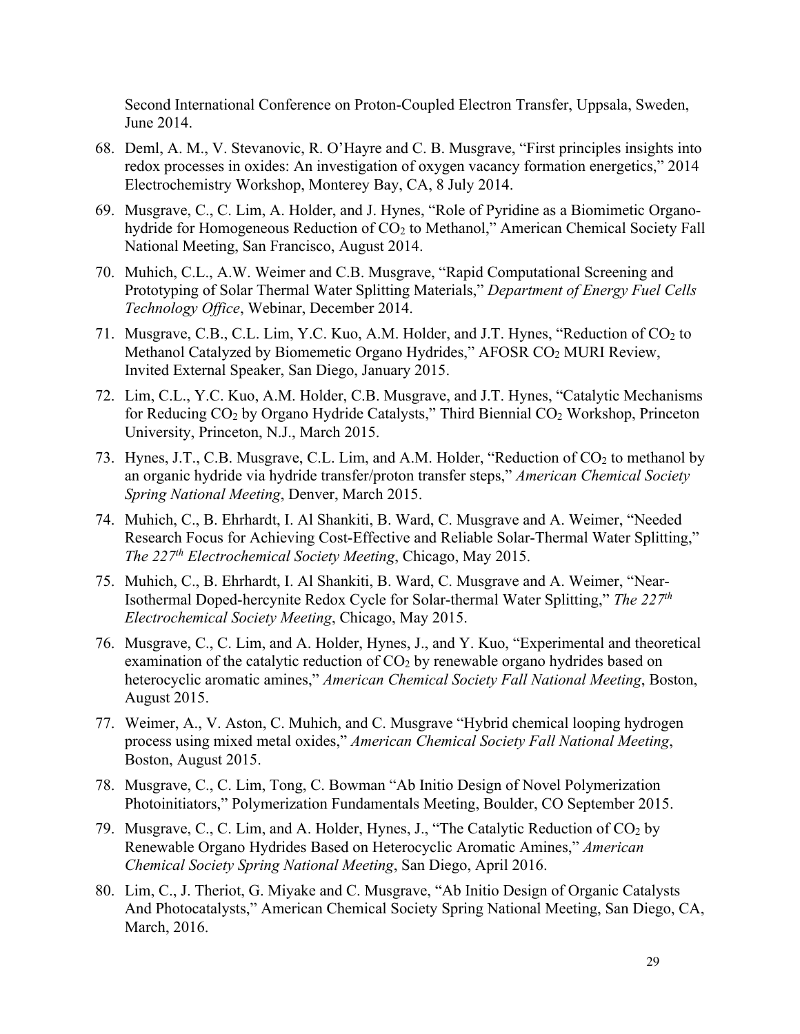Second International Conference on Proton-Coupled Electron Transfer, Uppsala, Sweden, June 2014.

68. Deml, A. M., V. Stevanovic, R. O'Hayre and C. B. Musgrave, "First principles insights into redox processes in oxides: An investigation of oxygen vacancy formation energetics," 2014 Electrochemistry Workshop, Monterey Bay, CA, 8 July 2014.
69. Musgrave, C., C. Lim, A. Holder, and J. Hynes, "Role of Pyridine as a Biomimetic Organo-hydride for Homogeneous Reduction of $CO_2$ to Methanol," American Chemical Society Fall National Meeting, San Francisco, August 2014.
70. Muhich, C.L., A.W. Weimer and C.B. Musgrave, "Rapid Computational Screening and Prototyping of Solar Thermal Water Splitting Materials," *Department of Energy Fuel Cells Technology Office*, Webinar, December 2014.
71. Musgrave, C.B., C.L. Lim, Y.C. Kuo, A.M. Holder, and J.T. Hynes, "Reduction of $CO_2$ to Methanol Catalyzed by Biomemetic Organo Hydrides," AFOSR $CO_2$ MURI Review, Invited External Speaker, San Diego, January 2015.
72. Lim, C.L., Y.C. Kuo, A.M. Holder, C.B. Musgrave, and J.T. Hynes, "Catalytic Mechanisms for Reducing $CO_2$ by Organo Hydride Catalysts," Third Biennial $CO_2$ Workshop, Princeton University, Princeton, N.J., March 2015.
73. Hynes, J.T., C.B. Musgrave, C.L. Lim, and A.M. Holder, "Reduction of $CO_2$ to methanol by an organic hydride via hydride transfer/proton transfer steps," *American Chemical Society Spring National Meeting*, Denver, March 2015.
74. Muhich, C., B. Ehrhardt, I. Al Shankiti, B. Ward, C. Musgrave and A. Weimer, "Needed Research Focus for Achieving Cost-Effective and Reliable Solar-Thermal Water Splitting," *The 227th Electrochemical Society Meeting*, Chicago, May 2015.
75. Muhich, C., B. Ehrhardt, I. Al Shankiti, B. Ward, C. Musgrave and A. Weimer, "Near-Isothermal Doped-hercynite Redox Cycle for Solar-thermal Water Splitting," *The 227th Electrochemical Society Meeting*, Chicago, May 2015.
76. Musgrave, C., C. Lim, and A. Holder, Hynes, J., and Y. Kuo, "Experimental and theoretical examination of the catalytic reduction of $CO_2$ by renewable organo hydrides based on heterocyclic aromatic amines," *American Chemical Society Fall National Meeting*, Boston, August 2015.
77. Weimer, A., V. Aston, C. Muhich, and C. Musgrave "Hybrid chemical looping hydrogen process using mixed metal oxides," *American Chemical Society Fall National Meeting*, Boston, August 2015.
78. Musgrave, C., C. Lim, Tong, C. Bowman "Ab Initio Design of Novel Polymerization Photoinitiators," Polymerization Fundamentals Meeting, Boulder, CO September 2015.
79. Musgrave, C., C. Lim, and A. Holder, Hynes, J., "The Catalytic Reduction of $CO_2$ by Renewable Organo Hydrides Based on Heterocyclic Aromatic Amines," *American Chemical Society Spring National Meeting*, San Diego, April 2016.
80. Lim, C., J. Theriot, G. Miyake and C. Musgrave, "Ab Initio Design of Organic Catalysts And Photocatalysts," American Chemical Society Spring National Meeting, San Diego, CA, March, 2016.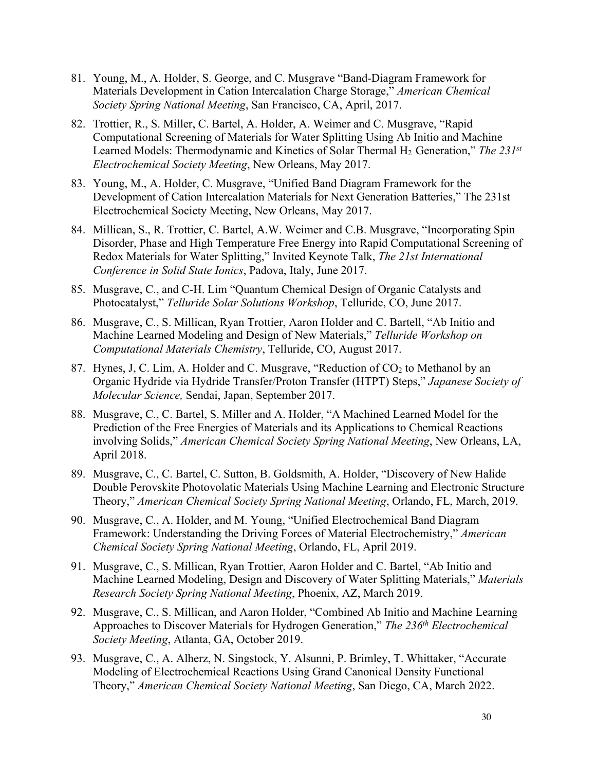81. Young, M., A. Holder, S. George, and C. Musgrave "Band-Diagram Framework for Materials Development in Cation Intercalation Charge Storage," *American Chemical Society Spring National Meeting*, San Francisco, CA, April, 2017.

82. Trottier, R., S. Miller, C. Bartel, A. Holder, A. Weimer and C. Musgrave, "Rapid Computational Screening of Materials for Water Splitting Using Ab Initio and Machine Learned Models: Thermodynamic and Kinetics of Solar Thermal $H_2$ Generation," *The 231st Electrochemical Society Meeting*, New Orleans, May 2017.

83. Young, M., A. Holder, C. Musgrave, "Unified Band Diagram Framework for the Development of Cation Intercalation Materials for Next Generation Batteries," The 231st Electrochemical Society Meeting, New Orleans, May 2017.

84. Millican, S., R. Trottier, C. Bartel, A.W. Weimer and C.B. Musgrave, "Incorporating Spin Disorder, Phase and High Temperature Free Energy into Rapid Computational Screening of Redox Materials for Water Splitting," Invited Keynote Talk, *The 21st International Conference in Solid State Ionics*, Padova, Italy, June 2017.

85. Musgrave, C., and C-H. Lim "Quantum Chemical Design of Organic Catalysts and Photocatalyst," *Telluride Solar Solutions Workshop*, Telluride, CO, June 2017.

86. Musgrave, C., S. Millican, Ryan Trottier, Aaron Holder and C. Bartell, "Ab Initio and Machine Learned Modeling and Design of New Materials," *Telluride Workshop on Computational Materials Chemistry*, Telluride, CO, August 2017.

87. Hynes, J, C. Lim, A. Holder and C. Musgrave, "Reduction of $CO_2$ to Methanol by an Organic Hydride via Hydride Transfer/Proton Transfer (HTPT) Steps," *Japanese Society of Molecular Science,* Sendai, Japan, September 2017.

88. Musgrave, C., C. Bartel, S. Miller and A. Holder, "A Machined Learned Model for the Prediction of the Free Energies of Materials and its Applications to Chemical Reactions involving Solids," *American Chemical Society Spring National Meeting*, New Orleans, LA, April 2018.

89. Musgrave, C., C. Bartel, C. Sutton, B. Goldsmith, A. Holder, "Discovery of New Halide Double Perovskite Photovolatic Materials Using Machine Learning and Electronic Structure Theory," *American Chemical Society Spring National Meeting*, Orlando, FL, March, 2019.

90. Musgrave, C., A. Holder, and M. Young, "Unified Electrochemical Band Diagram Framework: Understanding the Driving Forces of Material Electrochemistry," *American Chemical Society Spring National Meeting*, Orlando, FL, April 2019.

91. Musgrave, C., S. Millican, Ryan Trottier, Aaron Holder and C. Bartel, "Ab Initio and Machine Learned Modeling, Design and Discovery of Water Splitting Materials," *Materials Research Society Spring National Meeting*, Phoenix, AZ, March 2019.

92. Musgrave, C., S. Millican, and Aaron Holder, "Combined Ab Initio and Machine Learning Approaches to Discover Materials for Hydrogen Generation," *The 236th Electrochemical Society Meeting*, Atlanta, GA, October 2019.

93. Musgrave, C., A. Alherz, N. Singstock, Y. Alsunni, P. Brimley, T. Whittaker, "Accurate Modeling of Electrochemical Reactions Using Grand Canonical Density Functional Theory," *American Chemical Society National Meeting*, San Diego, CA, March 2022.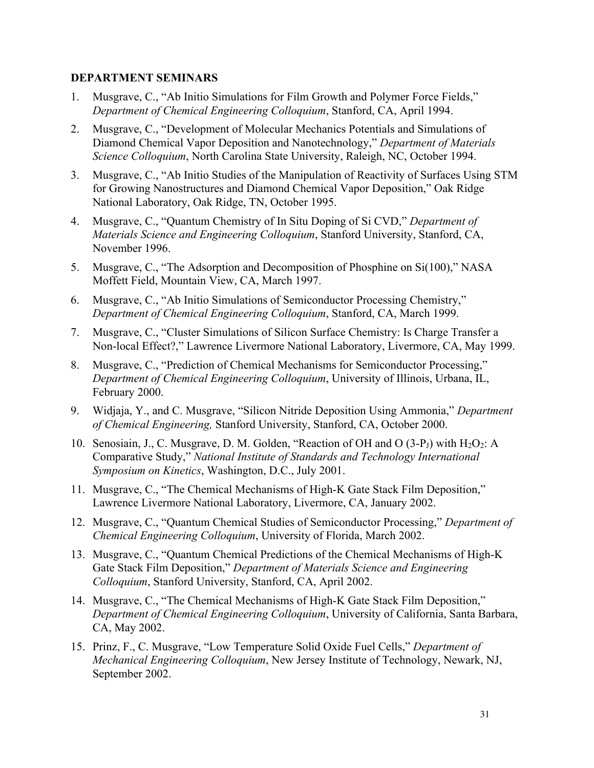**DEPARTMENT SEMINARS**

1. Musgrave, C., "Ab Initio Simulations for Film Growth and Polymer Force Fields," *Department of Chemical Engineering Colloquium*, Stanford, CA, April 1994.
2. Musgrave, C., "Development of Molecular Mechanics Potentials and Simulations of Diamond Chemical Vapor Deposition and Nanotechnology," *Department of Materials Science Colloquium*, North Carolina State University, Raleigh, NC, October 1994.
3. Musgrave, C., "Ab Initio Studies of the Manipulation of Reactivity of Surfaces Using STM for Growing Nanostructures and Diamond Chemical Vapor Deposition," Oak Ridge National Laboratory, Oak Ridge, TN, October 1995.
4. Musgrave, C., "Quantum Chemistry of In Situ Doping of Si CVD," *Department of Materials Science and Engineering Colloquium*, Stanford University, Stanford, CA, November 1996.
5. Musgrave, C., "The Adsorption and Decomposition of Phosphine on Si(100)," NASA Moffett Field, Mountain View, CA, March 1997.
6. Musgrave, C., "Ab Initio Simulations of Semiconductor Processing Chemistry," *Department of Chemical Engineering Colloquium*, Stanford, CA, March 1999.
7. Musgrave, C., "Cluster Simulations of Silicon Surface Chemistry: Is Charge Transfer a Non-local Effect?," Lawrence Livermore National Laboratory, Livermore, CA, May 1999.
8. Musgrave, C., "Prediction of Chemical Mechanisms for Semiconductor Processing," *Department of Chemical Engineering Colloquium*, University of Illinois, Urbana, IL, February 2000.
9. Widjaja, Y., and C. Musgrave, "Silicon Nitride Deposition Using Ammonia," *Department of Chemical Engineering,* Stanford University, Stanford, CA, October 2000.
10. Senosiain, J., C. Musgrave, D. M. Golden, "Reaction of OH and O (3-$P_J$) with $H_2O_2$: A Comparative Study," *National Institute of Standards and Technology International Symposium on Kinetics*, Washington, D.C., July 2001.
11. Musgrave, C., "The Chemical Mechanisms of High-K Gate Stack Film Deposition," Lawrence Livermore National Laboratory, Livermore, CA, January 2002.
12. Musgrave, C., "Quantum Chemical Studies of Semiconductor Processing," *Department of Chemical Engineering Colloquium*, University of Florida, March 2002.
13. Musgrave, C., "Quantum Chemical Predictions of the Chemical Mechanisms of High-K Gate Stack Film Deposition," *Department of Materials Science and Engineering Colloquium*, Stanford University, Stanford, CA, April 2002.
14. Musgrave, C., "The Chemical Mechanisms of High-K Gate Stack Film Deposition," *Department of Chemical Engineering Colloquium*, University of California, Santa Barbara, CA, May 2002.
15. Prinz, F., C. Musgrave, "Low Temperature Solid Oxide Fuel Cells," *Department of Mechanical Engineering Colloquium*, New Jersey Institute of Technology, Newark, NJ, September 2002.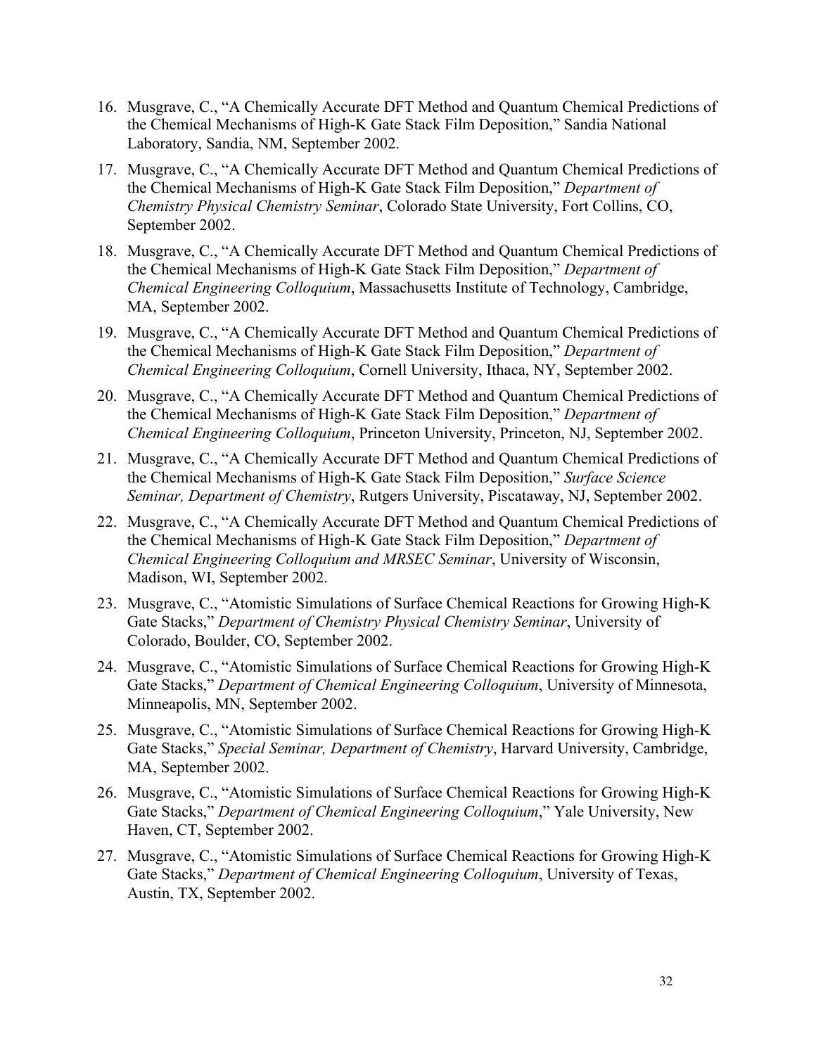16. Musgrave, C., "A Chemically Accurate DFT Method and Quantum Chemical Predictions of the Chemical Mechanisms of High-K Gate Stack Film Deposition," Sandia National Laboratory, Sandia, NM, September 2002.
17. Musgrave, C., "A Chemically Accurate DFT Method and Quantum Chemical Predictions of the Chemical Mechanisms of High-K Gate Stack Film Deposition," *Department of Chemistry Physical Chemistry Seminar*, Colorado State University, Fort Collins, CO, September 2002.
18. Musgrave, C., "A Chemically Accurate DFT Method and Quantum Chemical Predictions of the Chemical Mechanisms of High-K Gate Stack Film Deposition," *Department of Chemical Engineering Colloquium*, Massachusetts Institute of Technology, Cambridge, MA, September 2002.
19. Musgrave, C., "A Chemically Accurate DFT Method and Quantum Chemical Predictions of the Chemical Mechanisms of High-K Gate Stack Film Deposition," *Department of Chemical Engineering Colloquium*, Cornell University, Ithaca, NY, September 2002.
20. Musgrave, C., "A Chemically Accurate DFT Method and Quantum Chemical Predictions of the Chemical Mechanisms of High-K Gate Stack Film Deposition," *Department of Chemical Engineering Colloquium*, Princeton University, Princeton, NJ, September 2002.
21. Musgrave, C., "A Chemically Accurate DFT Method and Quantum Chemical Predictions of the Chemical Mechanisms of High-K Gate Stack Film Deposition," *Surface Science Seminar, Department of Chemistry*, Rutgers University, Piscataway, NJ, September 2002.
22. Musgrave, C., "A Chemically Accurate DFT Method and Quantum Chemical Predictions of the Chemical Mechanisms of High-K Gate Stack Film Deposition," *Department of Chemical Engineering Colloquium and MRSEC Seminar*, University of Wisconsin, Madison, WI, September 2002.
23. Musgrave, C., "Atomistic Simulations of Surface Chemical Reactions for Growing High-K Gate Stacks," *Department of Chemistry Physical Chemistry Seminar*, University of Colorado, Boulder, CO, September 2002.
24. Musgrave, C., "Atomistic Simulations of Surface Chemical Reactions for Growing High-K Gate Stacks," *Department of Chemical Engineering Colloquium*, University of Minnesota, Minneapolis, MN, September 2002.
25. Musgrave, C., "Atomistic Simulations of Surface Chemical Reactions for Growing High-K Gate Stacks," *Special Seminar, Department of Chemistry*, Harvard University, Cambridge, MA, September 2002.
26. Musgrave, C., "Atomistic Simulations of Surface Chemical Reactions for Growing High-K Gate Stacks," *Department of Chemical Engineering Colloquium*," Yale University, New Haven, CT, September 2002.
27. Musgrave, C., "Atomistic Simulations of Surface Chemical Reactions for Growing High-K Gate Stacks," *Department of Chemical Engineering Colloquium*, University of Texas, Austin, TX, September 2002.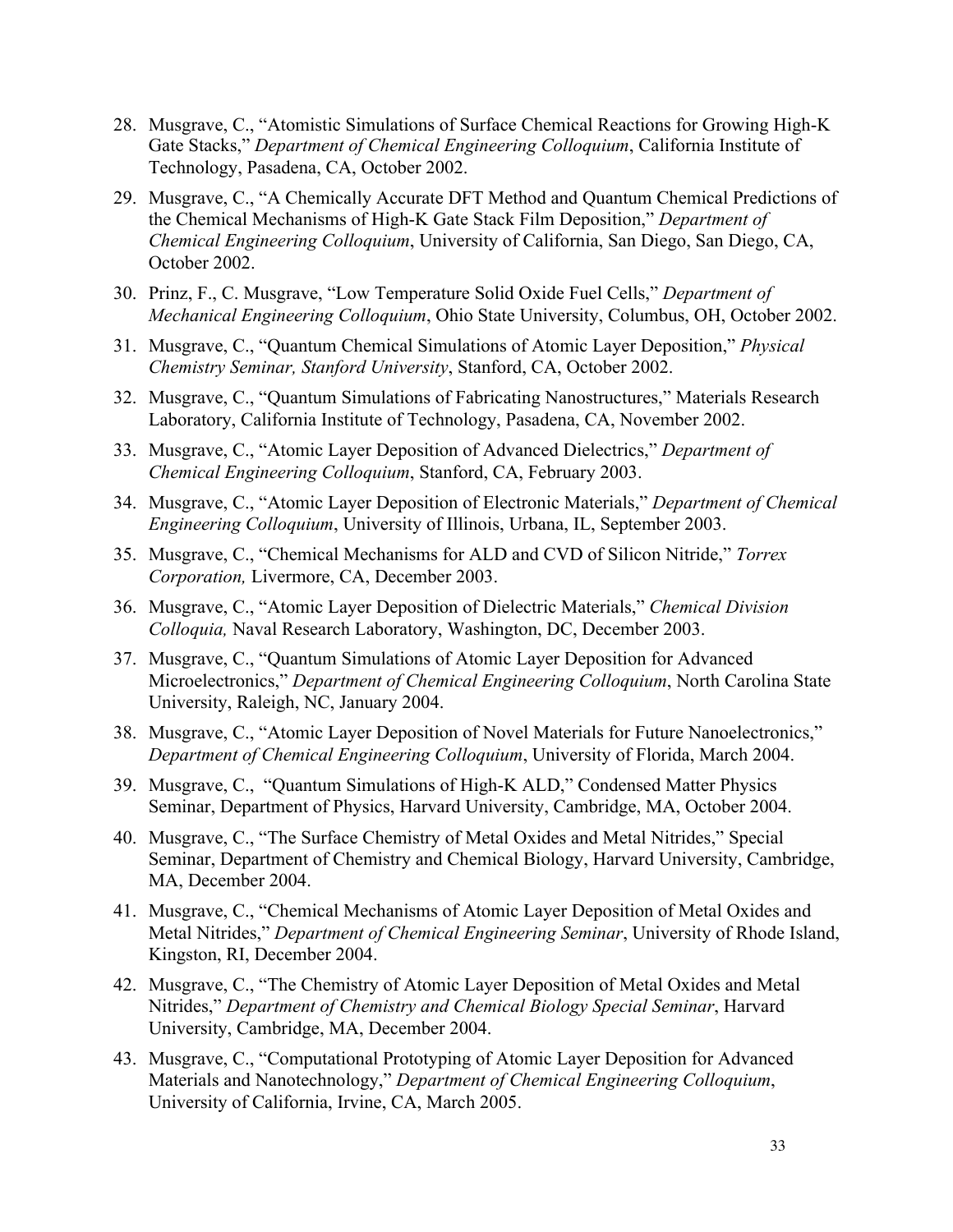28. Musgrave, C., "Atomistic Simulations of Surface Chemical Reactions for Growing High-K Gate Stacks," *Department of Chemical Engineering Colloquium*, California Institute of Technology, Pasadena, CA, October 2002.
29. Musgrave, C., "A Chemically Accurate DFT Method and Quantum Chemical Predictions of the Chemical Mechanisms of High-K Gate Stack Film Deposition," *Department of Chemical Engineering Colloquium*, University of California, San Diego, San Diego, CA, October 2002.
30. Prinz, F., C. Musgrave, "Low Temperature Solid Oxide Fuel Cells," *Department of Mechanical Engineering Colloquium*, Ohio State University, Columbus, OH, October 2002.
31. Musgrave, C., "Quantum Chemical Simulations of Atomic Layer Deposition," *Physical Chemistry Seminar, Stanford University*, Stanford, CA, October 2002.
32. Musgrave, C., "Quantum Simulations of Fabricating Nanostructures," Materials Research Laboratory, California Institute of Technology, Pasadena, CA, November 2002.
33. Musgrave, C., "Atomic Layer Deposition of Advanced Dielectrics," *Department of Chemical Engineering Colloquium*, Stanford, CA, February 2003.
34. Musgrave, C., "Atomic Layer Deposition of Electronic Materials," *Department of Chemical Engineering Colloquium*, University of Illinois, Urbana, IL, September 2003.
35. Musgrave, C., "Chemical Mechanisms for ALD and CVD of Silicon Nitride," *Torrex Corporation,* Livermore, CA, December 2003.
36. Musgrave, C., "Atomic Layer Deposition of Dielectric Materials," *Chemical Division Colloquia,* Naval Research Laboratory, Washington, DC, December 2003.
37. Musgrave, C., "Quantum Simulations of Atomic Layer Deposition for Advanced Microelectronics," *Department of Chemical Engineering Colloquium*, North Carolina State University, Raleigh, NC, January 2004.
38. Musgrave, C., "Atomic Layer Deposition of Novel Materials for Future Nanoelectronics," *Department of Chemical Engineering Colloquium*, University of Florida, March 2004.
39. Musgrave, C., "Quantum Simulations of High-K ALD," Condensed Matter Physics Seminar, Department of Physics, Harvard University, Cambridge, MA, October 2004.
40. Musgrave, C., "The Surface Chemistry of Metal Oxides and Metal Nitrides," Special Seminar, Department of Chemistry and Chemical Biology, Harvard University, Cambridge, MA, December 2004.
41. Musgrave, C., "Chemical Mechanisms of Atomic Layer Deposition of Metal Oxides and Metal Nitrides," *Department of Chemical Engineering Seminar*, University of Rhode Island, Kingston, RI, December 2004.
42. Musgrave, C., "The Chemistry of Atomic Layer Deposition of Metal Oxides and Metal Nitrides," *Department of Chemistry and Chemical Biology Special Seminar*, Harvard University, Cambridge, MA, December 2004.
43. Musgrave, C., "Computational Prototyping of Atomic Layer Deposition for Advanced Materials and Nanotechnology," *Department of Chemical Engineering Colloquium*, University of California, Irvine, CA, March 2005.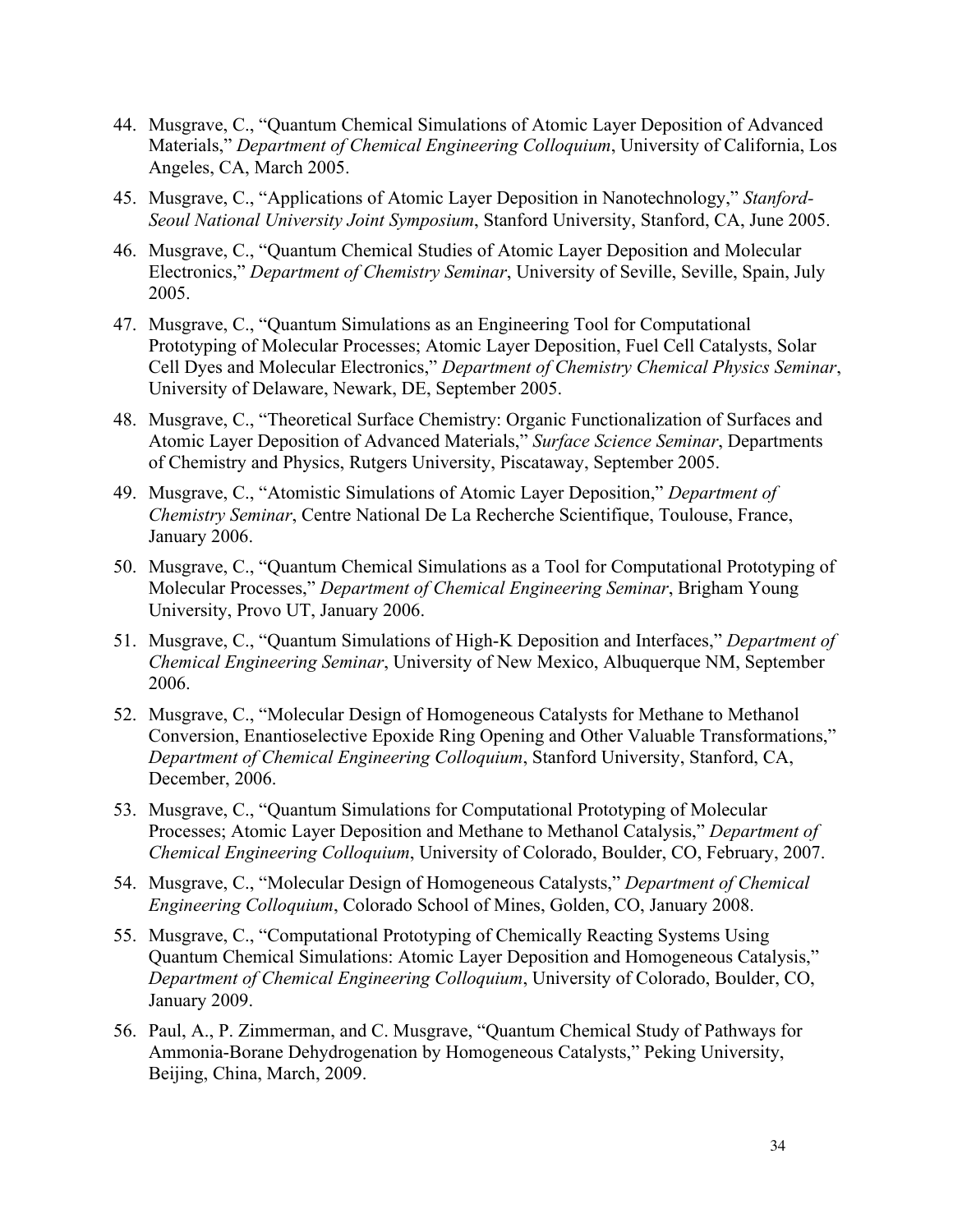44. Musgrave, C., "Quantum Chemical Simulations of Atomic Layer Deposition of Advanced Materials," *Department of Chemical Engineering Colloquium*, University of California, Los Angeles, CA, March 2005.

45. Musgrave, C., "Applications of Atomic Layer Deposition in Nanotechnology," *Stanford-Seoul National University Joint Symposium*, Stanford University, Stanford, CA, June 2005.

46. Musgrave, C., "Quantum Chemical Studies of Atomic Layer Deposition and Molecular Electronics," *Department of Chemistry Seminar*, University of Seville, Seville, Spain, July 2005.

47. Musgrave, C., "Quantum Simulations as an Engineering Tool for Computational Prototyping of Molecular Processes; Atomic Layer Deposition, Fuel Cell Catalysts, Solar Cell Dyes and Molecular Electronics," *Department of Chemistry Chemical Physics Seminar*, University of Delaware, Newark, DE, September 2005.

48. Musgrave, C., "Theoretical Surface Chemistry: Organic Functionalization of Surfaces and Atomic Layer Deposition of Advanced Materials," *Surface Science Seminar*, Departments of Chemistry and Physics, Rutgers University, Piscataway, September 2005.

49. Musgrave, C., "Atomistic Simulations of Atomic Layer Deposition," *Department of Chemistry Seminar*, Centre National De La Recherche Scientifique, Toulouse, France, January 2006.

50. Musgrave, C., "Quantum Chemical Simulations as a Tool for Computational Prototyping of Molecular Processes," *Department of Chemical Engineering Seminar*, Brigham Young University, Provo UT, January 2006.

51. Musgrave, C., "Quantum Simulations of High-K Deposition and Interfaces," *Department of Chemical Engineering Seminar*, University of New Mexico, Albuquerque NM, September 2006.

52. Musgrave, C., "Molecular Design of Homogeneous Catalysts for Methane to Methanol Conversion, Enantioselective Epoxide Ring Opening and Other Valuable Transformations," *Department of Chemical Engineering Colloquium*, Stanford University, Stanford, CA, December, 2006.

53. Musgrave, C., "Quantum Simulations for Computational Prototyping of Molecular Processes; Atomic Layer Deposition and Methane to Methanol Catalysis," *Department of Chemical Engineering Colloquium*, University of Colorado, Boulder, CO, February, 2007.

54. Musgrave, C., "Molecular Design of Homogeneous Catalysts," *Department of Chemical Engineering Colloquium*, Colorado School of Mines, Golden, CO, January 2008.

55. Musgrave, C., "Computational Prototyping of Chemically Reacting Systems Using Quantum Chemical Simulations: Atomic Layer Deposition and Homogeneous Catalysis," *Department of Chemical Engineering Colloquium*, University of Colorado, Boulder, CO, January 2009.

56. Paul, A., P. Zimmerman, and C. Musgrave, "Quantum Chemical Study of Pathways for Ammonia-Borane Dehydrogenation by Homogeneous Catalysts," Peking University, Beijing, China, March, 2009.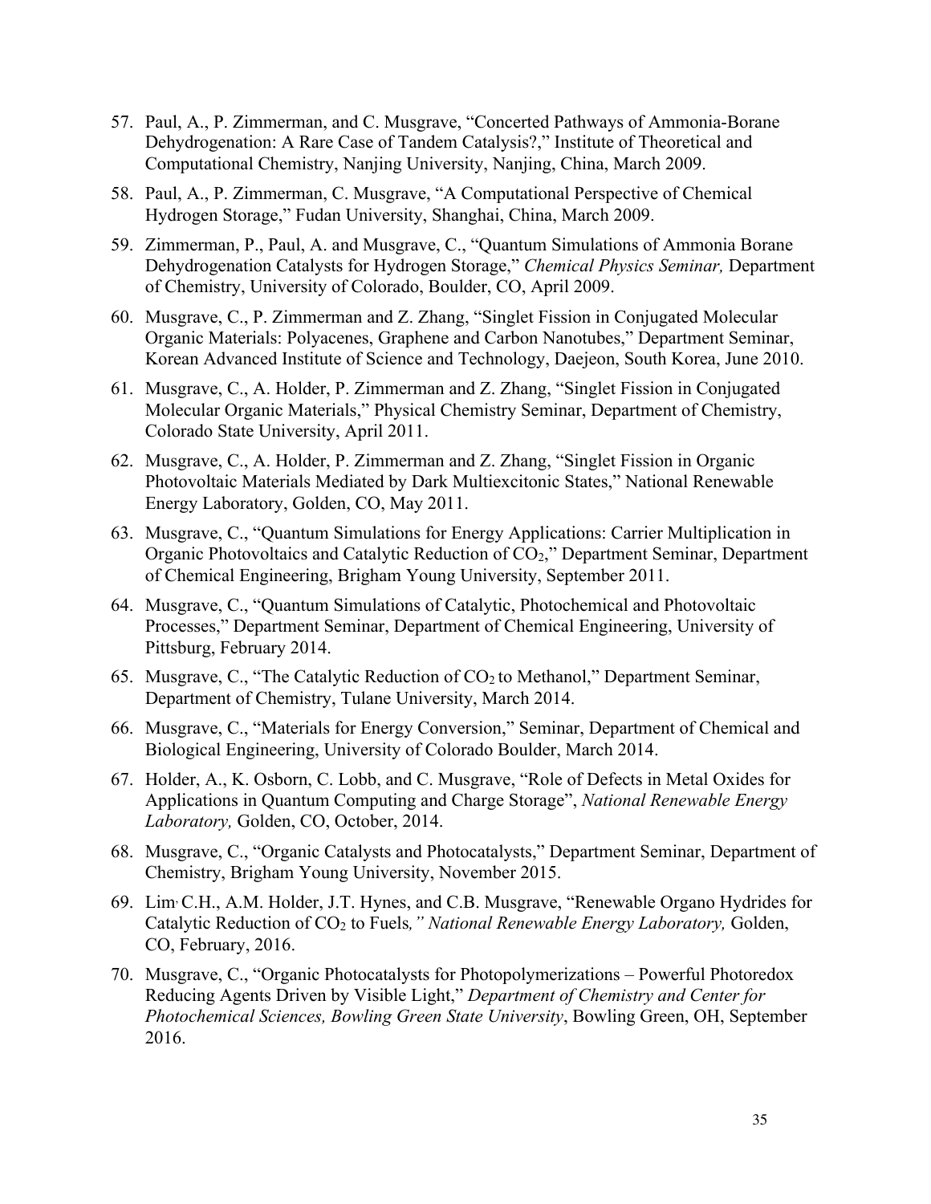57. Paul, A., P. Zimmerman, and C. Musgrave, "Concerted Pathways of Ammonia-Borane Dehydrogenation: A Rare Case of Tandem Catalysis?," Institute of Theoretical and Computational Chemistry, Nanjing University, Nanjing, China, March 2009.

58. Paul, A., P. Zimmerman, C. Musgrave, "A Computational Perspective of Chemical Hydrogen Storage," Fudan University, Shanghai, China, March 2009.

59. Zimmerman, P., Paul, A. and Musgrave, C., "Quantum Simulations of Ammonia Borane Dehydrogenation Catalysts for Hydrogen Storage," *Chemical Physics Seminar,* Department of Chemistry, University of Colorado, Boulder, CO, April 2009.

60. Musgrave, C., P. Zimmerman and Z. Zhang, "Singlet Fission in Conjugated Molecular Organic Materials: Polyacenes, Graphene and Carbon Nanotubes," Department Seminar, Korean Advanced Institute of Science and Technology, Daejeon, South Korea, June 2010.

61. Musgrave, C., A. Holder, P. Zimmerman and Z. Zhang, "Singlet Fission in Conjugated Molecular Organic Materials," Physical Chemistry Seminar, Department of Chemistry, Colorado State University, April 2011.

62. Musgrave, C., A. Holder, P. Zimmerman and Z. Zhang, "Singlet Fission in Organic Photovoltaic Materials Mediated by Dark Multiexcitonic States," National Renewable Energy Laboratory, Golden, CO, May 2011.

63. Musgrave, C., "Quantum Simulations for Energy Applications: Carrier Multiplication in Organic Photovoltaics and Catalytic Reduction of $CO_2$," Department Seminar, Department of Chemical Engineering, Brigham Young University, September 2011.

64. Musgrave, C., "Quantum Simulations of Catalytic, Photochemical and Photovoltaic Processes," Department Seminar, Department of Chemical Engineering, University of Pittsburg, February 2014.

65. Musgrave, C., "The Catalytic Reduction of $CO_2$ to Methanol," Department Seminar, Department of Chemistry, Tulane University, March 2014.

66. Musgrave, C., "Materials for Energy Conversion," Seminar, Department of Chemical and Biological Engineering, University of Colorado Boulder, March 2014.

67. Holder, A., K. Osborn, C. Lobb, and C. Musgrave, "Role of Defects in Metal Oxides for Applications in Quantum Computing and Charge Storage", *National Renewable Energy Laboratory,* Golden, CO, October, 2014.

68. Musgrave, C., "Organic Catalysts and Photocatalysts," Department Seminar, Department of Chemistry, Brigham Young University, November 2015.

69. Lim, C.H., A.M. Holder, J.T. Hynes, and C.B. Musgrave, "Renewable Organo Hydrides for Catalytic Reduction of $CO_2$ to Fuels*," National Renewable Energy Laboratory,* Golden, CO, February, 2016.

70. Musgrave, C., "Organic Photocatalysts for Photopolymerizations – Powerful Photoredox Reducing Agents Driven by Visible Light," *Department of Chemistry and Center for Photochemical Sciences, Bowling Green State University*, Bowling Green, OH, September 2016.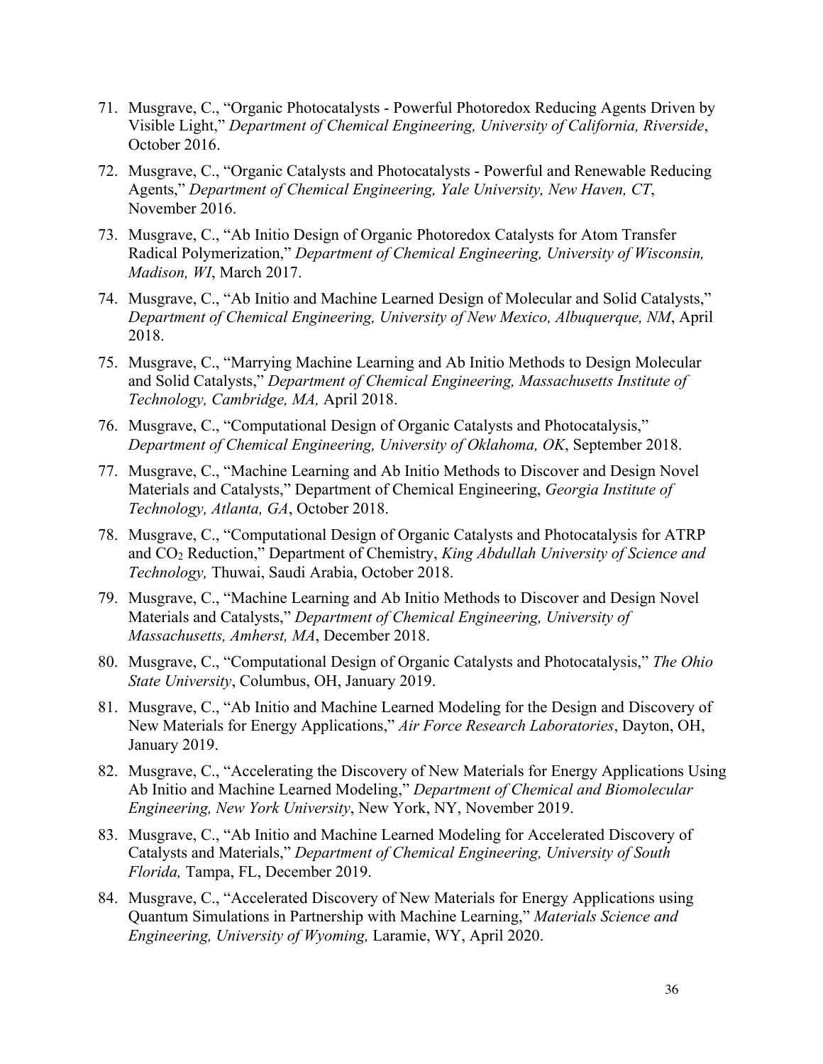71. Musgrave, C., "Organic Photocatalysts - Powerful Photoredox Reducing Agents Driven by Visible Light," *Department of Chemical Engineering, University of California, Riverside*, October 2016.

72. Musgrave, C., "Organic Catalysts and Photocatalysts - Powerful and Renewable Reducing Agents," *Department of Chemical Engineering, Yale University, New Haven, CT*, November 2016.

73. Musgrave, C., "Ab Initio Design of Organic Photoredox Catalysts for Atom Transfer Radical Polymerization," *Department of Chemical Engineering, University of Wisconsin, Madison, WI*, March 2017.

74. Musgrave, C., "Ab Initio and Machine Learned Design of Molecular and Solid Catalysts," *Department of Chemical Engineering, University of New Mexico, Albuquerque, NM*, April 2018.

75. Musgrave, C., "Marrying Machine Learning and Ab Initio Methods to Design Molecular and Solid Catalysts," *Department of Chemical Engineering, Massachusetts Institute of Technology, Cambridge, MA,* April 2018.

76. Musgrave, C., "Computational Design of Organic Catalysts and Photocatalysis," *Department of Chemical Engineering, University of Oklahoma, OK*, September 2018.

77. Musgrave, C., "Machine Learning and Ab Initio Methods to Discover and Design Novel Materials and Catalysts," Department of Chemical Engineering, *Georgia Institute of Technology, Atlanta, GA*, October 2018.

78. Musgrave, C., "Computational Design of Organic Catalysts and Photocatalysis for ATRP and $CO_2$ Reduction," Department of Chemistry, *King Abdullah University of Science and Technology,* Thuwai, Saudi Arabia, October 2018.

79. Musgrave, C., "Machine Learning and Ab Initio Methods to Discover and Design Novel Materials and Catalysts," *Department of Chemical Engineering, University of Massachusetts, Amherst, MA*, December 2018.

80. Musgrave, C., "Computational Design of Organic Catalysts and Photocatalysis," *The Ohio State University*, Columbus, OH, January 2019.

81. Musgrave, C., "Ab Initio and Machine Learned Modeling for the Design and Discovery of New Materials for Energy Applications," *Air Force Research Laboratories*, Dayton, OH, January 2019.

82. Musgrave, C., "Accelerating the Discovery of New Materials for Energy Applications Using Ab Initio and Machine Learned Modeling," *Department of Chemical and Biomolecular Engineering, New York University*, New York, NY, November 2019.

83. Musgrave, C., "Ab Initio and Machine Learned Modeling for Accelerated Discovery of Catalysts and Materials," *Department of Chemical Engineering, University of South Florida,* Tampa, FL, December 2019.

84. Musgrave, C., "Accelerated Discovery of New Materials for Energy Applications using Quantum Simulations in Partnership with Machine Learning," *Materials Science and Engineering, University of Wyoming,* Laramie, WY, April 2020.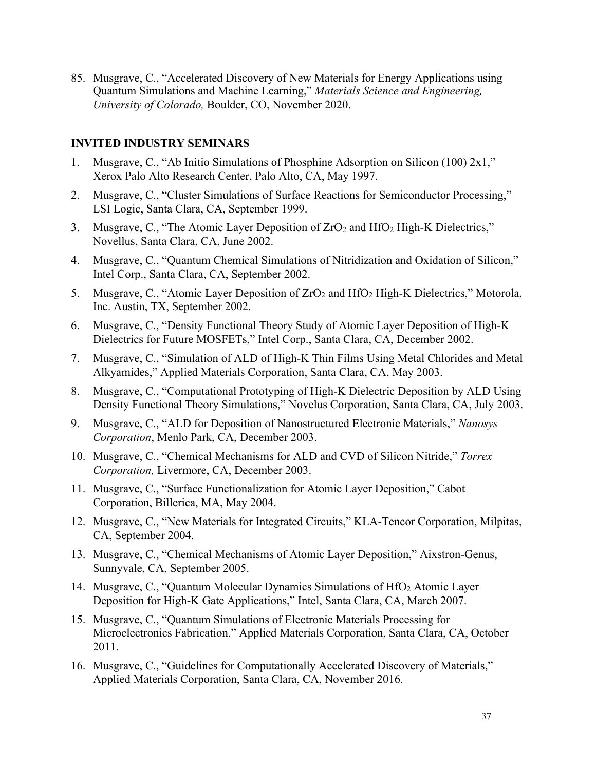85. Musgrave, C., "Accelerated Discovery of New Materials for Energy Applications using Quantum Simulations and Machine Learning," *Materials Science and Engineering, University of Colorado,* Boulder, CO, November 2020.

## INVITED INDUSTRY SEMINARS

1. Musgrave, C., "Ab Initio Simulations of Phosphine Adsorption on Silicon (100) 2x1," Xerox Palo Alto Research Center, Palo Alto, CA, May 1997.
2. Musgrave, C., "Cluster Simulations of Surface Reactions for Semiconductor Processing," LSI Logic, Santa Clara, CA, September 1999.
3. Musgrave, C., "The Atomic Layer Deposition of $ZrO_2$ and $HfO_2$ High-K Dielectrics," Novellus, Santa Clara, CA, June 2002.
4. Musgrave, C., "Quantum Chemical Simulations of Nitridization and Oxidation of Silicon," Intel Corp., Santa Clara, CA, September 2002.
5. Musgrave, C., "Atomic Layer Deposition of $ZrO_2$ and $HfO_2$ High-K Dielectrics," Motorola, Inc. Austin, TX, September 2002.
6. Musgrave, C., "Density Functional Theory Study of Atomic Layer Deposition of High-K Dielectrics for Future MOSFETs," Intel Corp., Santa Clara, CA, December 2002.
7. Musgrave, C., "Simulation of ALD of High-K Thin Films Using Metal Chlorides and Metal Alkyamides," Applied Materials Corporation, Santa Clara, CA, May 2003.
8. Musgrave, C., "Computational Prototyping of High-K Dielectric Deposition by ALD Using Density Functional Theory Simulations," Novelus Corporation, Santa Clara, CA, July 2003.
9. Musgrave, C., "ALD for Deposition of Nanostructured Electronic Materials," *Nanosys Corporation*, Menlo Park, CA, December 2003.
10. Musgrave, C., "Chemical Mechanisms for ALD and CVD of Silicon Nitride," *Torrex Corporation,* Livermore, CA, December 2003.
11. Musgrave, C., "Surface Functionalization for Atomic Layer Deposition," Cabot Corporation, Billerica, MA, May 2004.
12. Musgrave, C., "New Materials for Integrated Circuits," KLA-Tencor Corporation, Milpitas, CA, September 2004.
13. Musgrave, C., "Chemical Mechanisms of Atomic Layer Deposition," Aixstron-Genus, Sunnyvale, CA, September 2005.
14. Musgrave, C., "Quantum Molecular Dynamics Simulations of $HfO_2$ Atomic Layer Deposition for High-K Gate Applications," Intel, Santa Clara, CA, March 2007.
15. Musgrave, C., "Quantum Simulations of Electronic Materials Processing for Microelectronics Fabrication," Applied Materials Corporation, Santa Clara, CA, October 2011.
16. Musgrave, C., "Guidelines for Computationally Accelerated Discovery of Materials," Applied Materials Corporation, Santa Clara, CA, November 2016.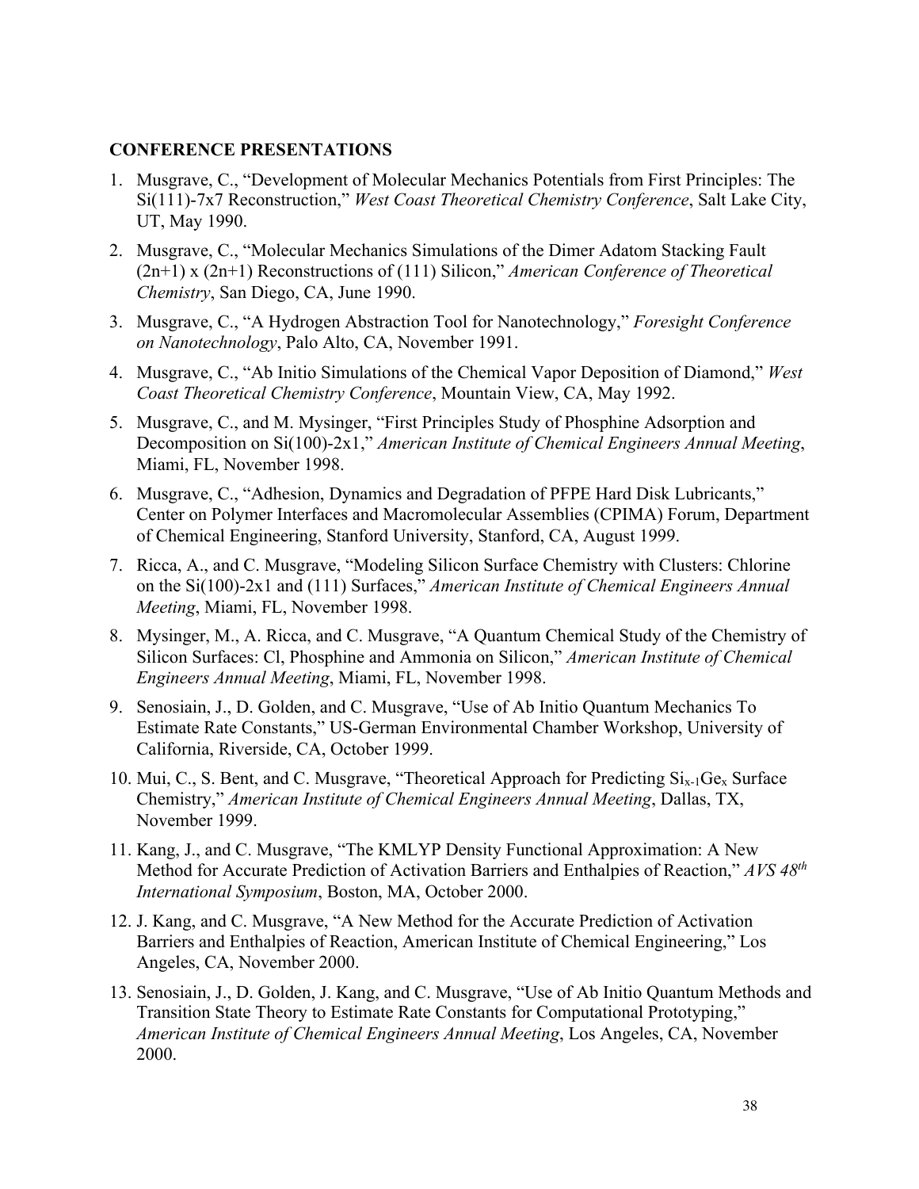## CONFERENCE PRESENTATIONS

1. Musgrave, C., "Development of Molecular Mechanics Potentials from First Principles: The Si(111)-7x7 Reconstruction," *West Coast Theoretical Chemistry Conference*, Salt Lake City, UT, May 1990.

2. Musgrave, C., "Molecular Mechanics Simulations of the Dimer Adatom Stacking Fault (2n+1) x (2n+1) Reconstructions of (111) Silicon," *American Conference of Theoretical Chemistry*, San Diego, CA, June 1990.

3. Musgrave, C., "A Hydrogen Abstraction Tool for Nanotechnology," *Foresight Conference on Nanotechnology*, Palo Alto, CA, November 1991.

4. Musgrave, C., "Ab Initio Simulations of the Chemical Vapor Deposition of Diamond," *West Coast Theoretical Chemistry Conference*, Mountain View, CA, May 1992.

5. Musgrave, C., and M. Mysinger, "First Principles Study of Phosphine Adsorption and Decomposition on Si(100)-2x1," *American Institute of Chemical Engineers Annual Meeting*, Miami, FL, November 1998.

6. Musgrave, C., "Adhesion, Dynamics and Degradation of PFPE Hard Disk Lubricants," Center on Polymer Interfaces and Macromolecular Assemblies (CPIMA) Forum, Department of Chemical Engineering, Stanford University, Stanford, CA, August 1999.

7. Ricca, A., and C. Musgrave, "Modeling Silicon Surface Chemistry with Clusters: Chlorine on the Si(100)-2x1 and (111) Surfaces," *American Institute of Chemical Engineers Annual Meeting*, Miami, FL, November 1998.

8. Mysinger, M., A. Ricca, and C. Musgrave, "A Quantum Chemical Study of the Chemistry of Silicon Surfaces: Cl, Phosphine and Ammonia on Silicon," *American Institute of Chemical Engineers Annual Meeting*, Miami, FL, November 1998.

9. Senosiain, J., D. Golden, and C. Musgrave, "Use of Ab Initio Quantum Mechanics To Estimate Rate Constants," US-German Environmental Chamber Workshop, University of California, Riverside, CA, October 1999.

10. Mui, C., S. Bent, and C. Musgrave, "Theoretical Approach for Predicting $Si_{x-1}Ge_x$ Surface Chemistry," *American Institute of Chemical Engineers Annual Meeting*, Dallas, TX, November 1999.

11. Kang, J., and C. Musgrave, "The KMLYP Density Functional Approximation: A New Method for Accurate Prediction of Activation Barriers and Enthalpies of Reaction," *AVS 48th International Symposium*, Boston, MA, October 2000.

12. J. Kang, and C. Musgrave, "A New Method for the Accurate Prediction of Activation Barriers and Enthalpies of Reaction, American Institute of Chemical Engineering," Los Angeles, CA, November 2000.

13. Senosiain, J., D. Golden, J. Kang, and C. Musgrave, "Use of Ab Initio Quantum Methods and Transition State Theory to Estimate Rate Constants for Computational Prototyping," *American Institute of Chemical Engineers Annual Meeting*, Los Angeles, CA, November 2000.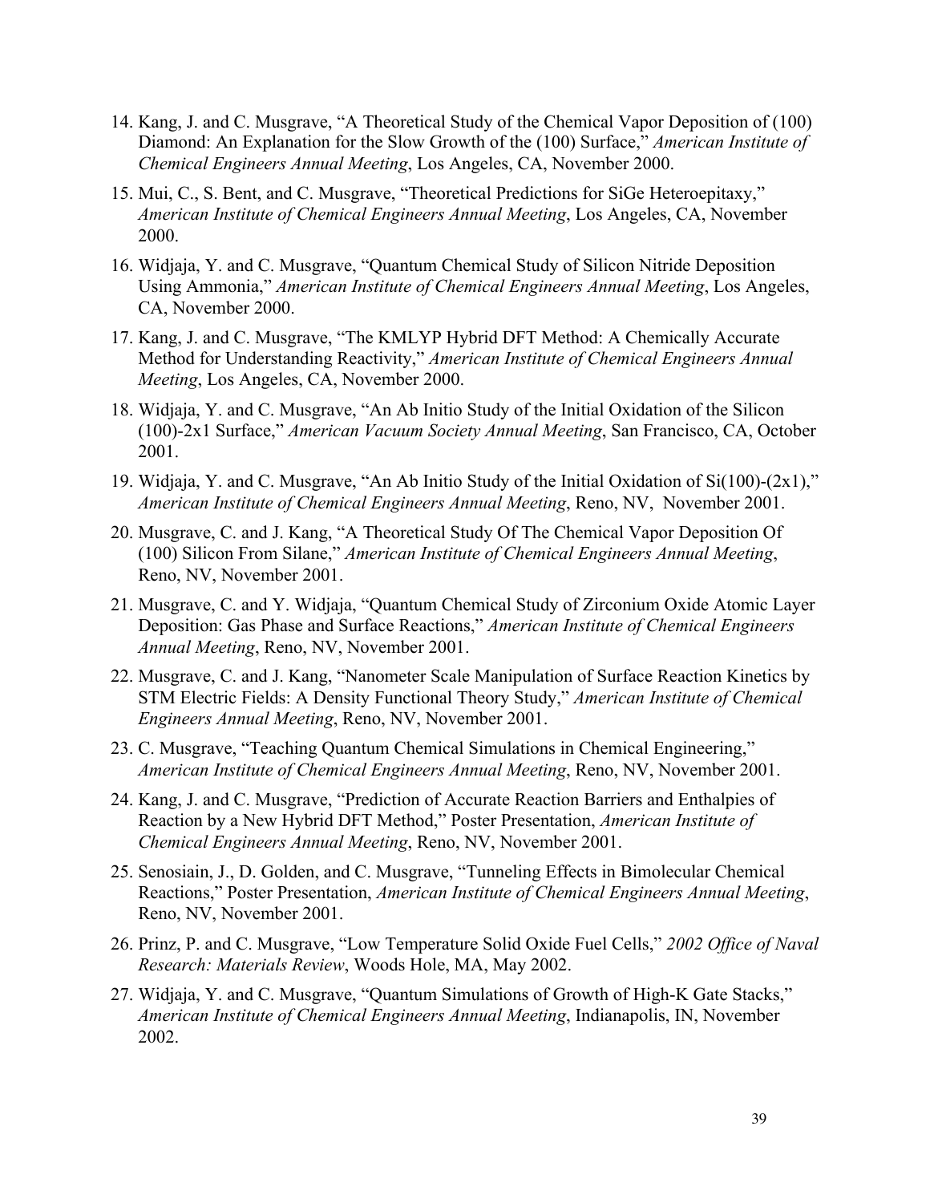14. Kang, J. and C. Musgrave, "A Theoretical Study of the Chemical Vapor Deposition of (100) Diamond: An Explanation for the Slow Growth of the (100) Surface," *American Institute of Chemical Engineers Annual Meeting*, Los Angeles, CA, November 2000.

15. Mui, C., S. Bent, and C. Musgrave, "Theoretical Predictions for SiGe Heteroepitaxy," *American Institute of Chemical Engineers Annual Meeting*, Los Angeles, CA, November 2000.

16. Widjaja, Y. and C. Musgrave, "Quantum Chemical Study of Silicon Nitride Deposition Using Ammonia," *American Institute of Chemical Engineers Annual Meeting*, Los Angeles, CA, November 2000.

17. Kang, J. and C. Musgrave, "The KMLYP Hybrid DFT Method: A Chemically Accurate Method for Understanding Reactivity," *American Institute of Chemical Engineers Annual Meeting*, Los Angeles, CA, November 2000.

18. Widjaja, Y. and C. Musgrave, "An Ab Initio Study of the Initial Oxidation of the Silicon (100)-2x1 Surface," *American Vacuum Society Annual Meeting*, San Francisco, CA, October 2001.

19. Widjaja, Y. and C. Musgrave, "An Ab Initio Study of the Initial Oxidation of Si(100)-(2x1)," *American Institute of Chemical Engineers Annual Meeting*, Reno, NV, November 2001.

20. Musgrave, C. and J. Kang, "A Theoretical Study Of The Chemical Vapor Deposition Of (100) Silicon From Silane," *American Institute of Chemical Engineers Annual Meeting*, Reno, NV, November 2001.

21. Musgrave, C. and Y. Widjaja, "Quantum Chemical Study of Zirconium Oxide Atomic Layer Deposition: Gas Phase and Surface Reactions," *American Institute of Chemical Engineers Annual Meeting*, Reno, NV, November 2001.

22. Musgrave, C. and J. Kang, "Nanometer Scale Manipulation of Surface Reaction Kinetics by STM Electric Fields: A Density Functional Theory Study," *American Institute of Chemical Engineers Annual Meeting*, Reno, NV, November 2001.

23. C. Musgrave, "Teaching Quantum Chemical Simulations in Chemical Engineering," *American Institute of Chemical Engineers Annual Meeting*, Reno, NV, November 2001.

24. Kang, J. and C. Musgrave, "Prediction of Accurate Reaction Barriers and Enthalpies of Reaction by a New Hybrid DFT Method," Poster Presentation, *American Institute of Chemical Engineers Annual Meeting*, Reno, NV, November 2001.

25. Senosiain, J., D. Golden, and C. Musgrave, "Tunneling Effects in Bimolecular Chemical Reactions," Poster Presentation, *American Institute of Chemical Engineers Annual Meeting*, Reno, NV, November 2001.

26. Prinz, P. and C. Musgrave, "Low Temperature Solid Oxide Fuel Cells," *2002 Office of Naval Research: Materials Review*, Woods Hole, MA, May 2002.

27. Widjaja, Y. and C. Musgrave, "Quantum Simulations of Growth of High-K Gate Stacks," *American Institute of Chemical Engineers Annual Meeting*, Indianapolis, IN, November 2002.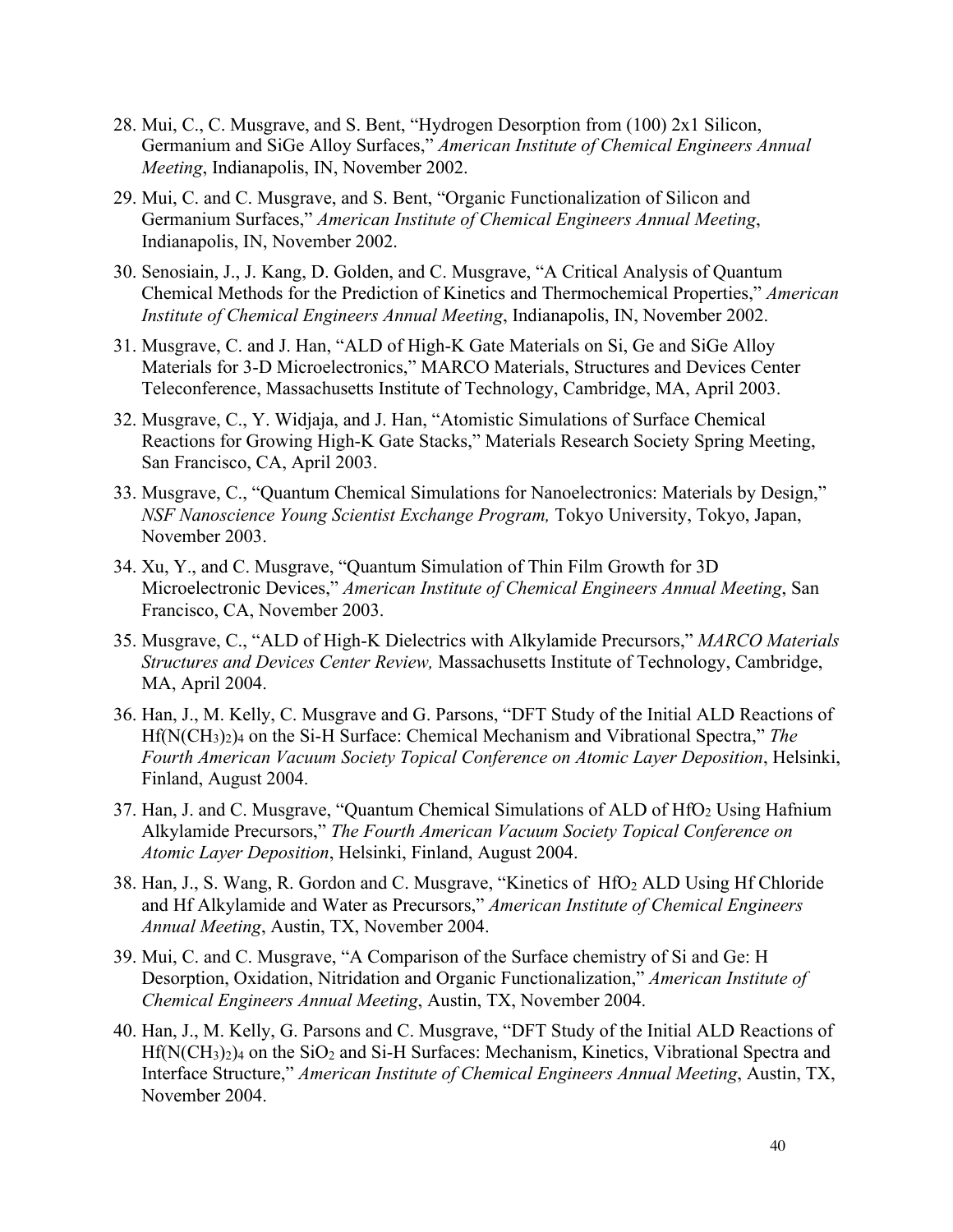28. Mui, C., C. Musgrave, and S. Bent, "Hydrogen Desorption from (100) 2x1 Silicon, Germanium and SiGe Alloy Surfaces," *American Institute of Chemical Engineers Annual Meeting*, Indianapolis, IN, November 2002.

29. Mui, C. and C. Musgrave, and S. Bent, "Organic Functionalization of Silicon and Germanium Surfaces," *American Institute of Chemical Engineers Annual Meeting*, Indianapolis, IN, November 2002.

30. Senosiain, J., J. Kang, D. Golden, and C. Musgrave, "A Critical Analysis of Quantum Chemical Methods for the Prediction of Kinetics and Thermochemical Properties," *American Institute of Chemical Engineers Annual Meeting*, Indianapolis, IN, November 2002.

31. Musgrave, C. and J. Han, "ALD of High-K Gate Materials on Si, Ge and SiGe Alloy Materials for 3-D Microelectronics," MARCO Materials, Structures and Devices Center Teleconference, Massachusetts Institute of Technology, Cambridge, MA, April 2003.

32. Musgrave, C., Y. Widjaja, and J. Han, "Atomistic Simulations of Surface Chemical Reactions for Growing High-K Gate Stacks," Materials Research Society Spring Meeting, San Francisco, CA, April 2003.

33. Musgrave, C., "Quantum Chemical Simulations for Nanoelectronics: Materials by Design," *NSF Nanoscience Young Scientist Exchange Program,* Tokyo University, Tokyo, Japan, November 2003.

34. Xu, Y., and C. Musgrave, "Quantum Simulation of Thin Film Growth for 3D Microelectronic Devices," *American Institute of Chemical Engineers Annual Meeting*, San Francisco, CA, November 2003.

35. Musgrave, C., "ALD of High-K Dielectrics with Alkylamide Precursors," *MARCO Materials Structures and Devices Center Review,* Massachusetts Institute of Technology, Cambridge, MA, April 2004.

36. Han, J., M. Kelly, C. Musgrave and G. Parsons, "DFT Study of the Initial ALD Reactions of $Hf(N(CH_3)_2)_4$ on the Si-H Surface: Chemical Mechanism and Vibrational Spectra," *The Fourth American Vacuum Society Topical Conference on Atomic Layer Deposition*, Helsinki, Finland, August 2004.

37. Han, J. and C. Musgrave, "Quantum Chemical Simulations of ALD of $HfO_2$ Using Hafnium Alkylamide Precursors," *The Fourth American Vacuum Society Topical Conference on Atomic Layer Deposition*, Helsinki, Finland, August 2004.

38. Han, J., S. Wang, R. Gordon and C. Musgrave, "Kinetics of $HfO_2$ ALD Using Hf Chloride and Hf Alkylamide and Water as Precursors," *American Institute of Chemical Engineers Annual Meeting*, Austin, TX, November 2004.

39. Mui, C. and C. Musgrave, "A Comparison of the Surface chemistry of Si and Ge: H Desorption, Oxidation, Nitridation and Organic Functionalization," *American Institute of Chemical Engineers Annual Meeting*, Austin, TX, November 2004.

40. Han, J., M. Kelly, G. Parsons and C. Musgrave, "DFT Study of the Initial ALD Reactions of $Hf(N(CH_3)_2)_4$ on the $SiO_2$ and Si-H Surfaces: Mechanism, Kinetics, Vibrational Spectra and Interface Structure," *American Institute of Chemical Engineers Annual Meeting*, Austin, TX, November 2004.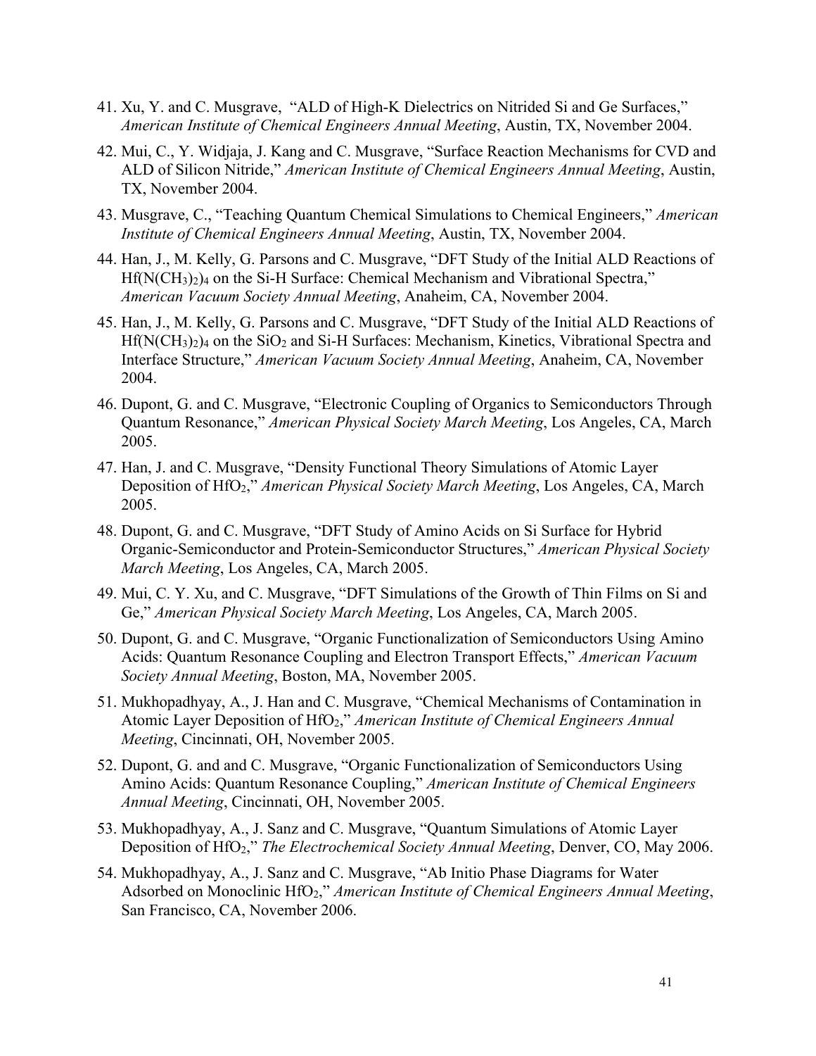41. Xu, Y. and C. Musgrave, "ALD of High-K Dielectrics on Nitrided Si and Ge Surfaces," *American Institute of Chemical Engineers Annual Meeting*, Austin, TX, November 2004.

42. Mui, C., Y. Widjaja, J. Kang and C. Musgrave, "Surface Reaction Mechanisms for CVD and ALD of Silicon Nitride," *American Institute of Chemical Engineers Annual Meeting*, Austin, TX, November 2004.

43. Musgrave, C., "Teaching Quantum Chemical Simulations to Chemical Engineers," *American Institute of Chemical Engineers Annual Meeting*, Austin, TX, November 2004.

44. Han, J., M. Kelly, G. Parsons and C. Musgrave, "DFT Study of the Initial ALD Reactions of $Hf(N(CH_3)_2)_4$ on the Si-H Surface: Chemical Mechanism and Vibrational Spectra," *American Vacuum Society Annual Meeting*, Anaheim, CA, November 2004.

45. Han, J., M. Kelly, G. Parsons and C. Musgrave, "DFT Study of the Initial ALD Reactions of $Hf(N(CH_3)_2)_4$ on the $SiO_2$ and Si-H Surfaces: Mechanism, Kinetics, Vibrational Spectra and Interface Structure," *American Vacuum Society Annual Meeting*, Anaheim, CA, November 2004.

46. Dupont, G. and C. Musgrave, "Electronic Coupling of Organics to Semiconductors Through Quantum Resonance," *American Physical Society March Meeting*, Los Angeles, CA, March 2005.

47. Han, J. and C. Musgrave, "Density Functional Theory Simulations of Atomic Layer Deposition of $HfO_2$," *American Physical Society March Meeting*, Los Angeles, CA, March 2005.

48. Dupont, G. and C. Musgrave, "DFT Study of Amino Acids on Si Surface for Hybrid Organic-Semiconductor and Protein-Semiconductor Structures," *American Physical Society March Meeting*, Los Angeles, CA, March 2005.

49. Mui, C. Y. Xu, and C. Musgrave, "DFT Simulations of the Growth of Thin Films on Si and Ge," *American Physical Society March Meeting*, Los Angeles, CA, March 2005.

50. Dupont, G. and C. Musgrave, "Organic Functionalization of Semiconductors Using Amino Acids: Quantum Resonance Coupling and Electron Transport Effects," *American Vacuum Society Annual Meeting*, Boston, MA, November 2005.

51. Mukhopadhyay, A., J. Han and C. Musgrave, "Chemical Mechanisms of Contamination in Atomic Layer Deposition of $HfO_2$," *American Institute of Chemical Engineers Annual Meeting*, Cincinnati, OH, November 2005.

52. Dupont, G. and and C. Musgrave, "Organic Functionalization of Semiconductors Using Amino Acids: Quantum Resonance Coupling," *American Institute of Chemical Engineers Annual Meeting*, Cincinnati, OH, November 2005.

53. Mukhopadhyay, A., J. Sanz and C. Musgrave, "Quantum Simulations of Atomic Layer Deposition of $HfO_2$," *The Electrochemical Society Annual Meeting*, Denver, CO, May 2006.

54. Mukhopadhyay, A., J. Sanz and C. Musgrave, "Ab Initio Phase Diagrams for Water Adsorbed on Monoclinic $HfO_2$," *American Institute of Chemical Engineers Annual Meeting*, San Francisco, CA, November 2006.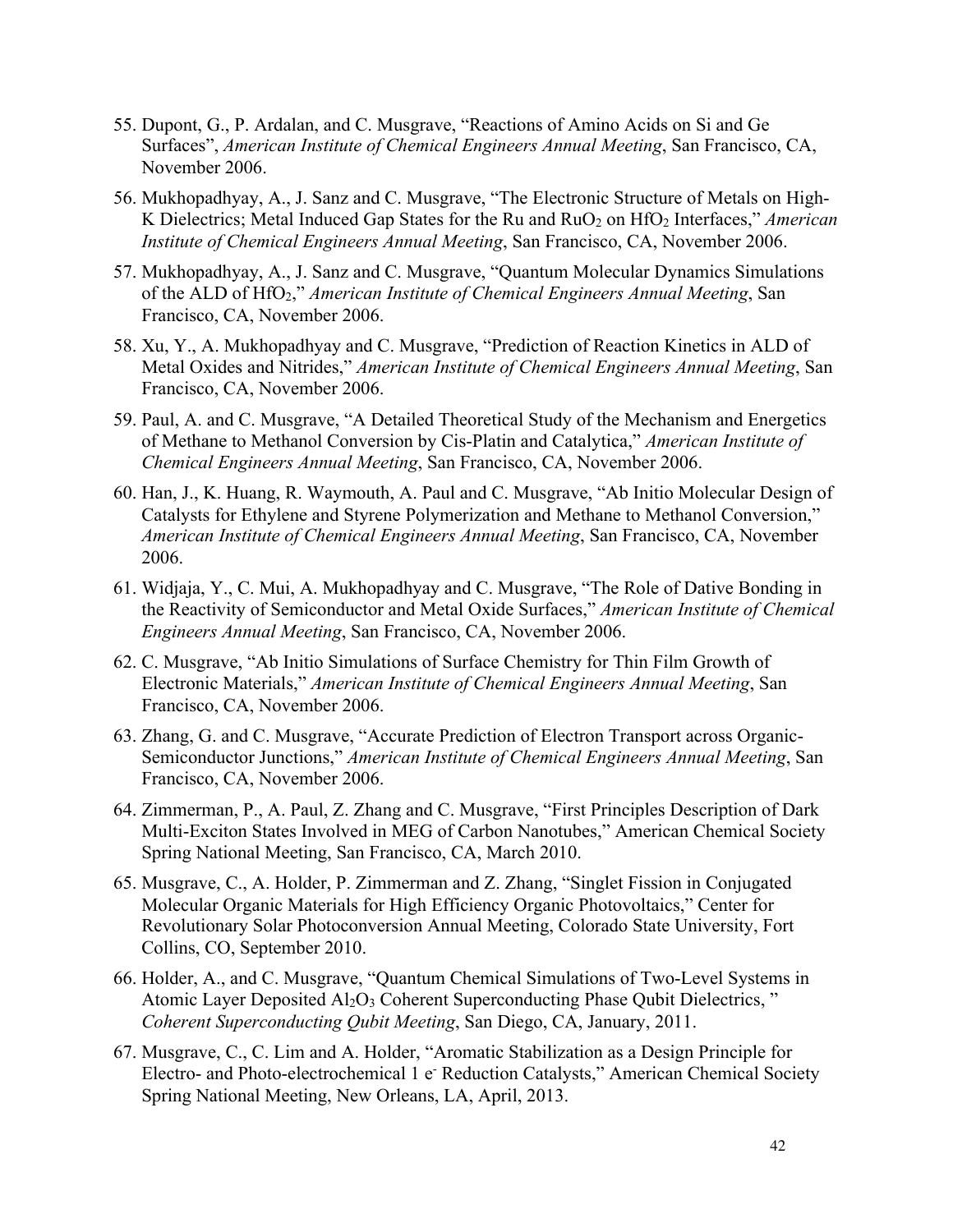55. Dupont, G., P. Ardalan, and C. Musgrave, "Reactions of Amino Acids on Si and Ge Surfaces", *American Institute of Chemical Engineers Annual Meeting*, San Francisco, CA, November 2006.

56. Mukhopadhyay, A., J. Sanz and C. Musgrave, "The Electronic Structure of Metals on High-K Dielectrics; Metal Induced Gap States for the Ru and $RuO_2$ on $HfO_2$ Interfaces," *American Institute of Chemical Engineers Annual Meeting*, San Francisco, CA, November 2006.

57. Mukhopadhyay, A., J. Sanz and C. Musgrave, "Quantum Molecular Dynamics Simulations of the ALD of $HfO_2$," *American Institute of Chemical Engineers Annual Meeting*, San Francisco, CA, November 2006.

58. Xu, Y., A. Mukhopadhyay and C. Musgrave, "Prediction of Reaction Kinetics in ALD of Metal Oxides and Nitrides," *American Institute of Chemical Engineers Annual Meeting*, San Francisco, CA, November 2006.

59. Paul, A. and C. Musgrave, "A Detailed Theoretical Study of the Mechanism and Energetics of Methane to Methanol Conversion by Cis-Platin and Catalytica," *American Institute of Chemical Engineers Annual Meeting*, San Francisco, CA, November 2006.

60. Han, J., K. Huang, R. Waymouth, A. Paul and C. Musgrave, "Ab Initio Molecular Design of Catalysts for Ethylene and Styrene Polymerization and Methane to Methanol Conversion," *American Institute of Chemical Engineers Annual Meeting*, San Francisco, CA, November 2006.

61. Widjaja, Y., C. Mui, A. Mukhopadhyay and C. Musgrave, "The Role of Dative Bonding in the Reactivity of Semiconductor and Metal Oxide Surfaces," *American Institute of Chemical Engineers Annual Meeting*, San Francisco, CA, November 2006.

62. C. Musgrave, "Ab Initio Simulations of Surface Chemistry for Thin Film Growth of Electronic Materials," *American Institute of Chemical Engineers Annual Meeting*, San Francisco, CA, November 2006.

63. Zhang, G. and C. Musgrave, "Accurate Prediction of Electron Transport across Organic-Semiconductor Junctions," *American Institute of Chemical Engineers Annual Meeting*, San Francisco, CA, November 2006.

64. Zimmerman, P., A. Paul, Z. Zhang and C. Musgrave, "First Principles Description of Dark Multi-Exciton States Involved in MEG of Carbon Nanotubes," American Chemical Society Spring National Meeting, San Francisco, CA, March 2010.

65. Musgrave, C., A. Holder, P. Zimmerman and Z. Zhang, "Singlet Fission in Conjugated Molecular Organic Materials for High Efficiency Organic Photovoltaics," Center for Revolutionary Solar Photoconversion Annual Meeting, Colorado State University, Fort Collins, CO, September 2010.

66. Holder, A., and C. Musgrave, "Quantum Chemical Simulations of Two-Level Systems in Atomic Layer Deposited $Al_2O_3$ Coherent Superconducting Phase Qubit Dielectrics, " *Coherent Superconducting Qubit Meeting*, San Diego, CA, January, 2011.

67. Musgrave, C., C. Lim and A. Holder, "Aromatic Stabilization as a Design Principle for Electro- and Photo-electrochemical 1 $e^-$ Reduction Catalysts," American Chemical Society Spring National Meeting, New Orleans, LA, April, 2013.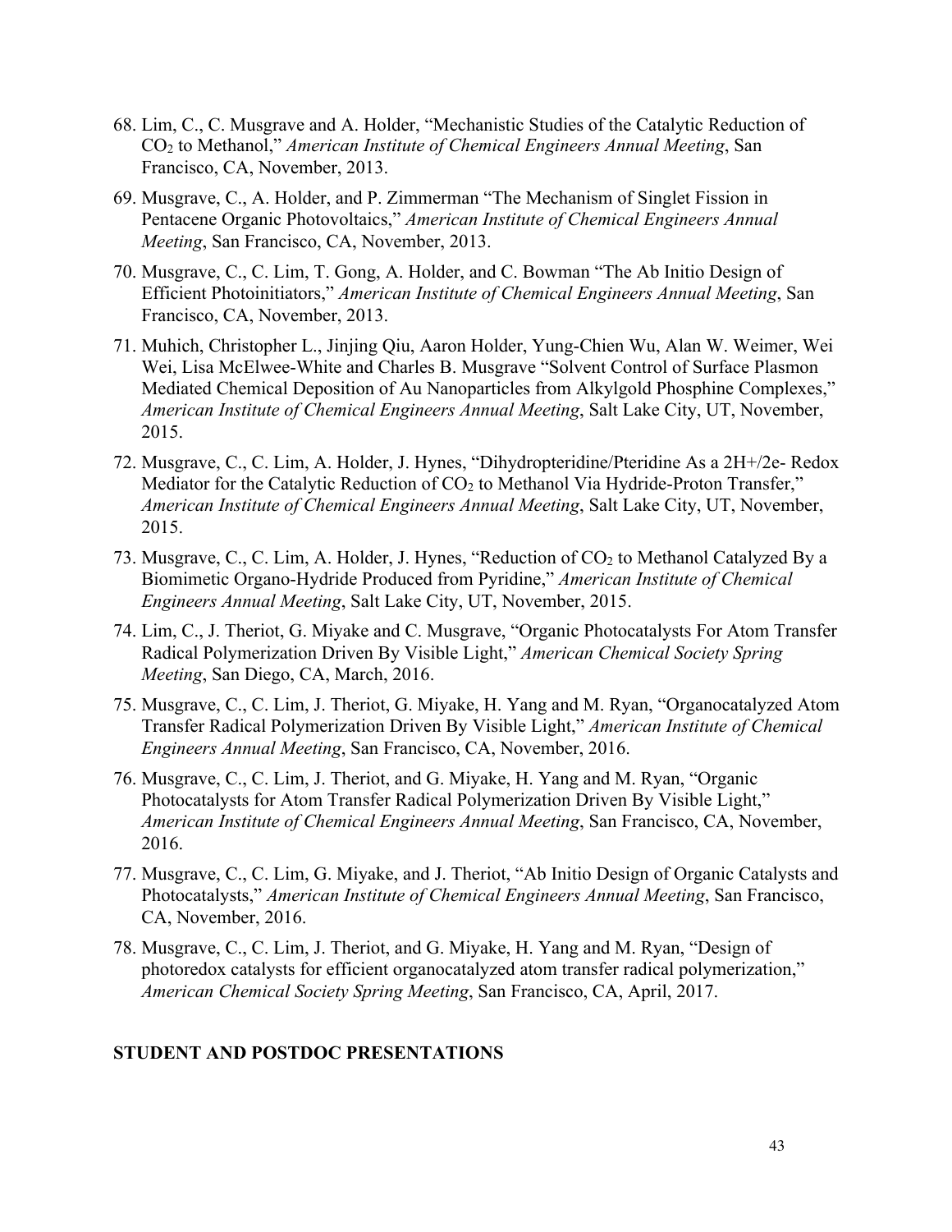68. Lim, C., C. Musgrave and A. Holder, "Mechanistic Studies of the Catalytic Reduction of $CO_2$ to Methanol," *American Institute of Chemical Engineers Annual Meeting*, San Francisco, CA, November, 2013.
69. Musgrave, C., A. Holder, and P. Zimmerman "The Mechanism of Singlet Fission in Pentacene Organic Photovoltaics," *American Institute of Chemical Engineers Annual Meeting*, San Francisco, CA, November, 2013.
70. Musgrave, C., C. Lim, T. Gong, A. Holder, and C. Bowman "The Ab Initio Design of Efficient Photoinitiators," *American Institute of Chemical Engineers Annual Meeting*, San Francisco, CA, November, 2013.
71. Muhich, Christopher L., Jinjing Qiu, Aaron Holder, Yung-Chien Wu, Alan W. Weimer, Wei Wei, Lisa McElwee-White and Charles B. Musgrave "Solvent Control of Surface Plasmon Mediated Chemical Deposition of Au Nanoparticles from Alkylgold Phosphine Complexes," *American Institute of Chemical Engineers Annual Meeting*, Salt Lake City, UT, November, 2015.
72. Musgrave, C., C. Lim, A. Holder, J. Hynes, "Dihydropteridine/Pteridine As a 2H+/2e- Redox Mediator for the Catalytic Reduction of $CO_2$ to Methanol Via Hydride-Proton Transfer," *American Institute of Chemical Engineers Annual Meeting*, Salt Lake City, UT, November, 2015.
73. Musgrave, C., C. Lim, A. Holder, J. Hynes, "Reduction of $CO_2$ to Methanol Catalyzed By a Biomimetic Organo-Hydride Produced from Pyridine," *American Institute of Chemical Engineers Annual Meeting*, Salt Lake City, UT, November, 2015.
74. Lim, C., J. Theriot, G. Miyake and C. Musgrave, "Organic Photocatalysts For Atom Transfer Radical Polymerization Driven By Visible Light," *American Chemical Society Spring Meeting*, San Diego, CA, March, 2016.
75. Musgrave, C., C. Lim, J. Theriot, G. Miyake, H. Yang and M. Ryan, "Organocatalyzed Atom Transfer Radical Polymerization Driven By Visible Light," *American Institute of Chemical Engineers Annual Meeting*, San Francisco, CA, November, 2016.
76. Musgrave, C., C. Lim, J. Theriot, and G. Miyake, H. Yang and M. Ryan, "Organic Photocatalysts for Atom Transfer Radical Polymerization Driven By Visible Light," *American Institute of Chemical Engineers Annual Meeting*, San Francisco, CA, November, 2016.
77. Musgrave, C., C. Lim, G. Miyake, and J. Theriot, "Ab Initio Design of Organic Catalysts and Photocatalysts," *American Institute of Chemical Engineers Annual Meeting*, San Francisco, CA, November, 2016.
78. Musgrave, C., C. Lim, J. Theriot, and G. Miyake, H. Yang and M. Ryan, "Design of photoredox catalysts for efficient organocatalyzed atom transfer radical polymerization," *American Chemical Society Spring Meeting*, San Francisco, CA, April, 2017.

## STUDENT AND POSTDOC PRESENTATIONS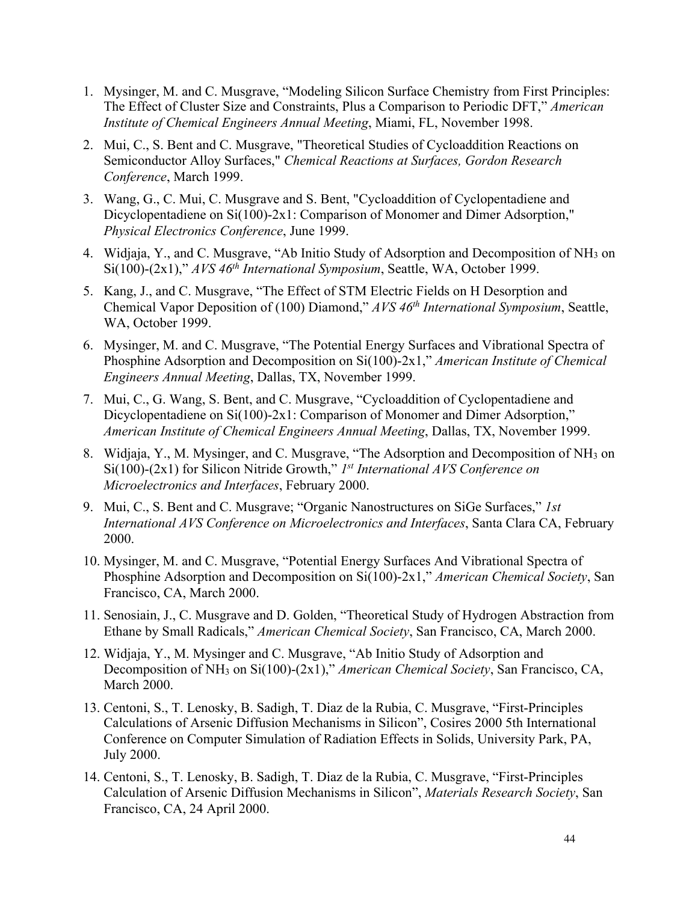1. Mysinger, M. and C. Musgrave, "Modeling Silicon Surface Chemistry from First Principles: The Effect of Cluster Size and Constraints, Plus a Comparison to Periodic DFT," *American Institute of Chemical Engineers Annual Meeting*, Miami, FL, November 1998.

2. Mui, C., S. Bent and C. Musgrave, "Theoretical Studies of Cycloaddition Reactions on Semiconductor Alloy Surfaces," *Chemical Reactions at Surfaces, Gordon Research Conference*, March 1999.

3. Wang, G., C. Mui, C. Musgrave and S. Bent, "Cycloaddition of Cyclopentadiene and Dicyclopentadiene on Si(100)-2x1: Comparison of Monomer and Dimer Adsorption," *Physical Electronics Conference*, June 1999.

4. Widjaja, Y., and C. Musgrave, "Ab Initio Study of Adsorption and Decomposition of $NH_3$ on Si(100)-(2x1)," *AVS 46th International Symposium*, Seattle, WA, October 1999.

5. Kang, J., and C. Musgrave, "The Effect of STM Electric Fields on H Desorption and Chemical Vapor Deposition of (100) Diamond," *AVS 46th International Symposium*, Seattle, WA, October 1999.

6. Mysinger, M. and C. Musgrave, "The Potential Energy Surfaces and Vibrational Spectra of Phosphine Adsorption and Decomposition on Si(100)-2x1," *American Institute of Chemical Engineers Annual Meeting*, Dallas, TX, November 1999.

7. Mui, C., G. Wang, S. Bent, and C. Musgrave, "Cycloaddition of Cyclopentadiene and Dicyclopentadiene on Si(100)-2x1: Comparison of Monomer and Dimer Adsorption," *American Institute of Chemical Engineers Annual Meeting*, Dallas, TX, November 1999.

8. Widjaja, Y., M. Mysinger, and C. Musgrave, "The Adsorption and Decomposition of $NH_3$ on Si(100)-(2x1) for Silicon Nitride Growth," *1st International AVS Conference on Microelectronics and Interfaces*, February 2000.

9. Mui, C., S. Bent and C. Musgrave; "Organic Nanostructures on SiGe Surfaces," *1st International AVS Conference on Microelectronics and Interfaces*, Santa Clara CA, February 2000.

10. Mysinger, M. and C. Musgrave, "Potential Energy Surfaces And Vibrational Spectra of Phosphine Adsorption and Decomposition on Si(100)-2x1," *American Chemical Society*, San Francisco, CA, March 2000.

11. Senosiain, J., C. Musgrave and D. Golden, "Theoretical Study of Hydrogen Abstraction from Ethane by Small Radicals," *American Chemical Society*, San Francisco, CA, March 2000.

12. Widjaja, Y., M. Mysinger and C. Musgrave, "Ab Initio Study of Adsorption and Decomposition of $NH_3$ on Si(100)-(2x1)," *American Chemical Society*, San Francisco, CA, March 2000.

13. Centoni, S., T. Lenosky, B. Sadigh, T. Diaz de la Rubia, C. Musgrave, "First-Principles Calculations of Arsenic Diffusion Mechanisms in Silicon", Cosires 2000 5th International Conference on Computer Simulation of Radiation Effects in Solids, University Park, PA, July 2000.

14. Centoni, S., T. Lenosky, B. Sadigh, T. Diaz de la Rubia, C. Musgrave, "First-Principles Calculation of Arsenic Diffusion Mechanisms in Silicon", *Materials Research Society*, San Francisco, CA, 24 April 2000.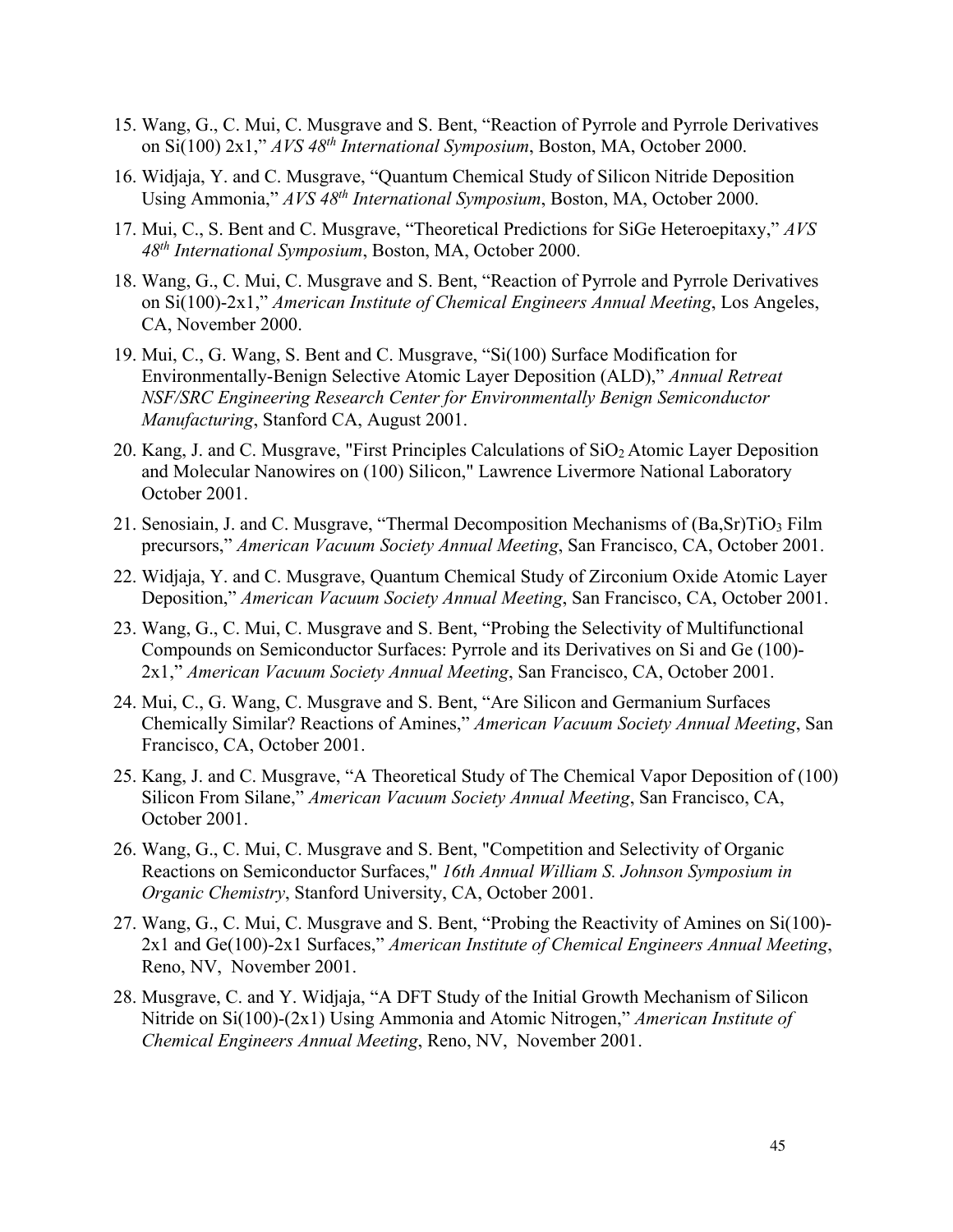15. Wang, G., C. Mui, C. Musgrave and S. Bent, "Reaction of Pyrrole and Pyrrole Derivatives on Si(100) 2x1," *AVS 48th International Symposium*, Boston, MA, October 2000.

16. Widjaja, Y. and C. Musgrave, "Quantum Chemical Study of Silicon Nitride Deposition Using Ammonia," *AVS 48th International Symposium*, Boston, MA, October 2000.

17. Mui, C., S. Bent and C. Musgrave, "Theoretical Predictions for SiGe Heteroepitaxy," *AVS 48th International Symposium*, Boston, MA, October 2000.

18. Wang, G., C. Mui, C. Musgrave and S. Bent, "Reaction of Pyrrole and Pyrrole Derivatives on Si(100)-2x1," *American Institute of Chemical Engineers Annual Meeting*, Los Angeles, CA, November 2000.

19. Mui, C., G. Wang, S. Bent and C. Musgrave, "Si(100) Surface Modification for Environmentally-Benign Selective Atomic Layer Deposition (ALD)," *Annual Retreat NSF/SRC Engineering Research Center for Environmentally Benign Semiconductor Manufacturing*, Stanford CA, August 2001.

20. Kang, J. and C. Musgrave, "First Principles Calculations of $SiO_2$ Atomic Layer Deposition and Molecular Nanowires on (100) Silicon," Lawrence Livermore National Laboratory October 2001.

21. Senosiain, J. and C. Musgrave, "Thermal Decomposition Mechanisms of $(Ba,Sr)TiO_3$ Film precursors," *American Vacuum Society Annual Meeting*, San Francisco, CA, October 2001.

22. Widjaja, Y. and C. Musgrave, Quantum Chemical Study of Zirconium Oxide Atomic Layer Deposition," *American Vacuum Society Annual Meeting*, San Francisco, CA, October 2001.

23. Wang, G., C. Mui, C. Musgrave and S. Bent, "Probing the Selectivity of Multifunctional Compounds on Semiconductor Surfaces: Pyrrole and its Derivatives on Si and Ge (100)-2x1," *American Vacuum Society Annual Meeting*, San Francisco, CA, October 2001.

24. Mui, C., G. Wang, C. Musgrave and S. Bent, "Are Silicon and Germanium Surfaces Chemically Similar? Reactions of Amines," *American Vacuum Society Annual Meeting*, San Francisco, CA, October 2001.

25. Kang, J. and C. Musgrave, "A Theoretical Study of The Chemical Vapor Deposition of (100) Silicon From Silane," *American Vacuum Society Annual Meeting*, San Francisco, CA, October 2001.

26. Wang, G., C. Mui, C. Musgrave and S. Bent, "Competition and Selectivity of Organic Reactions on Semiconductor Surfaces," *16th Annual William S. Johnson Symposium in Organic Chemistry*, Stanford University, CA, October 2001.

27. Wang, G., C. Mui, C. Musgrave and S. Bent, "Probing the Reactivity of Amines on Si(100)-2x1 and Ge(100)-2x1 Surfaces," *American Institute of Chemical Engineers Annual Meeting*, Reno, NV, November 2001.

28. Musgrave, C. and Y. Widjaja, "A DFT Study of the Initial Growth Mechanism of Silicon Nitride on Si(100)-(2x1) Using Ammonia and Atomic Nitrogen," *American Institute of Chemical Engineers Annual Meeting*, Reno, NV, November 2001.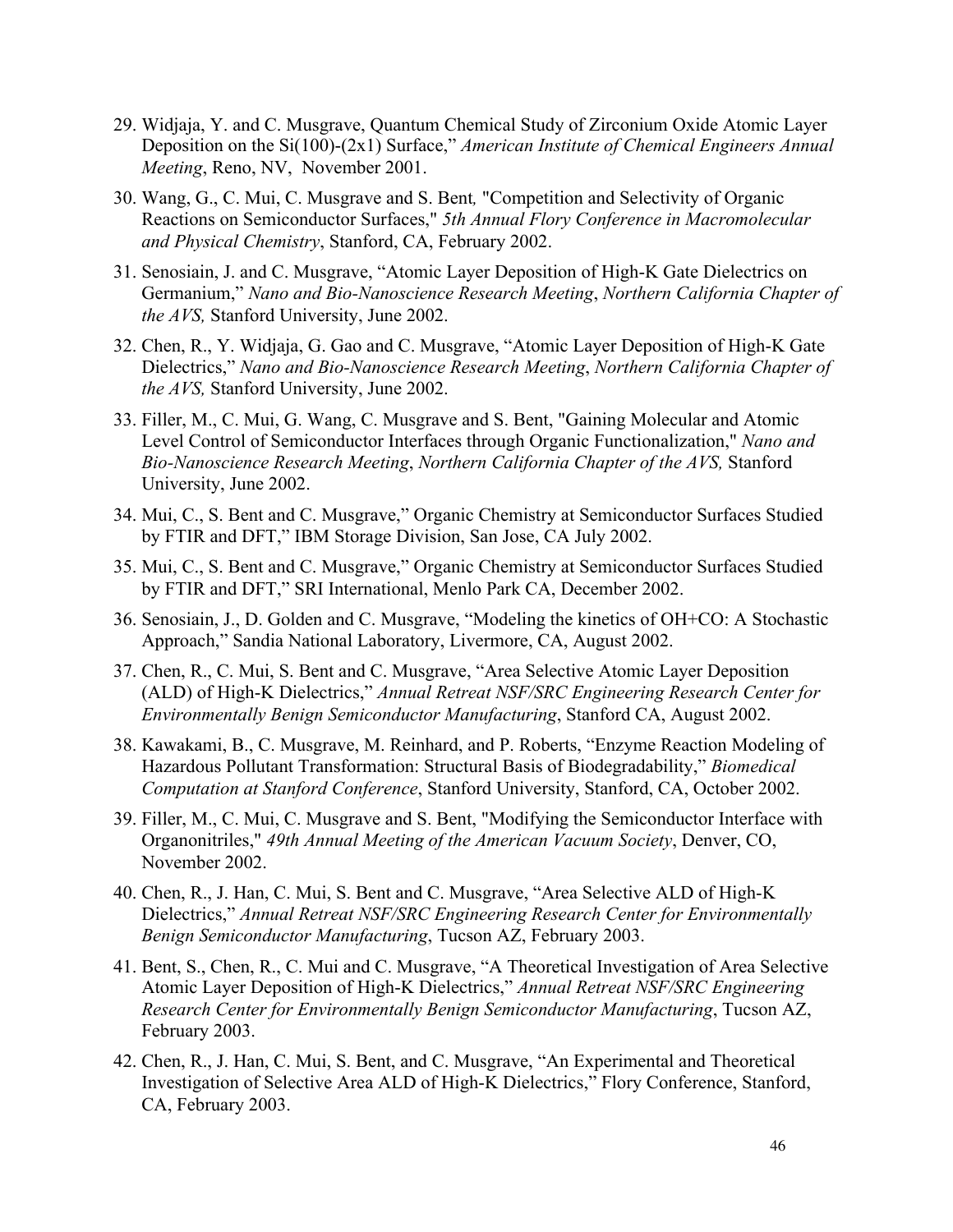29. Widjaja, Y. and C. Musgrave, Quantum Chemical Study of Zirconium Oxide Atomic Layer Deposition on the Si(100)-(2x1) Surface," *American Institute of Chemical Engineers Annual Meeting*, Reno, NV, November 2001.

30. Wang, G., C. Mui, C. Musgrave and S. Bent*,* "Competition and Selectivity of Organic Reactions on Semiconductor Surfaces," *5th Annual Flory Conference in Macromolecular and Physical Chemistry*, Stanford, CA, February 2002.

31. Senosiain, J. and C. Musgrave, "Atomic Layer Deposition of High-K Gate Dielectrics on Germanium," *Nano and Bio-Nanoscience Research Meeting*, *Northern California Chapter of the AVS,* Stanford University, June 2002.

32. Chen, R., Y. Widjaja, G. Gao and C. Musgrave, "Atomic Layer Deposition of High-K Gate Dielectrics," *Nano and Bio-Nanoscience Research Meeting*, *Northern California Chapter of the AVS,* Stanford University, June 2002.

33. Filler, M., C. Mui, G. Wang, C. Musgrave and S. Bent, "Gaining Molecular and Atomic Level Control of Semiconductor Interfaces through Organic Functionalization," *Nano and Bio-Nanoscience Research Meeting*, *Northern California Chapter of the AVS,* Stanford University, June 2002.

34. Mui, C., S. Bent and C. Musgrave," Organic Chemistry at Semiconductor Surfaces Studied by FTIR and DFT," IBM Storage Division, San Jose, CA July 2002.

35. Mui, C., S. Bent and C. Musgrave," Organic Chemistry at Semiconductor Surfaces Studied by FTIR and DFT," SRI International, Menlo Park CA, December 2002.

36. Senosiain, J., D. Golden and C. Musgrave, "Modeling the kinetics of OH+CO: A Stochastic Approach," Sandia National Laboratory, Livermore, CA, August 2002.

37. Chen, R., C. Mui, S. Bent and C. Musgrave, "Area Selective Atomic Layer Deposition (ALD) of High-K Dielectrics," *Annual Retreat NSF/SRC Engineering Research Center for Environmentally Benign Semiconductor Manufacturing*, Stanford CA, August 2002.

38. Kawakami, B., C. Musgrave, M. Reinhard, and P. Roberts, "Enzyme Reaction Modeling of Hazardous Pollutant Transformation: Structural Basis of Biodegradability," *Biomedical Computation at Stanford Conference*, Stanford University, Stanford, CA, October 2002.

39. Filler, M., C. Mui, C. Musgrave and S. Bent, "Modifying the Semiconductor Interface with Organonitriles," *49th Annual Meeting of the American Vacuum Society*, Denver, CO, November 2002.

40. Chen, R., J. Han, C. Mui, S. Bent and C. Musgrave, "Area Selective ALD of High-K Dielectrics," *Annual Retreat NSF/SRC Engineering Research Center for Environmentally Benign Semiconductor Manufacturing*, Tucson AZ, February 2003.

41. Bent, S., Chen, R., C. Mui and C. Musgrave, "A Theoretical Investigation of Area Selective Atomic Layer Deposition of High-K Dielectrics," *Annual Retreat NSF/SRC Engineering Research Center for Environmentally Benign Semiconductor Manufacturing*, Tucson AZ, February 2003.

42. Chen, R., J. Han, C. Mui, S. Bent, and C. Musgrave, "An Experimental and Theoretical Investigation of Selective Area ALD of High-K Dielectrics," Flory Conference, Stanford, CA, February 2003.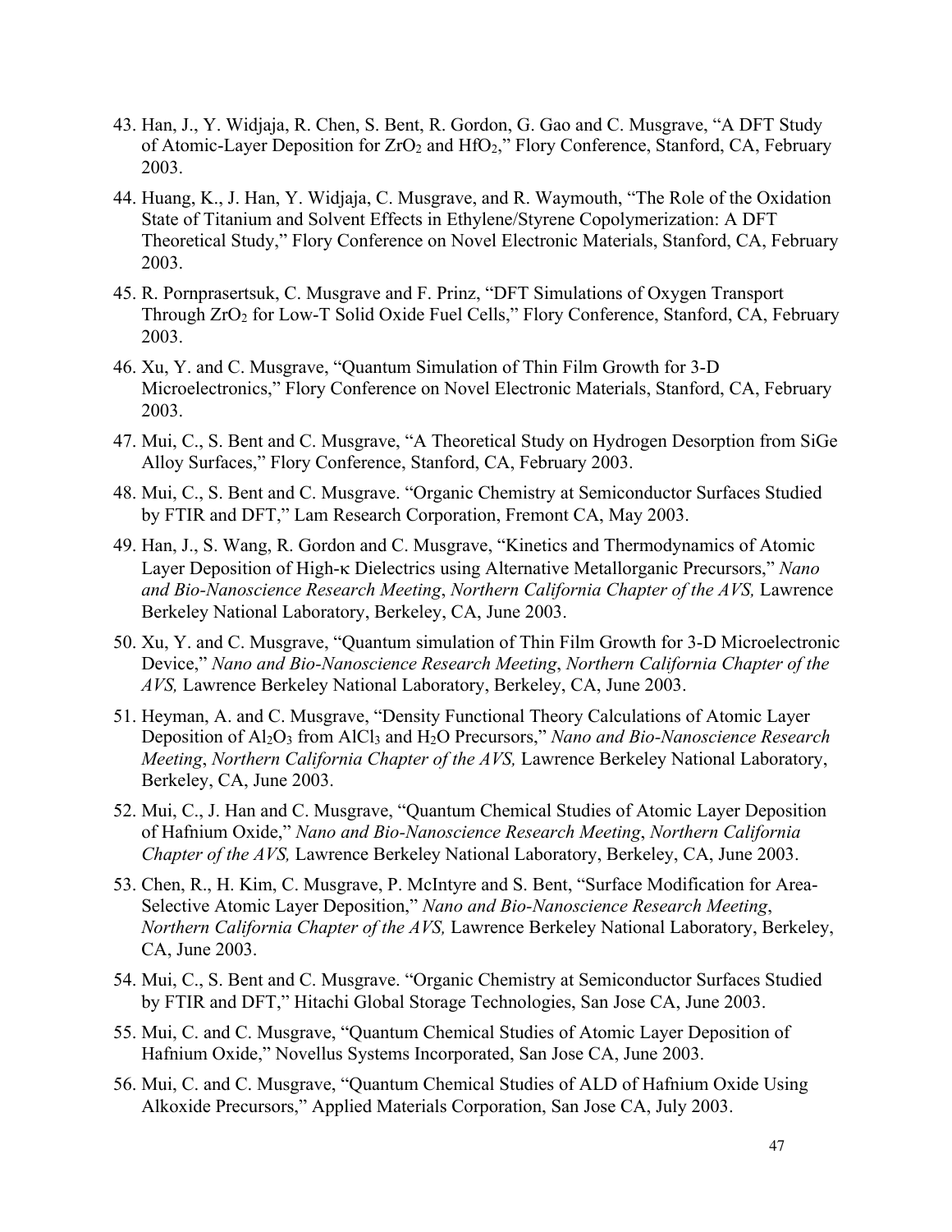43. Han, J., Y. Widjaja, R. Chen, S. Bent, R. Gordon, G. Gao and C. Musgrave, "A DFT Study of Atomic-Layer Deposition for $ZrO_2$ and $HfO_2$," Flory Conference, Stanford, CA, February 2003.

44. Huang, K., J. Han, Y. Widjaja, C. Musgrave, and R. Waymouth, "The Role of the Oxidation State of Titanium and Solvent Effects in Ethylene/Styrene Copolymerization: A DFT Theoretical Study," Flory Conference on Novel Electronic Materials, Stanford, CA, February 2003.

45. R. Pornprasertsuk, C. Musgrave and F. Prinz, "DFT Simulations of Oxygen Transport Through $ZrO_2$ for Low-T Solid Oxide Fuel Cells," Flory Conference, Stanford, CA, February 2003.

46. Xu, Y. and C. Musgrave, "Quantum Simulation of Thin Film Growth for 3-D Microelectronics," Flory Conference on Novel Electronic Materials, Stanford, CA, February 2003.

47. Mui, C., S. Bent and C. Musgrave, "A Theoretical Study on Hydrogen Desorption from SiGe Alloy Surfaces," Flory Conference, Stanford, CA, February 2003.

48. Mui, C., S. Bent and C. Musgrave. "Organic Chemistry at Semiconductor Surfaces Studied by FTIR and DFT," Lam Research Corporation, Fremont CA, May 2003.

49. Han, J., S. Wang, R. Gordon and C. Musgrave, "Kinetics and Thermodynamics of Atomic Layer Deposition of High-κ Dielectrics using Alternative Metallorganic Precursors," *Nano and Bio-Nanoscience Research Meeting*, *Northern California Chapter of the AVS,* Lawrence Berkeley National Laboratory, Berkeley, CA, June 2003.

50. Xu, Y. and C. Musgrave, "Quantum simulation of Thin Film Growth for 3-D Microelectronic Device," *Nano and Bio-Nanoscience Research Meeting*, *Northern California Chapter of the AVS,* Lawrence Berkeley National Laboratory, Berkeley, CA, June 2003.

51. Heyman, A. and C. Musgrave, "Density Functional Theory Calculations of Atomic Layer Deposition of $Al_2O_3$ from $AlCl_3$ and $H_2O$ Precursors," *Nano and Bio-Nanoscience Research Meeting*, *Northern California Chapter of the AVS,* Lawrence Berkeley National Laboratory, Berkeley, CA, June 2003.

52. Mui, C., J. Han and C. Musgrave, "Quantum Chemical Studies of Atomic Layer Deposition of Hafnium Oxide," *Nano and Bio-Nanoscience Research Meeting*, *Northern California Chapter of the AVS,* Lawrence Berkeley National Laboratory, Berkeley, CA, June 2003.

53. Chen, R., H. Kim, C. Musgrave, P. McIntyre and S. Bent, "Surface Modification for Area-Selective Atomic Layer Deposition," *Nano and Bio-Nanoscience Research Meeting*, *Northern California Chapter of the AVS,* Lawrence Berkeley National Laboratory, Berkeley, CA, June 2003.

54. Mui, C., S. Bent and C. Musgrave. "Organic Chemistry at Semiconductor Surfaces Studied by FTIR and DFT," Hitachi Global Storage Technologies, San Jose CA, June 2003.

55. Mui, C. and C. Musgrave, "Quantum Chemical Studies of Atomic Layer Deposition of Hafnium Oxide," Novellus Systems Incorporated, San Jose CA, June 2003.

56. Mui, C. and C. Musgrave, "Quantum Chemical Studies of ALD of Hafnium Oxide Using Alkoxide Precursors," Applied Materials Corporation, San Jose CA, July 2003.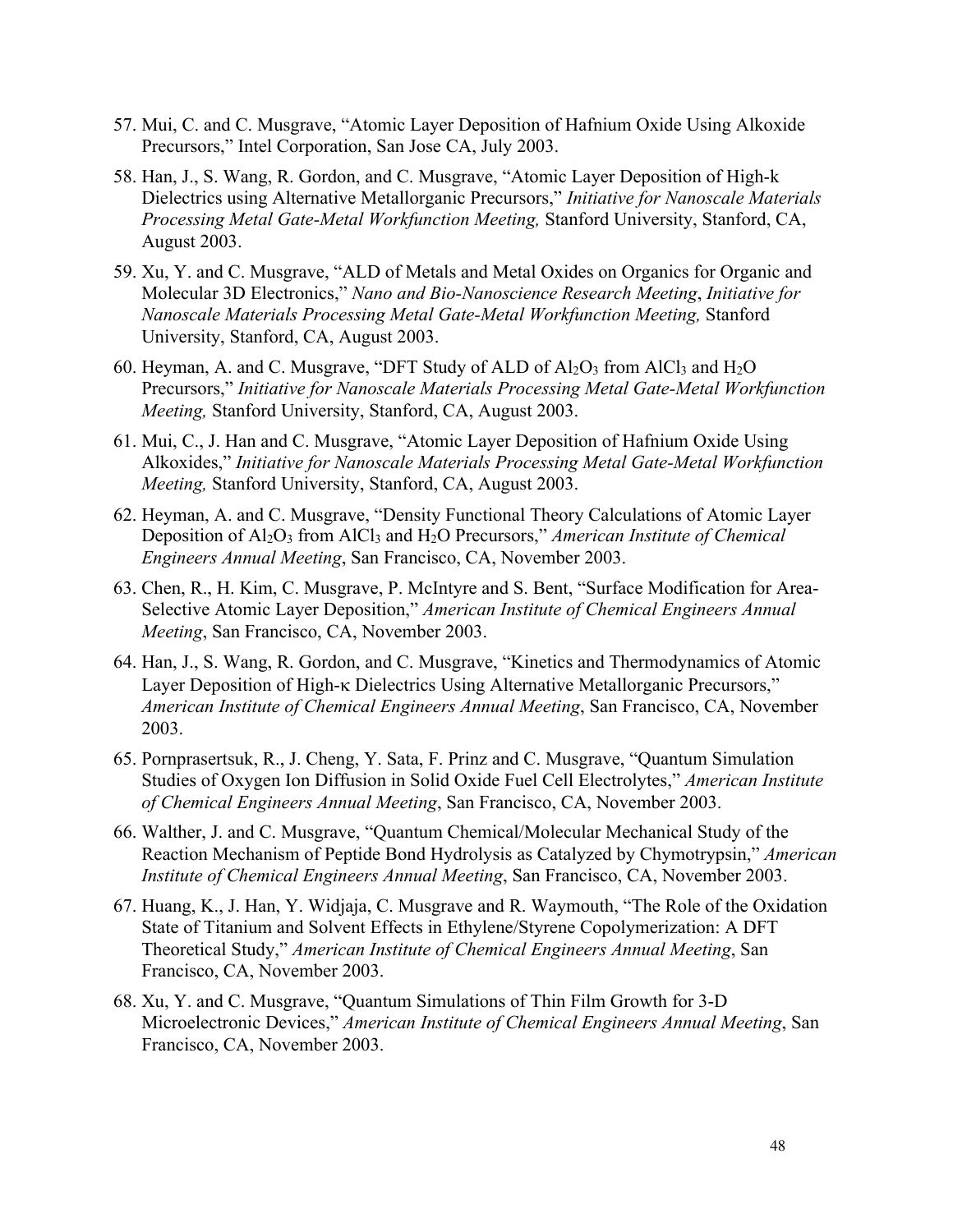57. Mui, C. and C. Musgrave, "Atomic Layer Deposition of Hafnium Oxide Using Alkoxide Precursors," Intel Corporation, San Jose CA, July 2003.

58. Han, J., S. Wang, R. Gordon, and C. Musgrave, "Atomic Layer Deposition of High-k Dielectrics using Alternative Metallorganic Precursors," *Initiative for Nanoscale Materials Processing Metal Gate-Metal Workfunction Meeting,* Stanford University, Stanford, CA, August 2003.

59. Xu, Y. and C. Musgrave, "ALD of Metals and Metal Oxides on Organics for Organic and Molecular 3D Electronics," *Nano and Bio-Nanoscience Research Meeting*, *Initiative for Nanoscale Materials Processing Metal Gate-Metal Workfunction Meeting,* Stanford University, Stanford, CA, August 2003.

60. Heyman, A. and C. Musgrave, "DFT Study of ALD of $Al_2O_3$ from $AlCl_3$ and $H_2O$ Precursors," *Initiative for Nanoscale Materials Processing Metal Gate-Metal Workfunction Meeting,* Stanford University, Stanford, CA, August 2003.

61. Mui, C., J. Han and C. Musgrave, "Atomic Layer Deposition of Hafnium Oxide Using Alkoxides," *Initiative for Nanoscale Materials Processing Metal Gate-Metal Workfunction Meeting,* Stanford University, Stanford, CA, August 2003.

62. Heyman, A. and C. Musgrave, "Density Functional Theory Calculations of Atomic Layer Deposition of $Al_2O_3$ from $AlCl_3$ and $H_2O$ Precursors," *American Institute of Chemical Engineers Annual Meeting*, San Francisco, CA, November 2003.

63. Chen, R., H. Kim, C. Musgrave, P. McIntyre and S. Bent, "Surface Modification for Area-Selective Atomic Layer Deposition," *American Institute of Chemical Engineers Annual Meeting*, San Francisco, CA, November 2003.

64. Han, J., S. Wang, R. Gordon, and C. Musgrave, "Kinetics and Thermodynamics of Atomic Layer Deposition of High-κ Dielectrics Using Alternative Metallorganic Precursors," *American Institute of Chemical Engineers Annual Meeting*, San Francisco, CA, November 2003.

65. Pornprasertsuk, R., J. Cheng, Y. Sata, F. Prinz and C. Musgrave, "Quantum Simulation Studies of Oxygen Ion Diffusion in Solid Oxide Fuel Cell Electrolytes," *American Institute of Chemical Engineers Annual Meeting*, San Francisco, CA, November 2003.

66. Walther, J. and C. Musgrave, "Quantum Chemical/Molecular Mechanical Study of the Reaction Mechanism of Peptide Bond Hydrolysis as Catalyzed by Chymotrypsin," *American Institute of Chemical Engineers Annual Meeting*, San Francisco, CA, November 2003.

67. Huang, K., J. Han, Y. Widjaja, C. Musgrave and R. Waymouth, "The Role of the Oxidation State of Titanium and Solvent Effects in Ethylene/Styrene Copolymerization: A DFT Theoretical Study," *American Institute of Chemical Engineers Annual Meeting*, San Francisco, CA, November 2003.

68. Xu, Y. and C. Musgrave, "Quantum Simulations of Thin Film Growth for 3-D Microelectronic Devices," *American Institute of Chemical Engineers Annual Meeting*, San Francisco, CA, November 2003.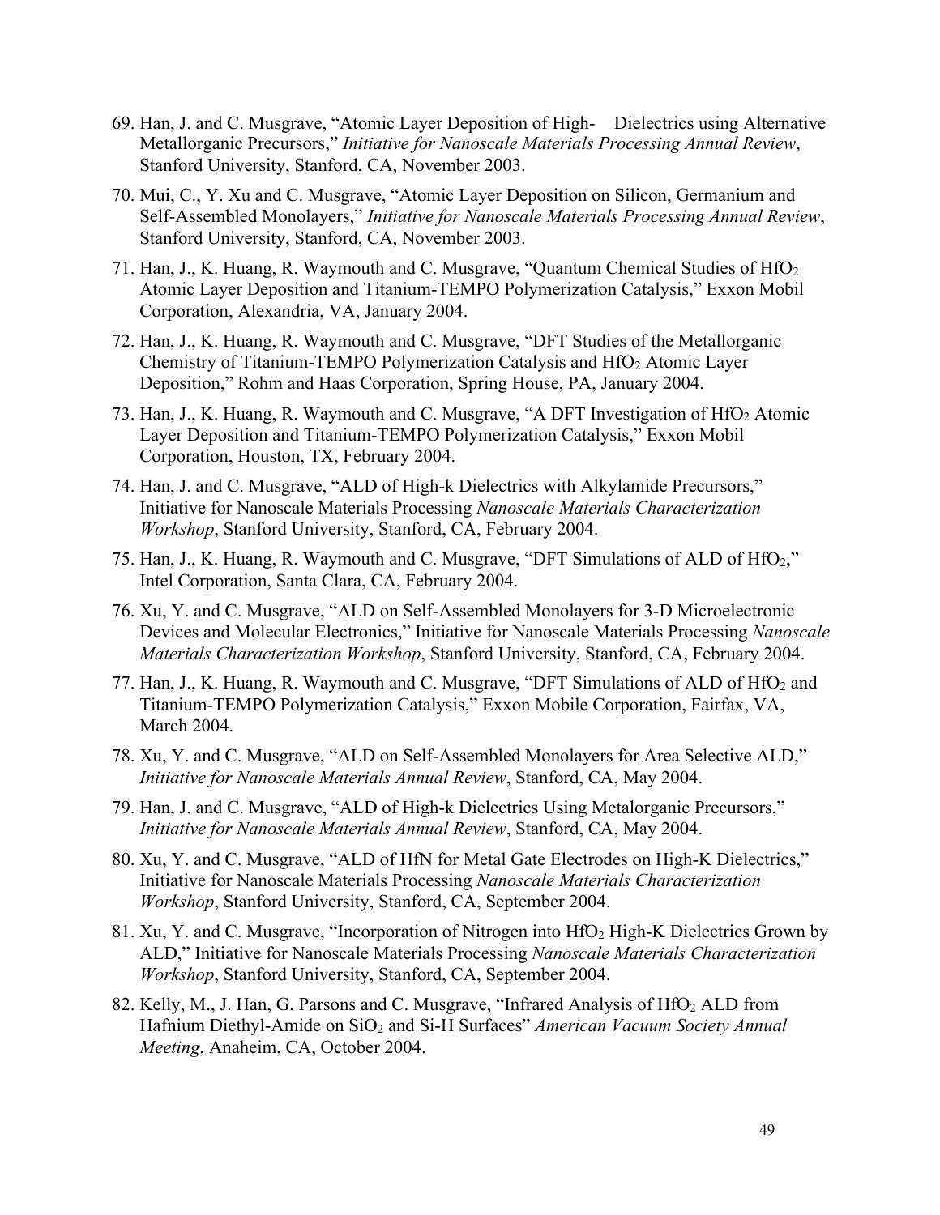69. Han, J. and C. Musgrave, "Atomic Layer Deposition of High-  Dielectrics using Alternative Metallorganic Precursors," *Initiative for Nanoscale Materials Processing Annual Review*, Stanford University, Stanford, CA, November 2003.

70. Mui, C., Y. Xu and C. Musgrave, "Atomic Layer Deposition on Silicon, Germanium and Self-Assembled Monolayers," *Initiative for Nanoscale Materials Processing Annual Review*, Stanford University, Stanford, CA, November 2003.

71. Han, J., K. Huang, R. Waymouth and C. Musgrave, "Quantum Chemical Studies of $HfO_2$ Atomic Layer Deposition and Titanium-TEMPO Polymerization Catalysis," Exxon Mobil Corporation, Alexandria, VA, January 2004.

72. Han, J., K. Huang, R. Waymouth and C. Musgrave, "DFT Studies of the Metallorganic Chemistry of Titanium-TEMPO Polymerization Catalysis and $HfO_2$ Atomic Layer Deposition," Rohm and Haas Corporation, Spring House, PA, January 2004.

73. Han, J., K. Huang, R. Waymouth and C. Musgrave, "A DFT Investigation of $HfO_2$ Atomic Layer Deposition and Titanium-TEMPO Polymerization Catalysis," Exxon Mobil Corporation, Houston, TX, February 2004.

74. Han, J. and C. Musgrave, "ALD of High-k Dielectrics with Alkylamide Precursors," Initiative for Nanoscale Materials Processing *Nanoscale Materials Characterization Workshop*, Stanford University, Stanford, CA, February 2004.

75. Han, J., K. Huang, R. Waymouth and C. Musgrave, "DFT Simulations of ALD of $HfO_2$," Intel Corporation, Santa Clara, CA, February 2004.

76. Xu, Y. and C. Musgrave, "ALD on Self-Assembled Monolayers for 3-D Microelectronic Devices and Molecular Electronics," Initiative for Nanoscale Materials Processing *Nanoscale Materials Characterization Workshop*, Stanford University, Stanford, CA, February 2004.

77. Han, J., K. Huang, R. Waymouth and C. Musgrave, "DFT Simulations of ALD of $HfO_2$ and Titanium-TEMPO Polymerization Catalysis," Exxon Mobile Corporation, Fairfax, VA, March 2004.

78. Xu, Y. and C. Musgrave, "ALD on Self-Assembled Monolayers for Area Selective ALD," *Initiative for Nanoscale Materials Annual Review*, Stanford, CA, May 2004.

79. Han, J. and C. Musgrave, "ALD of High-k Dielectrics Using Metalorganic Precursors," *Initiative for Nanoscale Materials Annual Review*, Stanford, CA, May 2004.

80. Xu, Y. and C. Musgrave, "ALD of HfN for Metal Gate Electrodes on High-K Dielectrics," Initiative for Nanoscale Materials Processing *Nanoscale Materials Characterization Workshop*, Stanford University, Stanford, CA, September 2004.

81. Xu, Y. and C. Musgrave, "Incorporation of Nitrogen into $HfO_2$ High-K Dielectrics Grown by ALD," Initiative for Nanoscale Materials Processing *Nanoscale Materials Characterization Workshop*, Stanford University, Stanford, CA, September 2004.

82. Kelly, M., J. Han, G. Parsons and C. Musgrave, "Infrared Analysis of $HfO_2$ ALD from Hafnium Diethyl-Amide on $SiO_2$ and Si-H Surfaces" *American Vacuum Society Annual Meeting*, Anaheim, CA, October 2004.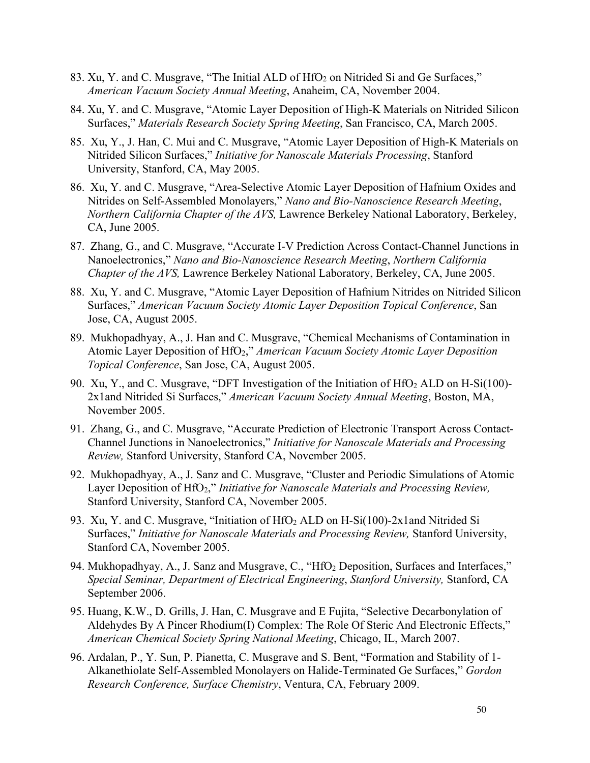83. Xu, Y. and C. Musgrave, "The Initial ALD of $HfO_2$ on Nitrided Si and Ge Surfaces," *American Vacuum Society Annual Meeting*, Anaheim, CA, November 2004.

84. Xu, Y. and C. Musgrave, "Atomic Layer Deposition of High-K Materials on Nitrided Silicon Surfaces," *Materials Research Society Spring Meeting*, San Francisco, CA, March 2005.

85. Xu, Y., J. Han, C. Mui and C. Musgrave, "Atomic Layer Deposition of High-K Materials on Nitrided Silicon Surfaces," *Initiative for Nanoscale Materials Processing*, Stanford University, Stanford, CA, May 2005.

86. Xu, Y. and C. Musgrave, "Area-Selective Atomic Layer Deposition of Hafnium Oxides and Nitrides on Self-Assembled Monolayers," *Nano and Bio-Nanoscience Research Meeting*, *Northern California Chapter of the AVS,* Lawrence Berkeley National Laboratory, Berkeley, CA, June 2005.

87. Zhang, G., and C. Musgrave, "Accurate I-V Prediction Across Contact-Channel Junctions in Nanoelectronics," *Nano and Bio-Nanoscience Research Meeting*, *Northern California Chapter of the AVS,* Lawrence Berkeley National Laboratory, Berkeley, CA, June 2005.

88. Xu, Y. and C. Musgrave, "Atomic Layer Deposition of Hafnium Nitrides on Nitrided Silicon Surfaces," *American Vacuum Society Atomic Layer Deposition Topical Conference*, San Jose, CA, August 2005.

89. Mukhopadhyay, A., J. Han and C. Musgrave, "Chemical Mechanisms of Contamination in Atomic Layer Deposition of $HfO_2$," *American Vacuum Society Atomic Layer Deposition Topical Conference*, San Jose, CA, August 2005.

90. Xu, Y., and C. Musgrave, "DFT Investigation of the Initiation of $HfO_2$ ALD on H-Si(100)-2x1and Nitrided Si Surfaces," *American Vacuum Society Annual Meeting*, Boston, MA, November 2005.

91. Zhang, G., and C. Musgrave, "Accurate Prediction of Electronic Transport Across Contact-Channel Junctions in Nanoelectronics," *Initiative for Nanoscale Materials and Processing Review,* Stanford University, Stanford CA, November 2005.

92. Mukhopadhyay, A., J. Sanz and C. Musgrave, "Cluster and Periodic Simulations of Atomic Layer Deposition of $HfO_2$," *Initiative for Nanoscale Materials and Processing Review,* Stanford University, Stanford CA, November 2005.

93. Xu, Y. and C. Musgrave, "Initiation of $HfO_2$ ALD on H-Si(100)-2x1and Nitrided Si Surfaces," *Initiative for Nanoscale Materials and Processing Review,* Stanford University, Stanford CA, November 2005.

94. Mukhopadhyay, A., J. Sanz and Musgrave, C., "$HfO_2$ Deposition, Surfaces and Interfaces," *Special Seminar, Department of Electrical Engineering*, *Stanford University,* Stanford, CA September 2006.

95. Huang, K.W., D. Grills, J. Han, C. Musgrave and E Fujita, "Selective Decarbonylation of Aldehydes By A Pincer Rhodium(I) Complex: The Role Of Steric And Electronic Effects," *American Chemical Society Spring National Meeting*, Chicago, IL, March 2007.

96. Ardalan, P., Y. Sun, P. Pianetta, C. Musgrave and S. Bent, "Formation and Stability of 1-Alkanethiolate Self-Assembled Monolayers on Halide-Terminated Ge Surfaces," *Gordon Research Conference, Surface Chemistry*, Ventura, CA, February 2009.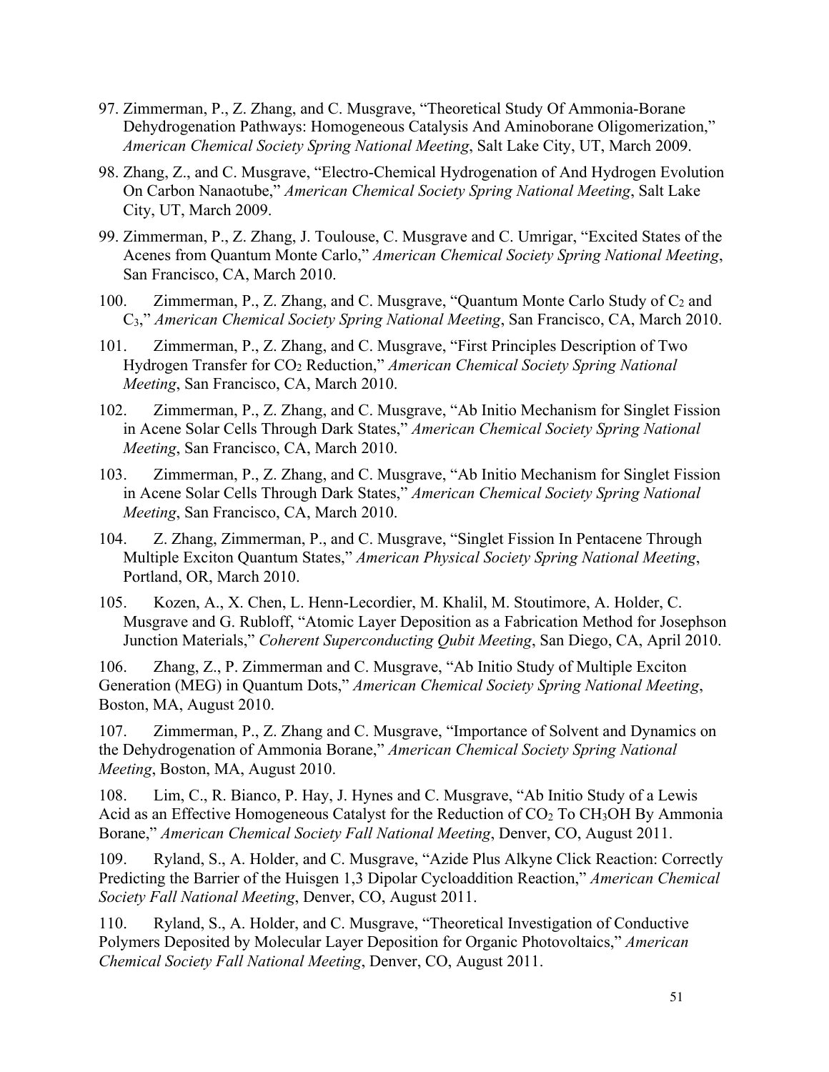97. Zimmerman, P., Z. Zhang, and C. Musgrave, "Theoretical Study Of Ammonia-Borane Dehydrogenation Pathways: Homogeneous Catalysis And Aminoborane Oligomerization," *American Chemical Society Spring National Meeting*, Salt Lake City, UT, March 2009.

98. Zhang, Z., and C. Musgrave, "Electro-Chemical Hydrogenation of And Hydrogen Evolution On Carbon Nanaotube," *American Chemical Society Spring National Meeting*, Salt Lake City, UT, March 2009.

99. Zimmerman, P., Z. Zhang, J. Toulouse, C. Musgrave and C. Umrigar, "Excited States of the Acenes from Quantum Monte Carlo," *American Chemical Society Spring National Meeting*, San Francisco, CA, March 2010.

100. Zimmerman, P., Z. Zhang, and C. Musgrave, "Quantum Monte Carlo Study of $C_2$ and $C_3$," *American Chemical Society Spring National Meeting*, San Francisco, CA, March 2010.

101. Zimmerman, P., Z. Zhang, and C. Musgrave, "First Principles Description of Two Hydrogen Transfer for $CO_2$ Reduction," *American Chemical Society Spring National Meeting*, San Francisco, CA, March 2010.

102. Zimmerman, P., Z. Zhang, and C. Musgrave, "Ab Initio Mechanism for Singlet Fission in Acene Solar Cells Through Dark States," *American Chemical Society Spring National Meeting*, San Francisco, CA, March 2010.

103. Zimmerman, P., Z. Zhang, and C. Musgrave, "Ab Initio Mechanism for Singlet Fission in Acene Solar Cells Through Dark States," *American Chemical Society Spring National Meeting*, San Francisco, CA, March 2010.

104. Z. Zhang, Zimmerman, P., and C. Musgrave, "Singlet Fission In Pentacene Through Multiple Exciton Quantum States," *American Physical Society Spring National Meeting*, Portland, OR, March 2010.

105. Kozen, A., X. Chen, L. Henn-Lecordier, M. Khalil, M. Stoutimore, A. Holder, C. Musgrave and G. Rubloff, "Atomic Layer Deposition as a Fabrication Method for Josephson Junction Materials," *Coherent Superconducting Qubit Meeting*, San Diego, CA, April 2010.

106. Zhang, Z., P. Zimmerman and C. Musgrave, "Ab Initio Study of Multiple Exciton Generation (MEG) in Quantum Dots," *American Chemical Society Spring National Meeting*, Boston, MA, August 2010.

107. Zimmerman, P., Z. Zhang and C. Musgrave, "Importance of Solvent and Dynamics on the Dehydrogenation of Ammonia Borane," *American Chemical Society Spring National Meeting*, Boston, MA, August 2010.

108. Lim, C., R. Bianco, P. Hay, J. Hynes and C. Musgrave, "Ab Initio Study of a Lewis Acid as an Effective Homogeneous Catalyst for the Reduction of $CO_2$ To $CH_3OH$ By Ammonia Borane," *American Chemical Society Fall National Meeting*, Denver, CO, August 2011.

109. Ryland, S., A. Holder, and C. Musgrave, "Azide Plus Alkyne Click Reaction: Correctly Predicting the Barrier of the Huisgen 1,3 Dipolar Cycloaddition Reaction," *American Chemical Society Fall National Meeting*, Denver, CO, August 2011.

110. Ryland, S., A. Holder, and C. Musgrave, "Theoretical Investigation of Conductive Polymers Deposited by Molecular Layer Deposition for Organic Photovoltaics," *American Chemical Society Fall National Meeting*, Denver, CO, August 2011.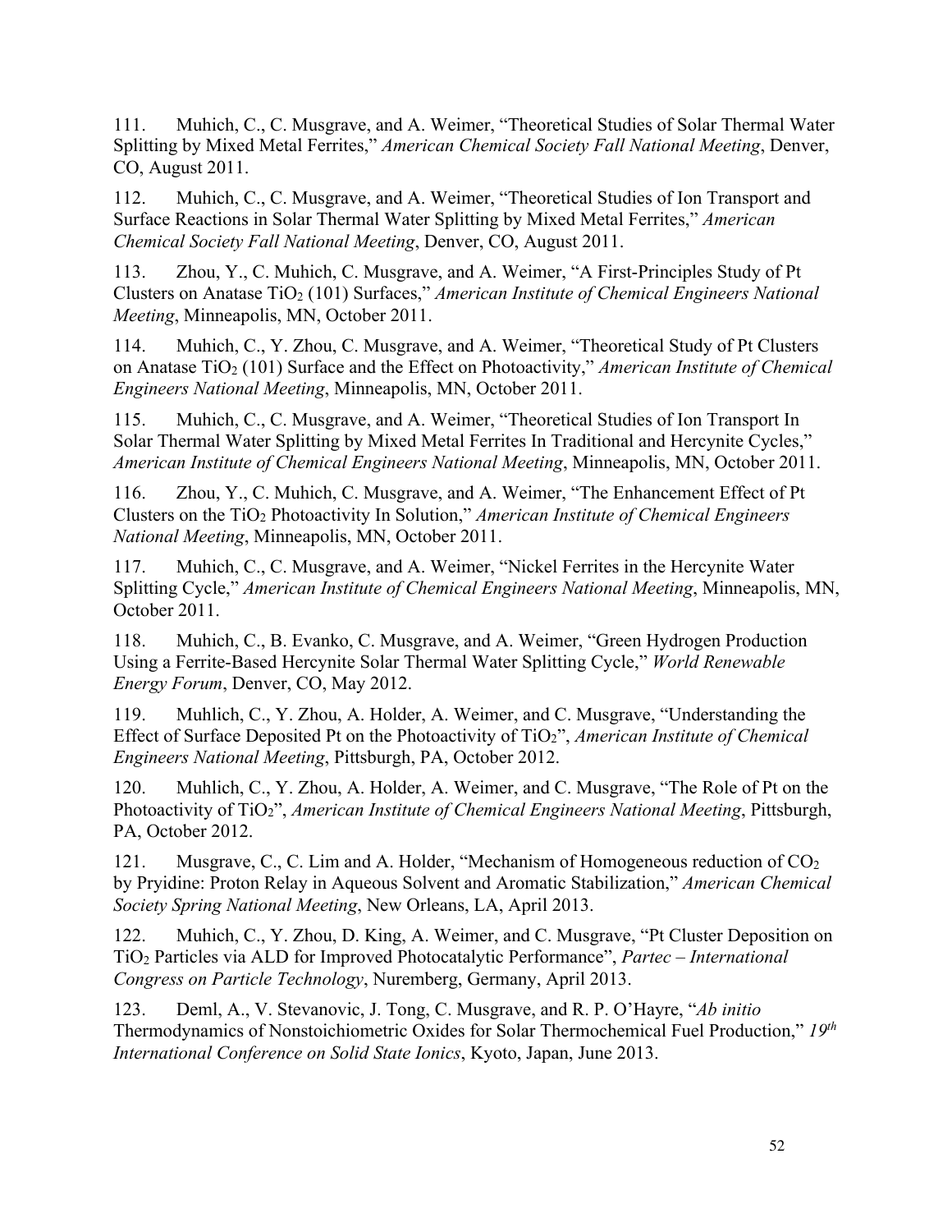111. Muhich, C., C. Musgrave, and A. Weimer, "Theoretical Studies of Solar Thermal Water Splitting by Mixed Metal Ferrites," *American Chemical Society Fall National Meeting*, Denver, CO, August 2011.

112. Muhich, C., C. Musgrave, and A. Weimer, "Theoretical Studies of Ion Transport and Surface Reactions in Solar Thermal Water Splitting by Mixed Metal Ferrites," *American Chemical Society Fall National Meeting*, Denver, CO, August 2011.

113. Zhou, Y., C. Muhich, C. Musgrave, and A. Weimer, "A First-Principles Study of Pt Clusters on Anatase $TiO_2$ (101) Surfaces," *American Institute of Chemical Engineers National Meeting*, Minneapolis, MN, October 2011.

114. Muhich, C., Y. Zhou, C. Musgrave, and A. Weimer, "Theoretical Study of Pt Clusters on Anatase $TiO_2$ (101) Surface and the Effect on Photoactivity," *American Institute of Chemical Engineers National Meeting*, Minneapolis, MN, October 2011.

115. Muhich, C., C. Musgrave, and A. Weimer, "Theoretical Studies of Ion Transport In Solar Thermal Water Splitting by Mixed Metal Ferrites In Traditional and Hercynite Cycles," *American Institute of Chemical Engineers National Meeting*, Minneapolis, MN, October 2011.

116. Zhou, Y., C. Muhich, C. Musgrave, and A. Weimer, "The Enhancement Effect of Pt Clusters on the $TiO_2$ Photoactivity In Solution," *American Institute of Chemical Engineers National Meeting*, Minneapolis, MN, October 2011.

117. Muhich, C., C. Musgrave, and A. Weimer, "Nickel Ferrites in the Hercynite Water Splitting Cycle," *American Institute of Chemical Engineers National Meeting*, Minneapolis, MN, October 2011.

118. Muhich, C., B. Evanko, C. Musgrave, and A. Weimer, "Green Hydrogen Production Using a Ferrite-Based Hercynite Solar Thermal Water Splitting Cycle," *World Renewable Energy Forum*, Denver, CO, May 2012.

119. Muhlich, C., Y. Zhou, A. Holder, A. Weimer, and C. Musgrave, "Understanding the Effect of Surface Deposited Pt on the Photoactivity of $TiO_2$", *American Institute of Chemical Engineers National Meeting*, Pittsburgh, PA, October 2012.

120. Muhlich, C., Y. Zhou, A. Holder, A. Weimer, and C. Musgrave, "The Role of Pt on the Photoactivity of $TiO_2$", *American Institute of Chemical Engineers National Meeting*, Pittsburgh, PA, October 2012.

121. Musgrave, C., C. Lim and A. Holder, "Mechanism of Homogeneous reduction of $CO_2$ by Pryidine: Proton Relay in Aqueous Solvent and Aromatic Stabilization," *American Chemical Society Spring National Meeting*, New Orleans, LA, April 2013.

122. Muhich, C., Y. Zhou, D. King, A. Weimer, and C. Musgrave, "Pt Cluster Deposition on $TiO_2$ Particles via ALD for Improved Photocatalytic Performance", *Partec – International Congress on Particle Technology*, Nuremberg, Germany, April 2013.

123. Deml, A., V. Stevanovic, J. Tong, C. Musgrave, and R. P. O'Hayre, "*Ab initio* Thermodynamics of Nonstoichiometric Oxides for Solar Thermochemical Fuel Production," *19th International Conference on Solid State Ionics*, Kyoto, Japan, June 2013.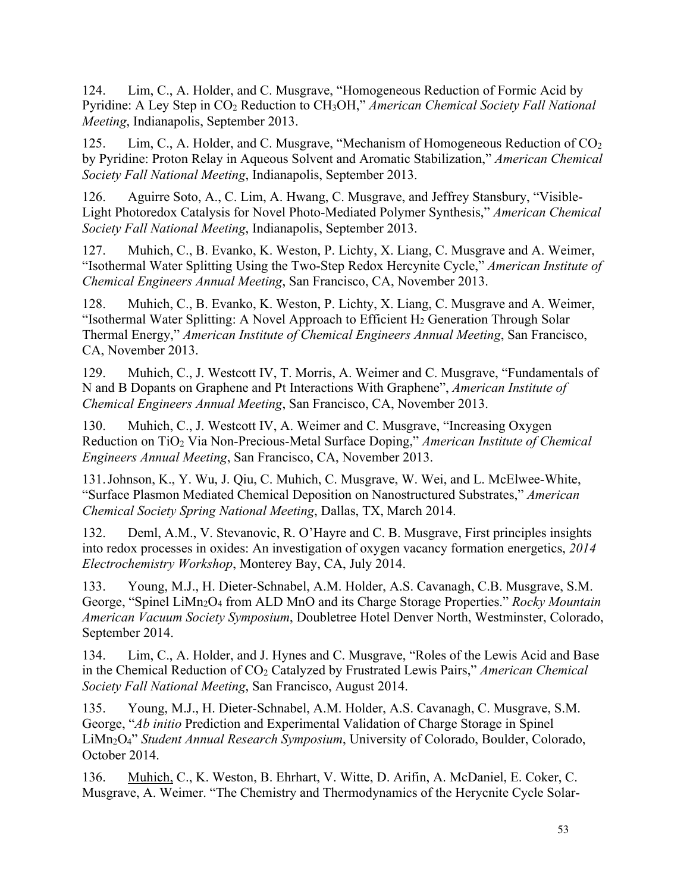124. Lim, C., A. Holder, and C. Musgrave, "Homogeneous Reduction of Formic Acid by Pyridine: A Ley Step in $CO_2$ Reduction to $CH_3OH$," *American Chemical Society Fall National Meeting*, Indianapolis, September 2013.

125. Lim, C., A. Holder, and C. Musgrave, "Mechanism of Homogeneous Reduction of $CO_2$ by Pyridine: Proton Relay in Aqueous Solvent and Aromatic Stabilization," *American Chemical Society Fall National Meeting*, Indianapolis, September 2013.

126. Aguirre Soto, A., C. Lim, A. Hwang, C. Musgrave, and Jeffrey Stansbury, "Visible-Light Photoredox Catalysis for Novel Photo-Mediated Polymer Synthesis," *American Chemical Society Fall National Meeting*, Indianapolis, September 2013.

127. Muhich, C., B. Evanko, K. Weston, P. Lichty, X. Liang, C. Musgrave and A. Weimer, "Isothermal Water Splitting Using the Two-Step Redox Hercynite Cycle," *American Institute of Chemical Engineers Annual Meeting*, San Francisco, CA, November 2013.

128. Muhich, C., B. Evanko, K. Weston, P. Lichty, X. Liang, C. Musgrave and A. Weimer, "Isothermal Water Splitting: A Novel Approach to Efficient $H_2$ Generation Through Solar Thermal Energy," *American Institute of Chemical Engineers Annual Meeting*, San Francisco, CA, November 2013.

129. Muhich, C., J. Westcott IV, T. Morris, A. Weimer and C. Musgrave, "Fundamentals of N and B Dopants on Graphene and Pt Interactions With Graphene", *American Institute of Chemical Engineers Annual Meeting*, San Francisco, CA, November 2013.

130. Muhich, C., J. Westcott IV, A. Weimer and C. Musgrave, "Increasing Oxygen Reduction on $TiO_2$ Via Non-Precious-Metal Surface Doping," *American Institute of Chemical Engineers Annual Meeting*, San Francisco, CA, November 2013.

131. Johnson, K., Y. Wu, J. Qiu, C. Muhich, C. Musgrave, W. Wei, and L. McElwee-White, "Surface Plasmon Mediated Chemical Deposition on Nanostructured Substrates," *American Chemical Society Spring National Meeting*, Dallas, TX, March 2014.

132. Deml, A.M., V. Stevanovic, R. O'Hayre and C. B. Musgrave, First principles insights into redox processes in oxides: An investigation of oxygen vacancy formation energetics, *2014 Electrochemistry Workshop*, Monterey Bay, CA, July 2014.

133. Young, M.J., H. Dieter-Schnabel, A.M. Holder, A.S. Cavanagh, C.B. Musgrave, S.M. George, "Spinel $LiMn_2O_4$ from ALD MnO and its Charge Storage Properties." *Rocky Mountain American Vacuum Society Symposium*, Doubletree Hotel Denver North, Westminster, Colorado, September 2014.

134. Lim, C., A. Holder, and J. Hynes and C. Musgrave, "Roles of the Lewis Acid and Base in the Chemical Reduction of $CO_2$ Catalyzed by Frustrated Lewis Pairs," *American Chemical Society Fall National Meeting*, San Francisco, August 2014.

135. Young, M.J., H. Dieter-Schnabel, A.M. Holder, A.S. Cavanagh, C. Musgrave, S.M. George, "*Ab initio* Prediction and Experimental Validation of Charge Storage in Spinel $LiMn_2O_4$" *Student Annual Research Symposium*, University of Colorado, Boulder, Colorado, October 2014.

136. Muhich, C., K. Weston, B. Ehrhart, V. Witte, D. Arifin, A. McDaniel, E. Coker, C. Musgrave, A. Weimer. "The Chemistry and Thermodynamics of the Herycnite Cycle Solar-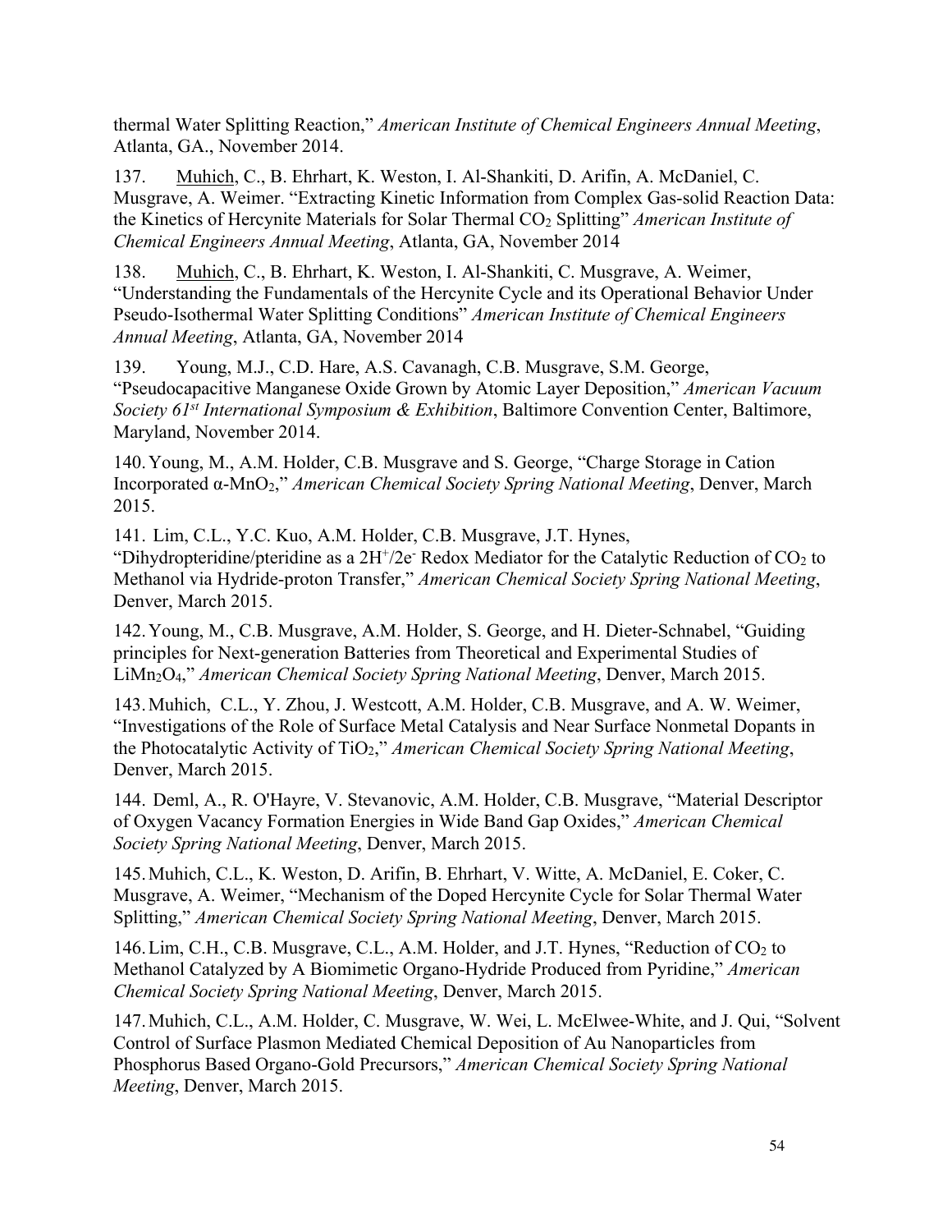thermal Water Splitting Reaction," *American Institute of Chemical Engineers Annual Meeting*, Atlanta, GA., November 2014.

137. Muhich, C., B. Ehrhart, K. Weston, I. Al-Shankiti, D. Arifin, A. McDaniel, C. Musgrave, A. Weimer. "Extracting Kinetic Information from Complex Gas-solid Reaction Data: the Kinetics of Hercynite Materials for Solar Thermal $CO_2$ Splitting" *American Institute of Chemical Engineers Annual Meeting*, Atlanta, GA, November 2014

138. Muhich, C., B. Ehrhart, K. Weston, I. Al-Shankiti, C. Musgrave, A. Weimer, "Understanding the Fundamentals of the Hercynite Cycle and its Operational Behavior Under Pseudo-Isothermal Water Splitting Conditions" *American Institute of Chemical Engineers Annual Meeting*, Atlanta, GA, November 2014

139. Young, M.J., C.D. Hare, A.S. Cavanagh, C.B. Musgrave, S.M. George, "Pseudocapacitive Manganese Oxide Grown by Atomic Layer Deposition," *American Vacuum Society 61st International Symposium & Exhibition*, Baltimore Convention Center, Baltimore, Maryland, November 2014.

140. Young, M., A.M. Holder, C.B. Musgrave and S. George, "Charge Storage in Cation Incorporated α-$MnO_2$," *American Chemical Society Spring National Meeting*, Denver, March 2015.

141. Lim, C.L., Y.C. Kuo, A.M. Holder, C.B. Musgrave, J.T. Hynes, "Dihydropteridine/pteridine as a $2H^+/2e^-$ Redox Mediator for the Catalytic Reduction of $CO_2$ to Methanol via Hydride-proton Transfer," *American Chemical Society Spring National Meeting*, Denver, March 2015.

142. Young, M., C.B. Musgrave, A.M. Holder, S. George, and H. Dieter-Schnabel, "Guiding principles for Next-generation Batteries from Theoretical and Experimental Studies of $LiMn_2O_4$," *American Chemical Society Spring National Meeting*, Denver, March 2015.

143. Muhich, C.L., Y. Zhou, J. Westcott, A.M. Holder, C.B. Musgrave, and A. W. Weimer, "Investigations of the Role of Surface Metal Catalysis and Near Surface Nonmetal Dopants in the Photocatalytic Activity of $TiO_2$," *American Chemical Society Spring National Meeting*, Denver, March 2015.

144. Deml, A., R. O'Hayre, V. Stevanovic, A.M. Holder, C.B. Musgrave, "Material Descriptor of Oxygen Vacancy Formation Energies in Wide Band Gap Oxides," *American Chemical Society Spring National Meeting*, Denver, March 2015.

145. Muhich, C.L., K. Weston, D. Arifin, B. Ehrhart, V. Witte, A. McDaniel, E. Coker, C. Musgrave, A. Weimer, "Mechanism of the Doped Hercynite Cycle for Solar Thermal Water Splitting," *American Chemical Society Spring National Meeting*, Denver, March 2015.

146. Lim, C.H., C.B. Musgrave, C.L., A.M. Holder, and J.T. Hynes, "Reduction of $CO_2$ to Methanol Catalyzed by A Biomimetic Organo-Hydride Produced from Pyridine," *American Chemical Society Spring National Meeting*, Denver, March 2015.

147. Muhich, C.L., A.M. Holder, C. Musgrave, W. Wei, L. McElwee-White, and J. Qui, "Solvent Control of Surface Plasmon Mediated Chemical Deposition of Au Nanoparticles from Phosphorus Based Organo-Gold Precursors," *American Chemical Society Spring National Meeting*, Denver, March 2015.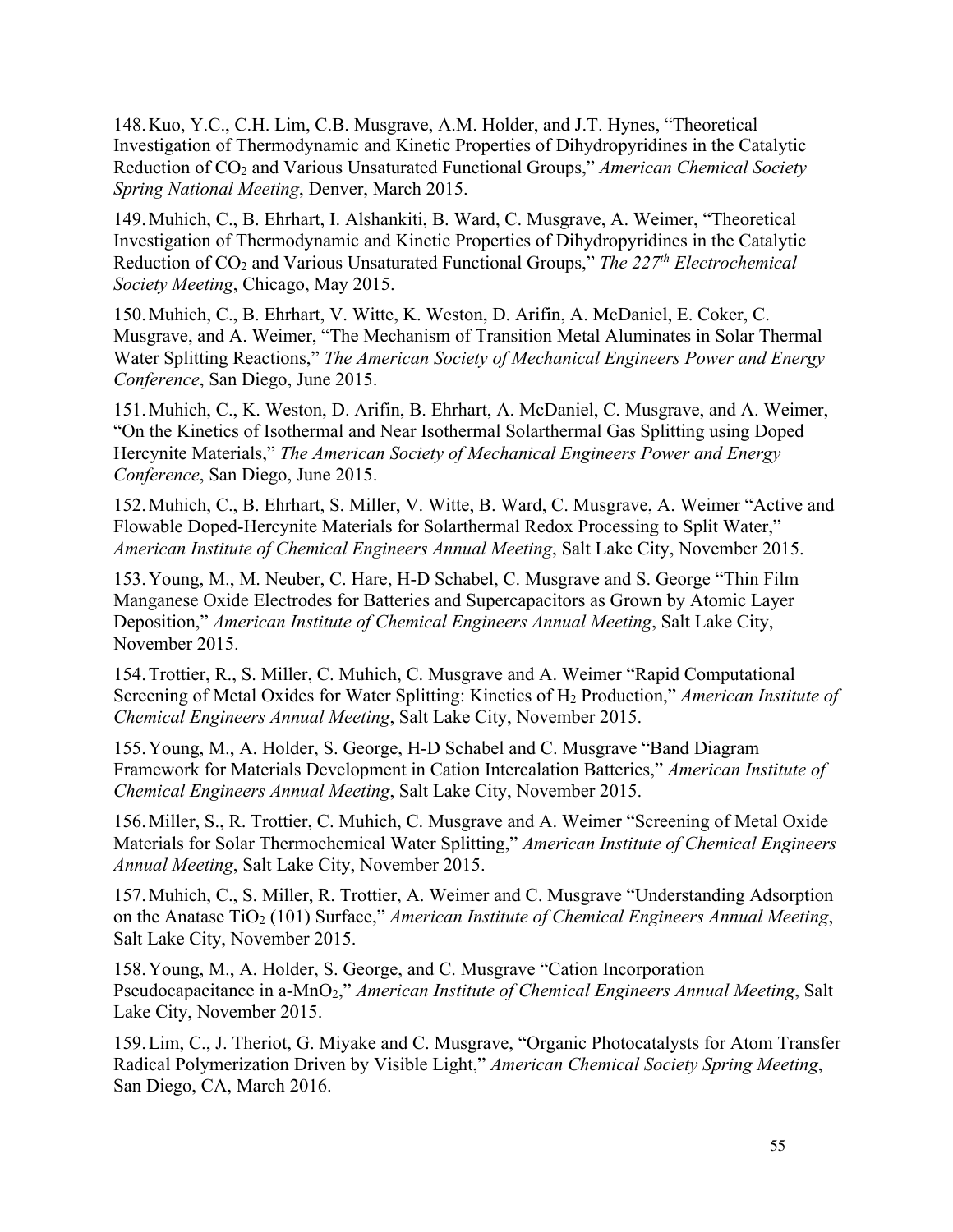148. Kuo, Y.C., C.H. Lim, C.B. Musgrave, A.M. Holder, and J.T. Hynes, "Theoretical Investigation of Thermodynamic and Kinetic Properties of Dihydropyridines in the Catalytic Reduction of $CO_2$ and Various Unsaturated Functional Groups," *American Chemical Society Spring National Meeting*, Denver, March 2015.

149. Muhich, C., B. Ehrhart, I. Alshankiti, B. Ward, C. Musgrave, A. Weimer, "Theoretical Investigation of Thermodynamic and Kinetic Properties of Dihydropyridines in the Catalytic Reduction of $CO_2$ and Various Unsaturated Functional Groups," *The 227th Electrochemical Society Meeting*, Chicago, May 2015.

150. Muhich, C., B. Ehrhart, V. Witte, K. Weston, D. Arifin, A. McDaniel, E. Coker, C. Musgrave, and A. Weimer, "The Mechanism of Transition Metal Aluminates in Solar Thermal Water Splitting Reactions," *The American Society of Mechanical Engineers Power and Energy Conference*, San Diego, June 2015.

151. Muhich, C., K. Weston, D. Arifin, B. Ehrhart, A. McDaniel, C. Musgrave, and A. Weimer, "On the Kinetics of Isothermal and Near Isothermal Solarthermal Gas Splitting using Doped Hercynite Materials," *The American Society of Mechanical Engineers Power and Energy Conference*, San Diego, June 2015.

152. Muhich, C., B. Ehrhart, S. Miller, V. Witte, B. Ward, C. Musgrave, A. Weimer "Active and Flowable Doped-Hercynite Materials for Solarthermal Redox Processing to Split Water," *American Institute of Chemical Engineers Annual Meeting*, Salt Lake City, November 2015.

153. Young, M., M. Neuber, C. Hare, H-D Schabel, C. Musgrave and S. George "Thin Film Manganese Oxide Electrodes for Batteries and Supercapacitors as Grown by Atomic Layer Deposition," *American Institute of Chemical Engineers Annual Meeting*, Salt Lake City, November 2015.

154. Trottier, R., S. Miller, C. Muhich, C. Musgrave and A. Weimer "Rapid Computational Screening of Metal Oxides for Water Splitting: Kinetics of $H_2$ Production," *American Institute of Chemical Engineers Annual Meeting*, Salt Lake City, November 2015.

155. Young, M., A. Holder, S. George, H-D Schabel and C. Musgrave "Band Diagram Framework for Materials Development in Cation Intercalation Batteries," *American Institute of Chemical Engineers Annual Meeting*, Salt Lake City, November 2015.

156. Miller, S., R. Trottier, C. Muhich, C. Musgrave and A. Weimer "Screening of Metal Oxide Materials for Solar Thermochemical Water Splitting," *American Institute of Chemical Engineers Annual Meeting*, Salt Lake City, November 2015.

157. Muhich, C., S. Miller, R. Trottier, A. Weimer and C. Musgrave "Understanding Adsorption on the Anatase $TiO_2$ (101) Surface," *American Institute of Chemical Engineers Annual Meeting*, Salt Lake City, November 2015.

158. Young, M., A. Holder, S. George, and C. Musgrave "Cation Incorporation Pseudocapacitance in a-$MnO_2$," *American Institute of Chemical Engineers Annual Meeting*, Salt Lake City, November 2015.

159. Lim, C., J. Theriot, G. Miyake and C. Musgrave, "Organic Photocatalysts for Atom Transfer Radical Polymerization Driven by Visible Light," *American Chemical Society Spring Meeting*, San Diego, CA, March 2016.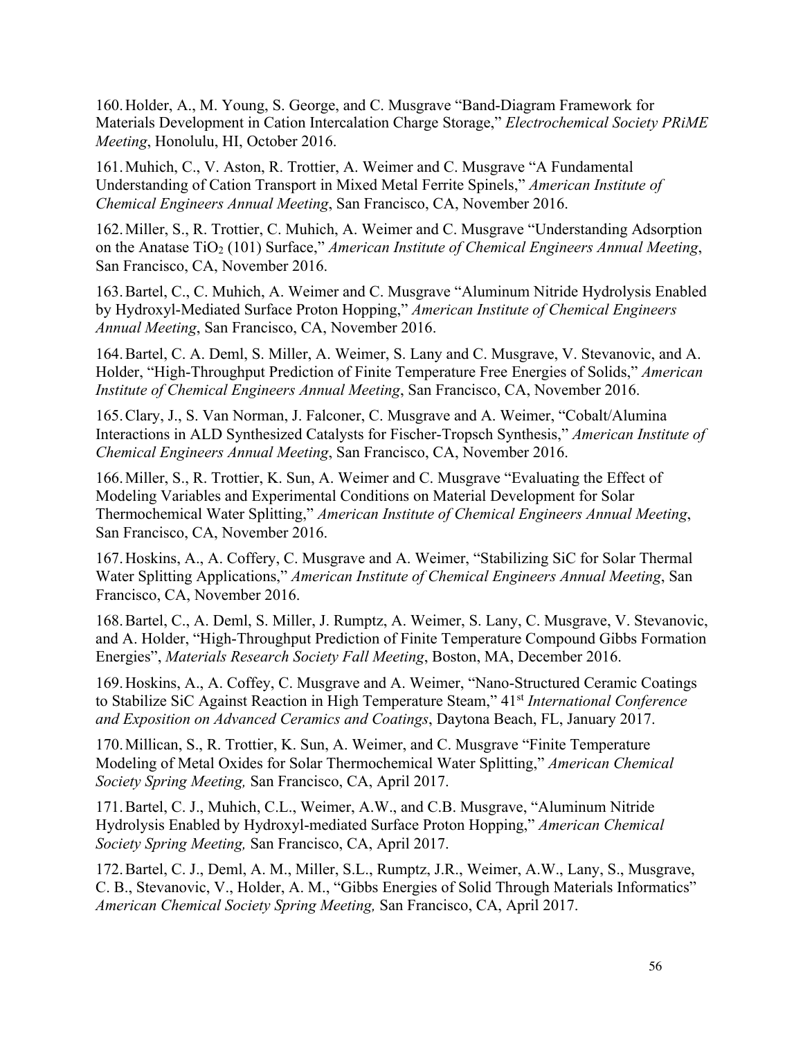160. Holder, A., M. Young, S. George, and C. Musgrave "Band-Diagram Framework for Materials Development in Cation Intercalation Charge Storage," *Electrochemical Society PRiME Meeting*, Honolulu, HI, October 2016.

161. Muhich, C., V. Aston, R. Trottier, A. Weimer and C. Musgrave "A Fundamental Understanding of Cation Transport in Mixed Metal Ferrite Spinels," *American Institute of Chemical Engineers Annual Meeting*, San Francisco, CA, November 2016.

162. Miller, S., R. Trottier, C. Muhich, A. Weimer and C. Musgrave "Understanding Adsorption on the Anatase $TiO_2$ (101) Surface," *American Institute of Chemical Engineers Annual Meeting*, San Francisco, CA, November 2016.

163. Bartel, C., C. Muhich, A. Weimer and C. Musgrave "Aluminum Nitride Hydrolysis Enabled by Hydroxyl-Mediated Surface Proton Hopping," *American Institute of Chemical Engineers Annual Meeting*, San Francisco, CA, November 2016.

164. Bartel, C. A. Deml, S. Miller, A. Weimer, S. Lany and C. Musgrave, V. Stevanovic, and A. Holder, "High-Throughput Prediction of Finite Temperature Free Energies of Solids," *American Institute of Chemical Engineers Annual Meeting*, San Francisco, CA, November 2016.

165. Clary, J., S. Van Norman, J. Falconer, C. Musgrave and A. Weimer, "Cobalt/Alumina Interactions in ALD Synthesized Catalysts for Fischer-Tropsch Synthesis," *American Institute of Chemical Engineers Annual Meeting*, San Francisco, CA, November 2016.

166. Miller, S., R. Trottier, K. Sun, A. Weimer and C. Musgrave "Evaluating the Effect of Modeling Variables and Experimental Conditions on Material Development for Solar Thermochemical Water Splitting," *American Institute of Chemical Engineers Annual Meeting*, San Francisco, CA, November 2016.

167. Hoskins, A., A. Coffery, C. Musgrave and A. Weimer, "Stabilizing SiC for Solar Thermal Water Splitting Applications," *American Institute of Chemical Engineers Annual Meeting*, San Francisco, CA, November 2016.

168. Bartel, C., A. Deml, S. Miller, J. Rumptz, A. Weimer, S. Lany, C. Musgrave, V. Stevanovic, and A. Holder, "High-Throughput Prediction of Finite Temperature Compound Gibbs Formation Energies", *Materials Research Society Fall Meeting*, Boston, MA, December 2016.

169. Hoskins, A., A. Coffey, C. Musgrave and A. Weimer, "Nano-Structured Ceramic Coatings to Stabilize SiC Against Reaction in High Temperature Steam," 41st *International Conference and Exposition on Advanced Ceramics and Coatings*, Daytona Beach, FL, January 2017.

170. Millican, S., R. Trottier, K. Sun, A. Weimer, and C. Musgrave "Finite Temperature Modeling of Metal Oxides for Solar Thermochemical Water Splitting," *American Chemical Society Spring Meeting,* San Francisco, CA, April 2017.

171. Bartel, C. J., Muhich, C.L., Weimer, A.W., and C.B. Musgrave, "Aluminum Nitride Hydrolysis Enabled by Hydroxyl-mediated Surface Proton Hopping," *American Chemical Society Spring Meeting,* San Francisco, CA, April 2017.

172. Bartel, C. J., Deml, A. M., Miller, S.L., Rumptz, J.R., Weimer, A.W., Lany, S., Musgrave, C. B., Stevanovic, V., Holder, A. M., "Gibbs Energies of Solid Through Materials Informatics" *American Chemical Society Spring Meeting,* San Francisco, CA, April 2017.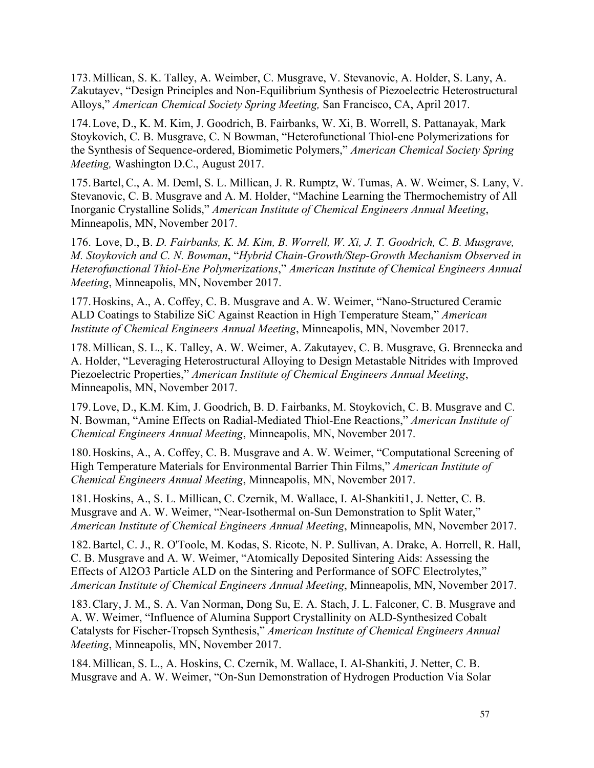173. Millican, S. K. Talley, A. Weimber, C. Musgrave, V. Stevanovic, A. Holder, S. Lany, A. Zakutayev, "Design Principles and Non-Equilibrium Synthesis of Piezoelectric Heterostructural Alloys," *American Chemical Society Spring Meeting,* San Francisco, CA, April 2017.

174. Love, D., K. M. Kim, J. Goodrich, B. Fairbanks, W. Xi, B. Worrell, S. Pattanayak, Mark Stoykovich, C. B. Musgrave, C. N Bowman, "Heterofunctional Thiol-ene Polymerizations for the Synthesis of Sequence-ordered, Biomimetic Polymers," *American Chemical Society Spring Meeting,* Washington D.C., August 2017.

175. Bartel, C., A. M. Deml, S. L. Millican, J. R. Rumptz, W. Tumas, A. W. Weimer, S. Lany, V. Stevanovic, C. B. Musgrave and A. M. Holder, "Machine Learning the Thermochemistry of All Inorganic Crystalline Solids," *American Institute of Chemical Engineers Annual Meeting*, Minneapolis, MN, November 2017.

176. Love, D., B. *D. Fairbanks, K. M. Kim, B. Worrell, W. Xi, J. T. Goodrich, C. B. Musgrave, M. Stoykovich and C. N. Bowman*, "*Hybrid Chain-Growth/Step-Growth Mechanism Observed in Heterofunctional Thiol-Ene Polymerizations*," *American Institute of Chemical Engineers Annual Meeting*, Minneapolis, MN, November 2017.

177. Hoskins, A., A. Coffey, C. B. Musgrave and A. W. Weimer, "Nano-Structured Ceramic ALD Coatings to Stabilize SiC Against Reaction in High Temperature Steam," *American Institute of Chemical Engineers Annual Meeting*, Minneapolis, MN, November 2017.

178. Millican, S. L., K. Talley, A. W. Weimer, A. Zakutayev, C. B. Musgrave, G. Brennecka and A. Holder, "Leveraging Heterostructural Alloying to Design Metastable Nitrides with Improved Piezoelectric Properties," *American Institute of Chemical Engineers Annual Meeting*, Minneapolis, MN, November 2017.

179. Love, D., K.M. Kim, J. Goodrich, B. D. Fairbanks, M. Stoykovich, C. B. Musgrave and C. N. Bowman, "Amine Effects on Radial-Mediated Thiol-Ene Reactions," *American Institute of Chemical Engineers Annual Meeting*, Minneapolis, MN, November 2017.

180. Hoskins, A., A. Coffey, C. B. Musgrave and A. W. Weimer, "Computational Screening of High Temperature Materials for Environmental Barrier Thin Films," *American Institute of Chemical Engineers Annual Meeting*, Minneapolis, MN, November 2017.

181. Hoskins, A., S. L. Millican, C. Czernik, M. Wallace, I. Al-Shankiti1, J. Netter, C. B. Musgrave and A. W. Weimer, "Near-Isothermal on-Sun Demonstration to Split Water," *American Institute of Chemical Engineers Annual Meeting*, Minneapolis, MN, November 2017.

182. Bartel, C. J., R. O'Toole, M. Kodas, S. Ricote, N. P. Sullivan, A. Drake, A. Horrell, R. Hall, C. B. Musgrave and A. W. Weimer, "Atomically Deposited Sintering Aids: Assessing the Effects of Al2O3 Particle ALD on the Sintering and Performance of SOFC Electrolytes," *American Institute of Chemical Engineers Annual Meeting*, Minneapolis, MN, November 2017.

183. Clary, J. M., S. A. Van Norman, Dong Su, E. A. Stach, J. L. Falconer, C. B. Musgrave and A. W. Weimer, "Influence of Alumina Support Crystallinity on ALD-Synthesized Cobalt Catalysts for Fischer-Tropsch Synthesis," *American Institute of Chemical Engineers Annual Meeting*, Minneapolis, MN, November 2017.

184. Millican, S. L., A. Hoskins, C. Czernik, M. Wallace, I. Al-Shankiti, J. Netter, C. B. Musgrave and A. W. Weimer, "On-Sun Demonstration of Hydrogen Production Via Solar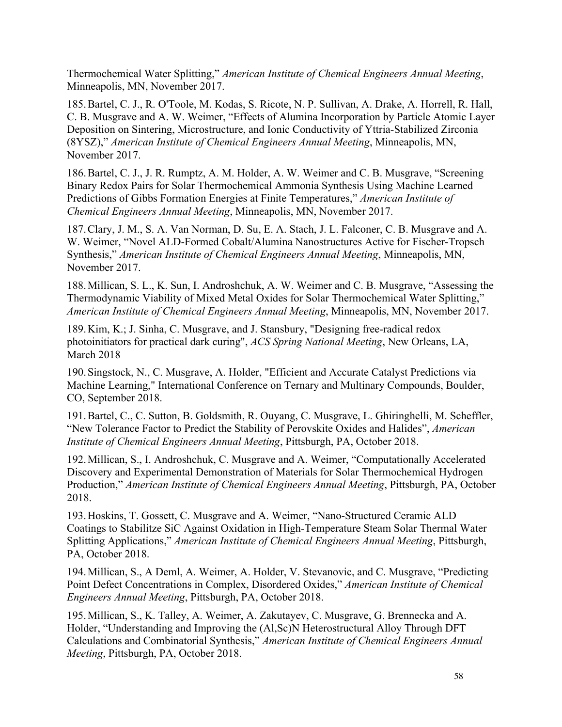Thermochemical Water Splitting," *American Institute of Chemical Engineers Annual Meeting*, Minneapolis, MN, November 2017.

185. Bartel, C. J., R. O'Toole, M. Kodas, S. Ricote, N. P. Sullivan, A. Drake, A. Horrell, R. Hall, C. B. Musgrave and A. W. Weimer, "Effects of Alumina Incorporation by Particle Atomic Layer Deposition on Sintering, Microstructure, and Ionic Conductivity of Yttria-Stabilized Zirconia (8YSZ)," *American Institute of Chemical Engineers Annual Meeting*, Minneapolis, MN, November 2017.

186. Bartel, C. J., J. R. Rumptz, A. M. Holder, A. W. Weimer and C. B. Musgrave, "Screening Binary Redox Pairs for Solar Thermochemical Ammonia Synthesis Using Machine Learned Predictions of Gibbs Formation Energies at Finite Temperatures," *American Institute of Chemical Engineers Annual Meeting*, Minneapolis, MN, November 2017.

187. Clary, J. M., S. A. Van Norman, D. Su, E. A. Stach, J. L. Falconer, C. B. Musgrave and A. W. Weimer, "Novel ALD-Formed Cobalt/Alumina Nanostructures Active for Fischer-Tropsch Synthesis," *American Institute of Chemical Engineers Annual Meeting*, Minneapolis, MN, November 2017.

188. Millican, S. L., K. Sun, I. Androshchuk, A. W. Weimer and C. B. Musgrave, "Assessing the Thermodynamic Viability of Mixed Metal Oxides for Solar Thermochemical Water Splitting," *American Institute of Chemical Engineers Annual Meeting*, Minneapolis, MN, November 2017.

189. Kim, K.; J. Sinha, C. Musgrave, and J. Stansbury, "Designing free-radical redox photoinitiators for practical dark curing", *ACS Spring National Meeting*, New Orleans, LA, March 2018

190. Singstock, N., C. Musgrave, A. Holder, "Efficient and Accurate Catalyst Predictions via Machine Learning," International Conference on Ternary and Multinary Compounds, Boulder, CO, September 2018.

191. Bartel, C., C. Sutton, B. Goldsmith, R. Ouyang, C. Musgrave, L. Ghiringhelli, M. Scheffler, "New Tolerance Factor to Predict the Stability of Perovskite Oxides and Halides", *American Institute of Chemical Engineers Annual Meeting*, Pittsburgh, PA, October 2018.

192. Millican, S., I. Androshchuk, C. Musgrave and A. Weimer, "Computationally Accelerated Discovery and Experimental Demonstration of Materials for Solar Thermochemical Hydrogen Production," *American Institute of Chemical Engineers Annual Meeting*, Pittsburgh, PA, October 2018.

193. Hoskins, T. Gossett, C. Musgrave and A. Weimer, "Nano-Structured Ceramic ALD Coatings to Stabilitze SiC Against Oxidation in High-Temperature Steam Solar Thermal Water Splitting Applications," *American Institute of Chemical Engineers Annual Meeting*, Pittsburgh, PA, October 2018.

194. Millican, S., A Deml, A. Weimer, A. Holder, V. Stevanovic, and C. Musgrave, "Predicting Point Defect Concentrations in Complex, Disordered Oxides," *American Institute of Chemical Engineers Annual Meeting*, Pittsburgh, PA, October 2018.

195. Millican, S., K. Talley, A. Weimer, A. Zakutayev, C. Musgrave, G. Brennecka and A. Holder, "Understanding and Improving the (Al,Sc)N Heterostructural Alloy Through DFT Calculations and Combinatorial Synthesis," *American Institute of Chemical Engineers Annual Meeting*, Pittsburgh, PA, October 2018.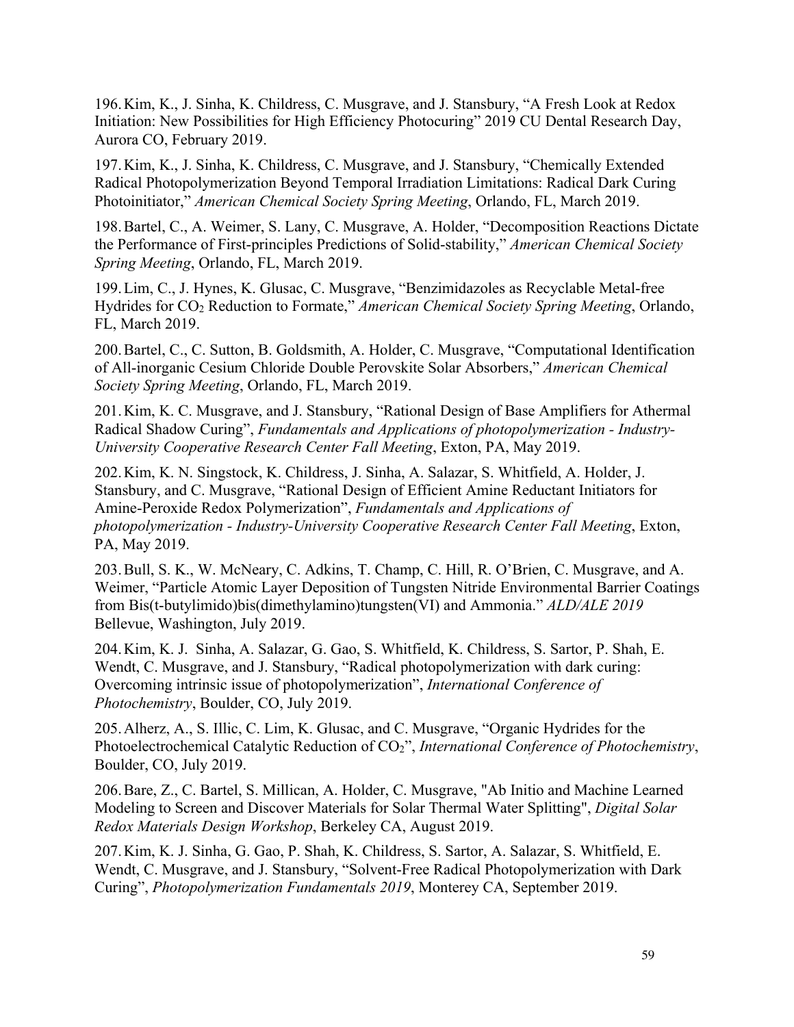196. Kim, K., J. Sinha, K. Childress, C. Musgrave, and J. Stansbury, "A Fresh Look at Redox Initiation: New Possibilities for High Efficiency Photocuring" 2019 CU Dental Research Day, Aurora CO, February 2019.

197. Kim, K., J. Sinha, K. Childress, C. Musgrave, and J. Stansbury, "Chemically Extended Radical Photopolymerization Beyond Temporal Irradiation Limitations: Radical Dark Curing Photoinitiator," *American Chemical Society Spring Meeting*, Orlando, FL, March 2019.

198. Bartel, C., A. Weimer, S. Lany, C. Musgrave, A. Holder, "Decomposition Reactions Dictate the Performance of First-principles Predictions of Solid-stability," *American Chemical Society Spring Meeting*, Orlando, FL, March 2019.

199. Lim, C., J. Hynes, K. Glusac, C. Musgrave, "Benzimidazoles as Recyclable Metal-free Hydrides for $CO_2$ Reduction to Formate," *American Chemical Society Spring Meeting*, Orlando, FL, March 2019.

200. Bartel, C., C. Sutton, B. Goldsmith, A. Holder, C. Musgrave, "Computational Identification of All-inorganic Cesium Chloride Double Perovskite Solar Absorbers," *American Chemical Society Spring Meeting*, Orlando, FL, March 2019.

201. Kim, K. C. Musgrave, and J. Stansbury, "Rational Design of Base Amplifiers for Athermal Radical Shadow Curing", *Fundamentals and Applications of photopolymerization - Industry-University Cooperative Research Center Fall Meeting*, Exton, PA, May 2019.

202. Kim, K. N. Singstock, K. Childress, J. Sinha, A. Salazar, S. Whitfield, A. Holder, J. Stansbury, and C. Musgrave, "Rational Design of Efficient Amine Reductant Initiators for Amine-Peroxide Redox Polymerization", *Fundamentals and Applications of photopolymerization - Industry-University Cooperative Research Center Fall Meeting*, Exton, PA, May 2019.

203. Bull, S. K., W. McNeary, C. Adkins, T. Champ, C. Hill, R. O'Brien, C. Musgrave, and A. Weimer, "Particle Atomic Layer Deposition of Tungsten Nitride Environmental Barrier Coatings from Bis(t-butylimido)bis(dimethylamino)tungsten(VI) and Ammonia." *ALD/ALE 2019* Bellevue, Washington, July 2019.

204. Kim, K. J. Sinha, A. Salazar, G. Gao, S. Whitfield, K. Childress, S. Sartor, P. Shah, E. Wendt, C. Musgrave, and J. Stansbury, "Radical photopolymerization with dark curing: Overcoming intrinsic issue of photopolymerization", *International Conference of Photochemistry*, Boulder, CO, July 2019.

205. Alherz, A., S. Illic, C. Lim, K. Glusac, and C. Musgrave, "Organic Hydrides for the Photoelectrochemical Catalytic Reduction of $CO_2$", *International Conference of Photochemistry*, Boulder, CO, July 2019.

206. Bare, Z., C. Bartel, S. Millican, A. Holder, C. Musgrave, "Ab Initio and Machine Learned Modeling to Screen and Discover Materials for Solar Thermal Water Splitting", *Digital Solar Redox Materials Design Workshop*, Berkeley CA, August 2019.

207. Kim, K. J. Sinha, G. Gao, P. Shah, K. Childress, S. Sartor, A. Salazar, S. Whitfield, E. Wendt, C. Musgrave, and J. Stansbury, "Solvent-Free Radical Photopolymerization with Dark Curing", *Photopolymerization Fundamentals 2019*, Monterey CA, September 2019.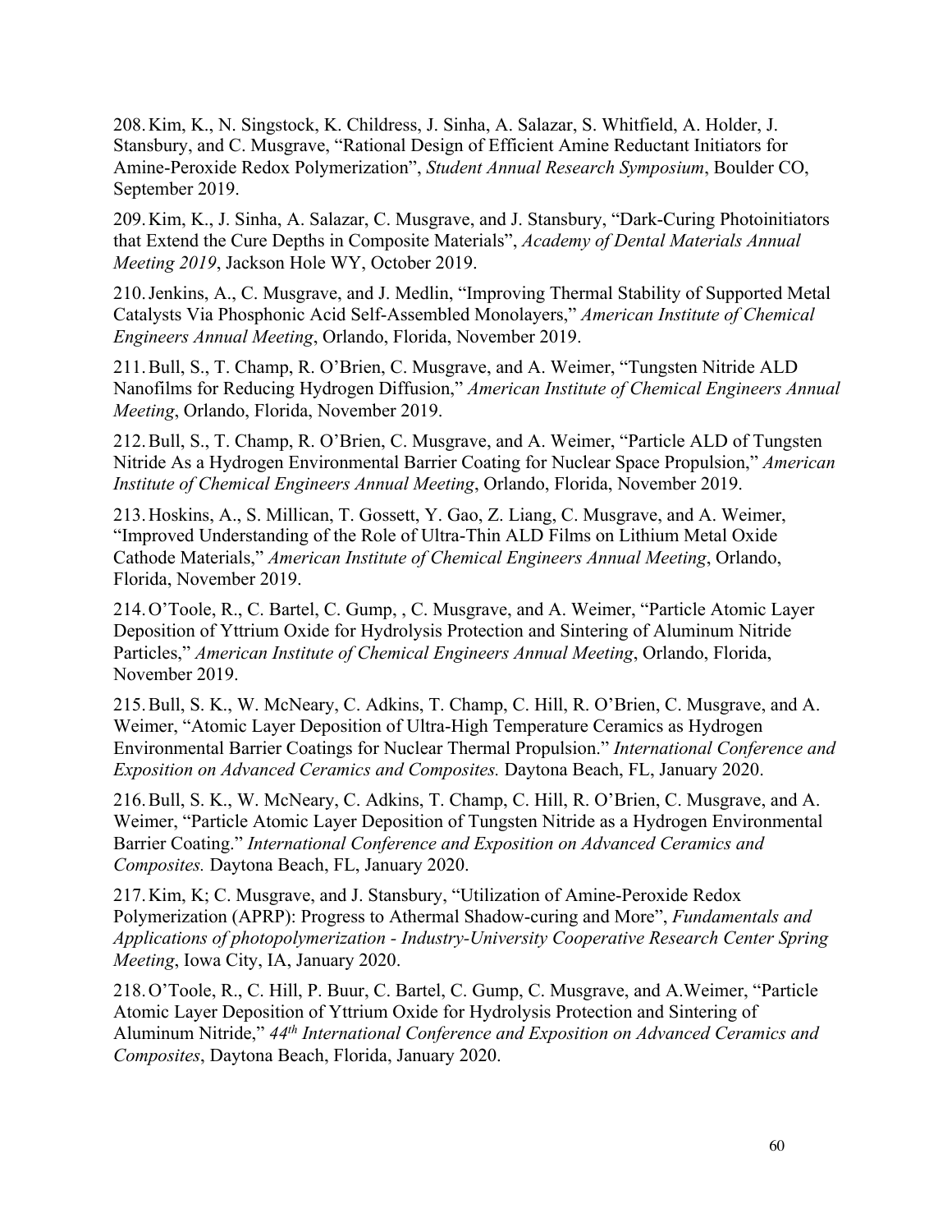208. Kim, K., N. Singstock, K. Childress, J. Sinha, A. Salazar, S. Whitfield, A. Holder, J. Stansbury, and C. Musgrave, "Rational Design of Efficient Amine Reductant Initiators for Amine-Peroxide Redox Polymerization", *Student Annual Research Symposium*, Boulder CO, September 2019.

209. Kim, K., J. Sinha, A. Salazar, C. Musgrave, and J. Stansbury, "Dark-Curing Photoinitiators that Extend the Cure Depths in Composite Materials", *Academy of Dental Materials Annual Meeting 2019*, Jackson Hole WY, October 2019.

210. Jenkins, A., C. Musgrave, and J. Medlin, "Improving Thermal Stability of Supported Metal Catalysts Via Phosphonic Acid Self-Assembled Monolayers," *American Institute of Chemical Engineers Annual Meeting*, Orlando, Florida, November 2019.

211. Bull, S., T. Champ, R. O'Brien, C. Musgrave, and A. Weimer, "Tungsten Nitride ALD Nanofilms for Reducing Hydrogen Diffusion," *American Institute of Chemical Engineers Annual Meeting*, Orlando, Florida, November 2019.

212. Bull, S., T. Champ, R. O'Brien, C. Musgrave, and A. Weimer, "Particle ALD of Tungsten Nitride As a Hydrogen Environmental Barrier Coating for Nuclear Space Propulsion," *American Institute of Chemical Engineers Annual Meeting*, Orlando, Florida, November 2019.

213. Hoskins, A., S. Millican, T. Gossett, Y. Gao, Z. Liang, C. Musgrave, and A. Weimer, "Improved Understanding of the Role of Ultra-Thin ALD Films on Lithium Metal Oxide Cathode Materials," *American Institute of Chemical Engineers Annual Meeting*, Orlando, Florida, November 2019.

214. O'Toole, R., C. Bartel, C. Gump, , C. Musgrave, and A. Weimer, "Particle Atomic Layer Deposition of Yttrium Oxide for Hydrolysis Protection and Sintering of Aluminum Nitride Particles," *American Institute of Chemical Engineers Annual Meeting*, Orlando, Florida, November 2019.

215. Bull, S. K., W. McNeary, C. Adkins, T. Champ, C. Hill, R. O'Brien, C. Musgrave, and A. Weimer, "Atomic Layer Deposition of Ultra-High Temperature Ceramics as Hydrogen Environmental Barrier Coatings for Nuclear Thermal Propulsion." *International Conference and Exposition on Advanced Ceramics and Composites.* Daytona Beach, FL, January 2020.

216. Bull, S. K., W. McNeary, C. Adkins, T. Champ, C. Hill, R. O'Brien, C. Musgrave, and A. Weimer, "Particle Atomic Layer Deposition of Tungsten Nitride as a Hydrogen Environmental Barrier Coating." *International Conference and Exposition on Advanced Ceramics and Composites.* Daytona Beach, FL, January 2020.

217. Kim, K; C. Musgrave, and J. Stansbury, "Utilization of Amine-Peroxide Redox Polymerization (APRP): Progress to Athermal Shadow-curing and More", *Fundamentals and Applications of photopolymerization - Industry-University Cooperative Research Center Spring Meeting*, Iowa City, IA, January 2020.

218. O'Toole, R., C. Hill, P. Buur, C. Bartel, C. Gump, C. Musgrave, and A.Weimer, "Particle Atomic Layer Deposition of Yttrium Oxide for Hydrolysis Protection and Sintering of Aluminum Nitride," *44th International Conference and Exposition on Advanced Ceramics and Composites*, Daytona Beach, Florida, January 2020.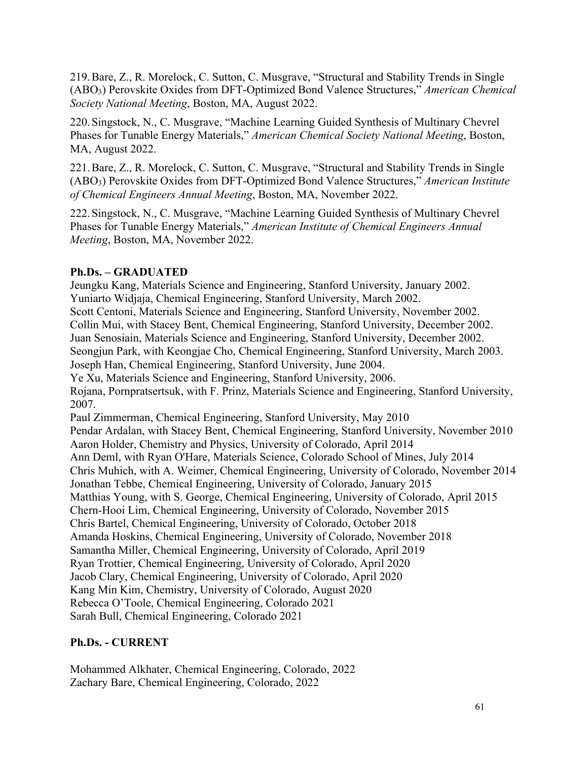219. Bare, Z., R. Morelock, C. Sutton, C. Musgrave, "Structural and Stability Trends in Single ($ABO_3$) Perovskite Oxides from DFT-Optimized Bond Valence Structures," *American Chemical Society National Meeting*, Boston, MA, August 2022.

220. Singstock, N., C. Musgrave, "Machine Learning Guided Synthesis of Multinary Chevrel Phases for Tunable Energy Materials," *American Chemical Society National Meeting*, Boston, MA, August 2022.

221. Bare, Z., R. Morelock, C. Sutton, C. Musgrave, "Structural and Stability Trends in Single ($ABO_3$) Perovskite Oxides from DFT-Optimized Bond Valence Structures," *American Institute of Chemical Engineers Annual Meeting*, Boston, MA, November 2022.

222. Singstock, N., C. Musgrave, "Machine Learning Guided Synthesis of Multinary Chevrel Phases for Tunable Energy Materials," *American Institute of Chemical Engineers Annual Meeting*, Boston, MA, November 2022.

**Ph.Ds. – GRADUATED**

Jeungku Kang, Materials Science and Engineering, Stanford University, January 2002.
Yuniarto Widjaja, Chemical Engineering, Stanford University, March 2002.
Scott Centoni, Materials Science and Engineering, Stanford University, November 2002.
Collin Mui, with Stacey Bent, Chemical Engineering, Stanford University, December 2002.
Juan Senosiain, Materials Science and Engineering, Stanford University, December 2002.
Seongjun Park, with Keongjae Cho, Chemical Engineering, Stanford University, March 2003.
Joseph Han, Chemical Engineering, Stanford University, June 2004.
Ye Xu, Materials Science and Engineering, Stanford University, 2006.
Rojana, Pornpratsertsuk, with F. Prinz, Materials Science and Engineering, Stanford University, 2007.
Paul Zimmerman, Chemical Engineering, Stanford University, May 2010
Pendar Ardalan, with Stacey Bent, Chemical Engineering, Stanford University, November 2010
Aaron Holder, Chemistry and Physics, University of Colorado, April 2014
Ann Deml, with Ryan O'Hare, Materials Science, Colorado School of Mines, July 2014
Chris Muhich, with A. Weimer, Chemical Engineering, University of Colorado, November 2014
Jonathan Tebbe, Chemical Engineering, University of Colorado, January 2015
Matthias Young, with S. George, Chemical Engineering, University of Colorado, April 2015
Chern-Hooi Lim, Chemical Engineering, University of Colorado, November 2015
Chris Bartel, Chemical Engineering, University of Colorado, October 2018
Amanda Hoskins, Chemical Engineering, University of Colorado, November 2018
Samantha Miller, Chemical Engineering, University of Colorado, April 2019
Ryan Trottier, Chemical Engineering, University of Colorado, April 2020
Jacob Clary, Chemical Engineering, University of Colorado, April 2020
Kang Min Kim, Chemistry, University of Colorado, August 2020
Rebecca O'Toole, Chemical Engineering, Colorado 2021
Sarah Bull, Chemical Engineering, Colorado 2021

**Ph.Ds. - CURRENT**

Mohammed Alkhater, Chemical Engineering, Colorado, 2022
Zachary Bare, Chemical Engineering, Colorado, 2022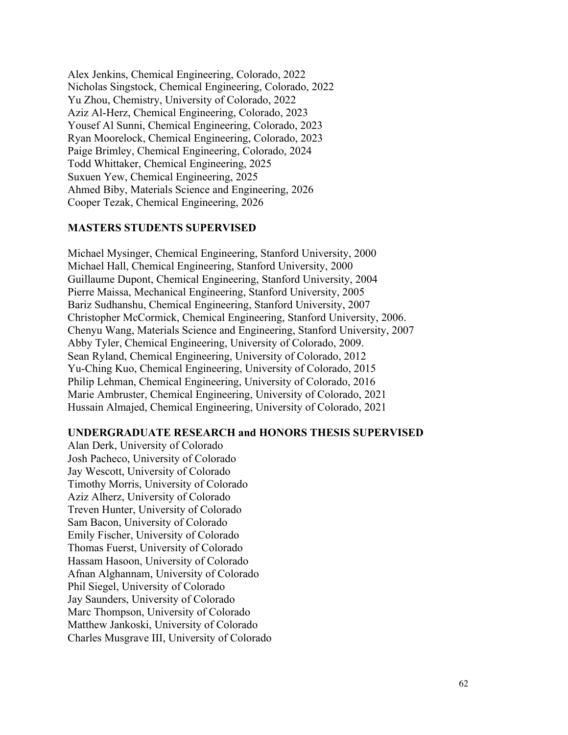Alex Jenkins, Chemical Engineering, Colorado, 2022
Nicholas Singstock, Chemical Engineering, Colorado, 2022
Yu Zhou, Chemistry, University of Colorado, 2022
Aziz Al-Herz, Chemical Engineering, Colorado, 2023
Yousef Al Sunni, Chemical Engineering, Colorado, 2023
Ryan Moorelock, Chemical Engineering, Colorado, 2023
Paige Brimley, Chemical Engineering, Colorado, 2024
Todd Whittaker, Chemical Engineering, 2025
Suxuen Yew, Chemical Engineering, 2025
Ahmed Biby, Materials Science and Engineering, 2026
Cooper Tezak, Chemical Engineering, 2026

**MASTERS STUDENTS SUPERVISED**

Michael Mysinger, Chemical Engineering, Stanford University, 2000
Michael Hall, Chemical Engineering, Stanford University, 2000
Guillaume Dupont, Chemical Engineering, Stanford University, 2004
Pierre Maissa, Mechanical Engineering, Stanford University, 2005
Bariz Sudhanshu, Chemical Engineering, Stanford University, 2007
Christopher McCormick, Chemical Engineering, Stanford University, 2006.
Chenyu Wang, Materials Science and Engineering, Stanford University, 2007
Abby Tyler, Chemical Engineering, University of Colorado, 2009.
Sean Ryland, Chemical Engineering, University of Colorado, 2012
Yu-Ching Kuo, Chemical Engineering, University of Colorado, 2015
Philip Lehman, Chemical Engineering, University of Colorado, 2016
Marie Ambruster, Chemical Engineering, University of Colorado, 2021
Hussain Almajed, Chemical Engineering, University of Colorado, 2021

**UNDERGRADUATE RESEARCH and HONORS THESIS SUPERVISED**

Alan Derk, University of Colorado
Josh Pacheco, University of Colorado
Jay Wescott, University of Colorado
Timothy Morris, University of Colorado
Aziz Alherz, University of Colorado
Treven Hunter, University of Colorado
Sam Bacon, University of Colorado
Emily Fischer, University of Colorado
Thomas Fuerst, University of Colorado
Hassam Hasoon, University of Colorado
Afnan Alghannam, University of Colorado
Phil Siegel, University of Colorado
Jay Saunders, University of Colorado
Marc Thompson, University of Colorado
Matthew Jankoski, University of Colorado
Charles Musgrave III, University of Colorado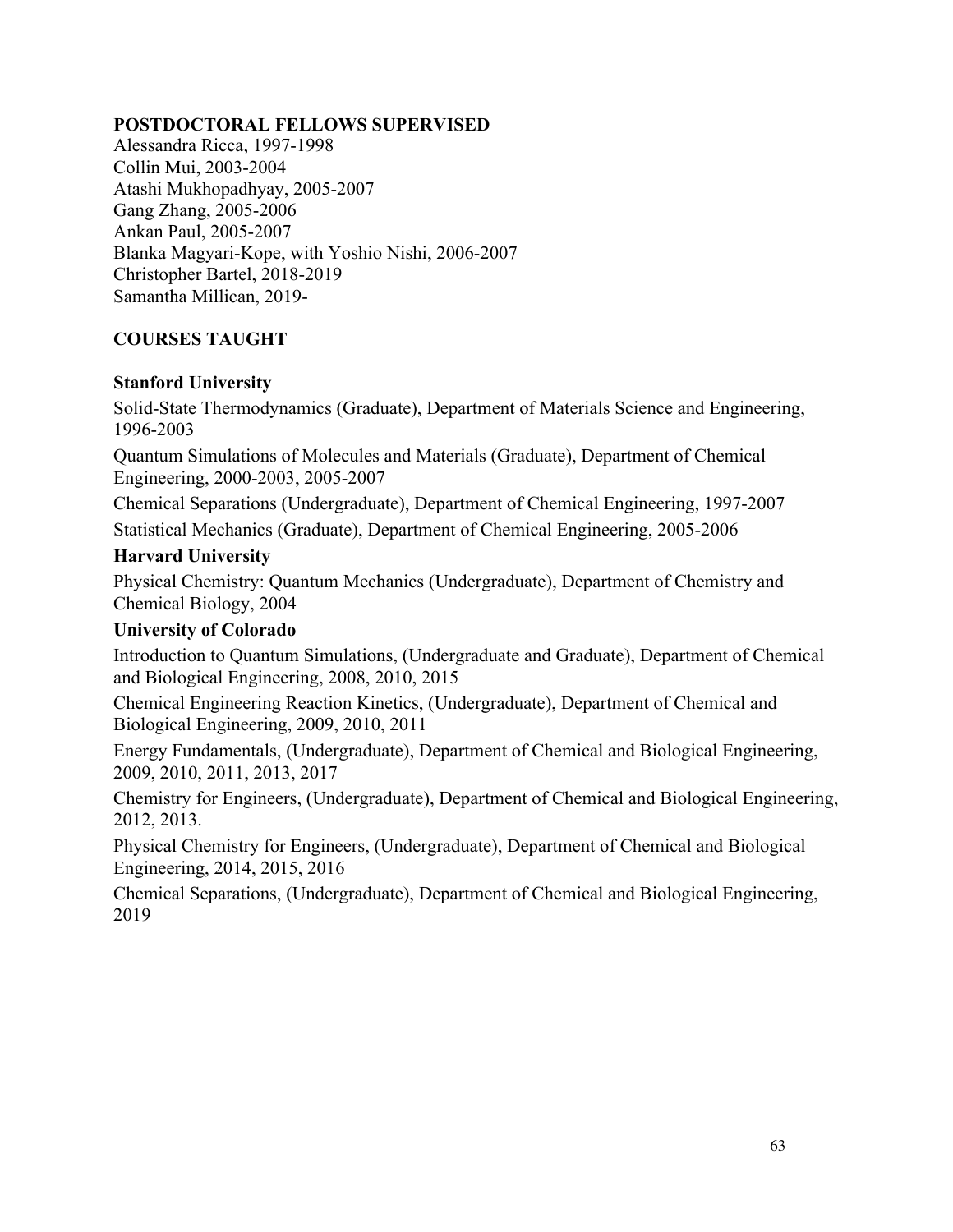## POSTDOCTORAL FELLOWS SUPERVISED

Alessandra Ricca, 1997-1998
Collin Mui, 2003-2004
Atashi Mukhopadhyay, 2005-2007
Gang Zhang, 2005-2006
Ankan Paul, 2005-2007
Blanka Magyari-Kope, with Yoshio Nishi, 2006-2007
Christopher Bartel, 2018-2019
Samantha Millican, 2019-

## COURSES TAUGHT

### Stanford University

Solid-State Thermodynamics (Graduate), Department of Materials Science and Engineering, 1996-2003

Quantum Simulations of Molecules and Materials (Graduate), Department of Chemical Engineering, 2000-2003, 2005-2007

Chemical Separations (Undergraduate), Department of Chemical Engineering, 1997-2007

Statistical Mechanics (Graduate), Department of Chemical Engineering, 2005-2006

### Harvard University

Physical Chemistry: Quantum Mechanics (Undergraduate), Department of Chemistry and Chemical Biology, 2004

### University of Colorado

Introduction to Quantum Simulations, (Undergraduate and Graduate), Department of Chemical and Biological Engineering, 2008, 2010, 2015

Chemical Engineering Reaction Kinetics, (Undergraduate), Department of Chemical and Biological Engineering, 2009, 2010, 2011

Energy Fundamentals, (Undergraduate), Department of Chemical and Biological Engineering, 2009, 2010, 2011, 2013, 2017

Chemistry for Engineers, (Undergraduate), Department of Chemical and Biological Engineering, 2012, 2013.

Physical Chemistry for Engineers, (Undergraduate), Department of Chemical and Biological Engineering, 2014, 2015, 2016

Chemical Separations, (Undergraduate), Department of Chemical and Biological Engineering, 2019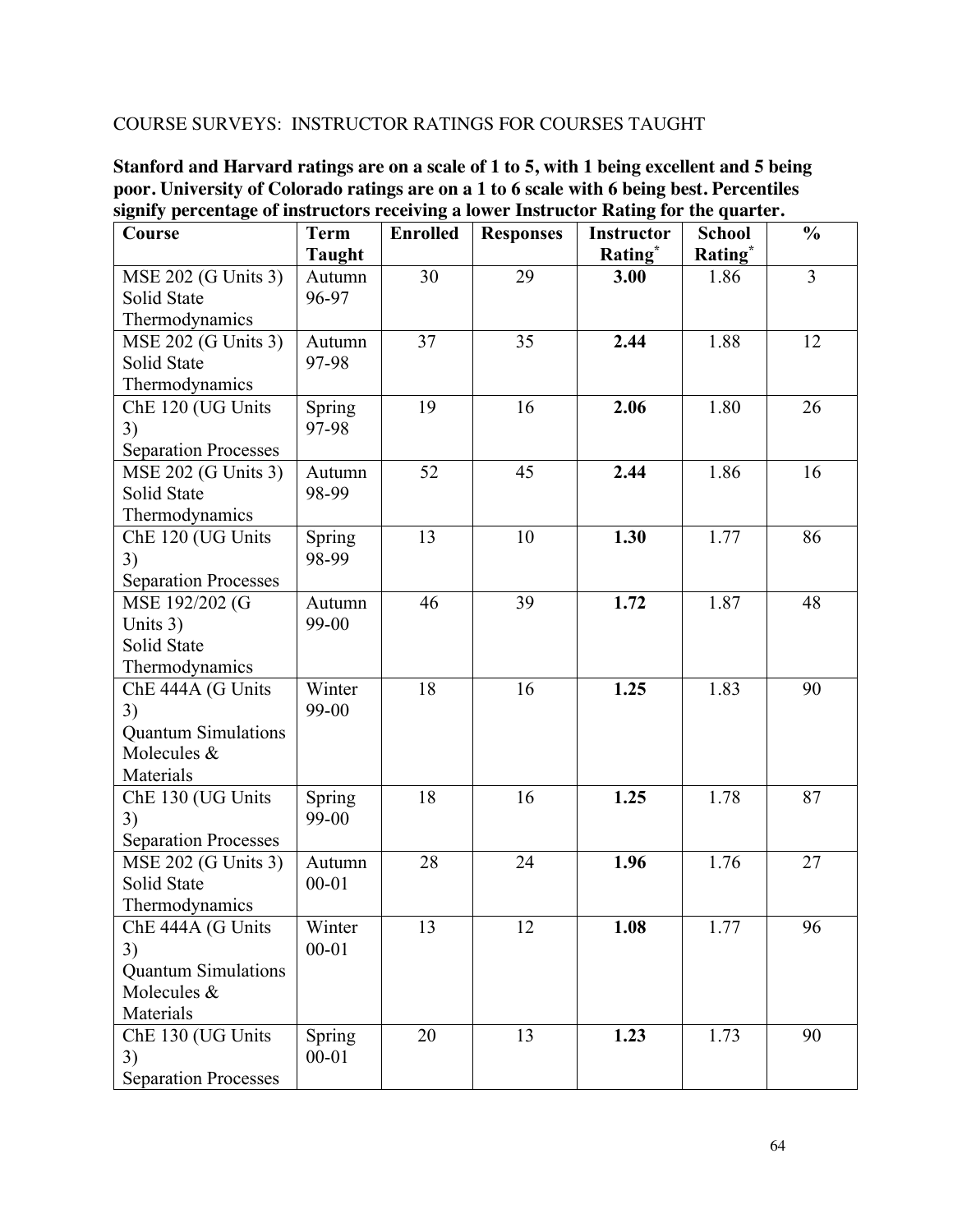COURSE SURVEYS: INSTRUCTOR RATINGS FOR COURSES TAUGHT

**Stanford and Harvard ratings are on a scale of 1 to 5, with 1 being excellent and 5 being poor. University of Colorado ratings are on a 1 to 6 scale with 6 being best. Percentiles signify percentage of instructors receiving a lower Instructor Rating for the quarter.**

| Course | Term Taught | Enrolled | Responses | Instructor Rating* | School Rating* | % |
|---|---|---|---|---|---|---|
| MSE 202 (G Units 3) Solid State Thermodynamics | Autumn 96-97 | 30 | 29 | **3.00** | 1.86 | 3 |
| MSE 202 (G Units 3) Solid State Thermodynamics | Autumn 97-98 | 37 | 35 | **2.44** | 1.88 | 12 |
| ChE 120 (UG Units 3) Separation Processes | Spring 97-98 | 19 | 16 | **2.06** | 1.80 | 26 |
| MSE 202 (G Units 3) Solid State Thermodynamics | Autumn 98-99 | 52 | 45 | **2.44** | 1.86 | 16 |
| ChE 120 (UG Units 3) Separation Processes | Spring 98-99 | 13 | 10 | **1.30** | 1.77 | 86 |
| MSE 192/202 (G Units 3) Solid State Thermodynamics | Autumn 99-00 | 46 | 39 | **1.72** | 1.87 | 48 |
| ChE 444A (G Units 3) Quantum Simulations Molecules & Materials | Winter 99-00 | 18 | 16 | **1.25** | 1.83 | 90 |
| ChE 130 (UG Units 3) Separation Processes | Spring 99-00 | 18 | 16 | **1.25** | 1.78 | 87 |
| MSE 202 (G Units 3) Solid State Thermodynamics | Autumn 00-01 | 28 | 24 | **1.96** | 1.76 | 27 |
| ChE 444A (G Units 3) Quantum Simulations Molecules & Materials | Winter 00-01 | 13 | 12 | **1.08** | 1.77 | 96 |
| ChE 130 (UG Units 3) Separation Processes | Spring 00-01 | 20 | 13 | **1.23** | 1.73 | 90 |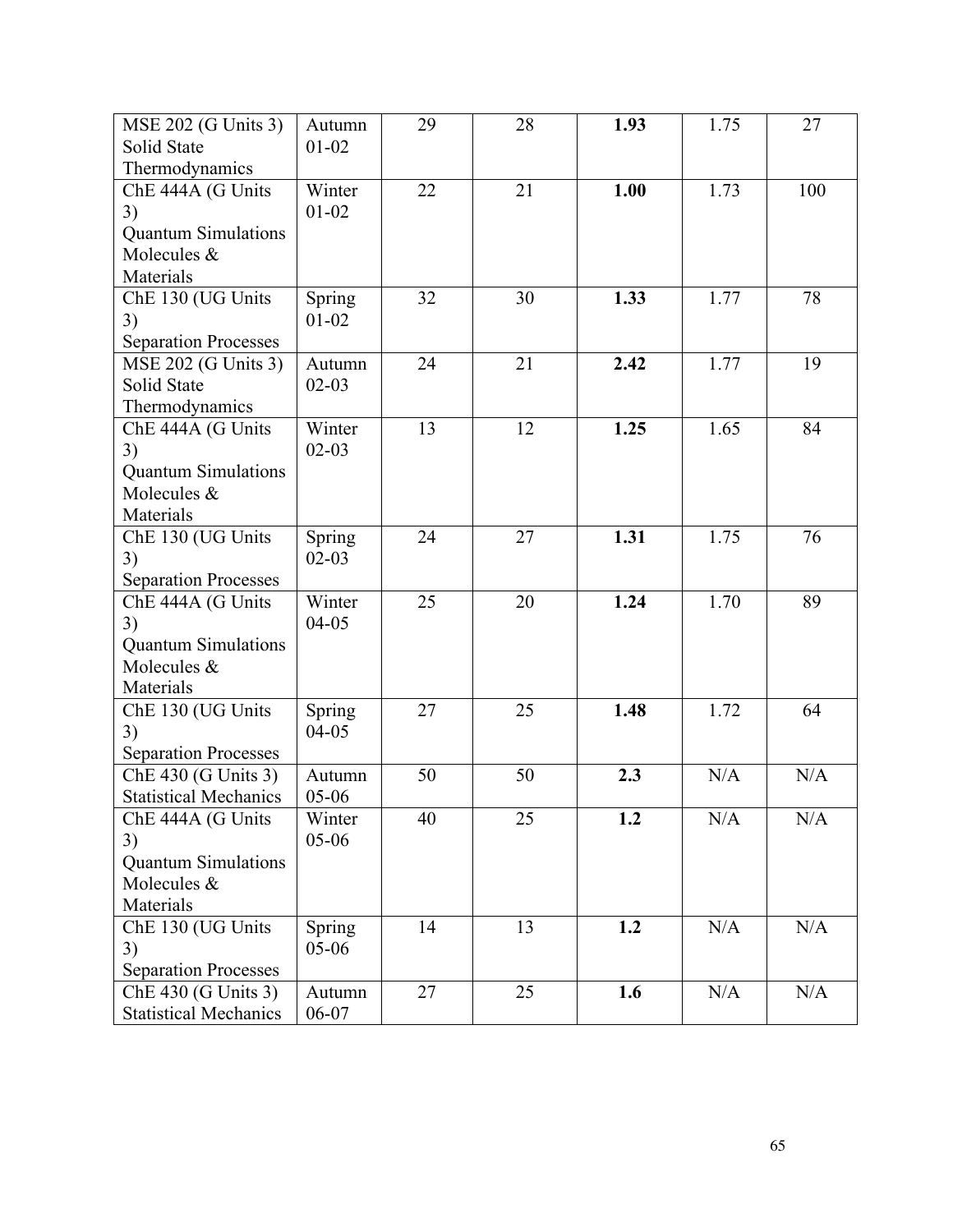| | | | | | | |
|---|---|---|---|---|---|---|
| MSE 202 (G Units 3) Solid State Thermodynamics | Autumn 01-02 | 29 | 28 | **1.93** | 1.75 | 27 |
| ChE 444A (G Units 3) Quantum Simulations Molecules & Materials | Winter 01-02 | 22 | 21 | **1.00** | 1.73 | 100 |
| ChE 130 (UG Units 3) Separation Processes | Spring 01-02 | 32 | 30 | **1.33** | 1.77 | 78 |
| MSE 202 (G Units 3) Solid State Thermodynamics | Autumn 02-03 | 24 | 21 | **2.42** | 1.77 | 19 |
| ChE 444A (G Units 3) Quantum Simulations Molecules & Materials | Winter 02-03 | 13 | 12 | **1.25** | 1.65 | 84 |
| ChE 130 (UG Units 3) Separation Processes | Spring 02-03 | 24 | 27 | **1.31** | 1.75 | 76 |
| ChE 444A (G Units 3) Quantum Simulations Molecules & Materials | Winter 04-05 | 25 | 20 | **1.24** | 1.70 | 89 |
| ChE 130 (UG Units 3) Separation Processes | Spring 04-05 | 27 | 25 | **1.48** | 1.72 | 64 |
| ChE 430 (G Units 3) Statistical Mechanics | Autumn 05-06 | 50 | 50 | **2.3** | N/A | N/A |
| ChE 444A (G Units 3) Quantum Simulations Molecules & Materials | Winter 05-06 | 40 | 25 | **1.2** | N/A | N/A |
| ChE 130 (UG Units 3) Separation Processes | Spring 05-06 | 14 | 13 | **1.2** | N/A | N/A |
| ChE 430 (G Units 3) Statistical Mechanics | Autumn 06-07 | 27 | 25 | **1.6** | N/A | N/A |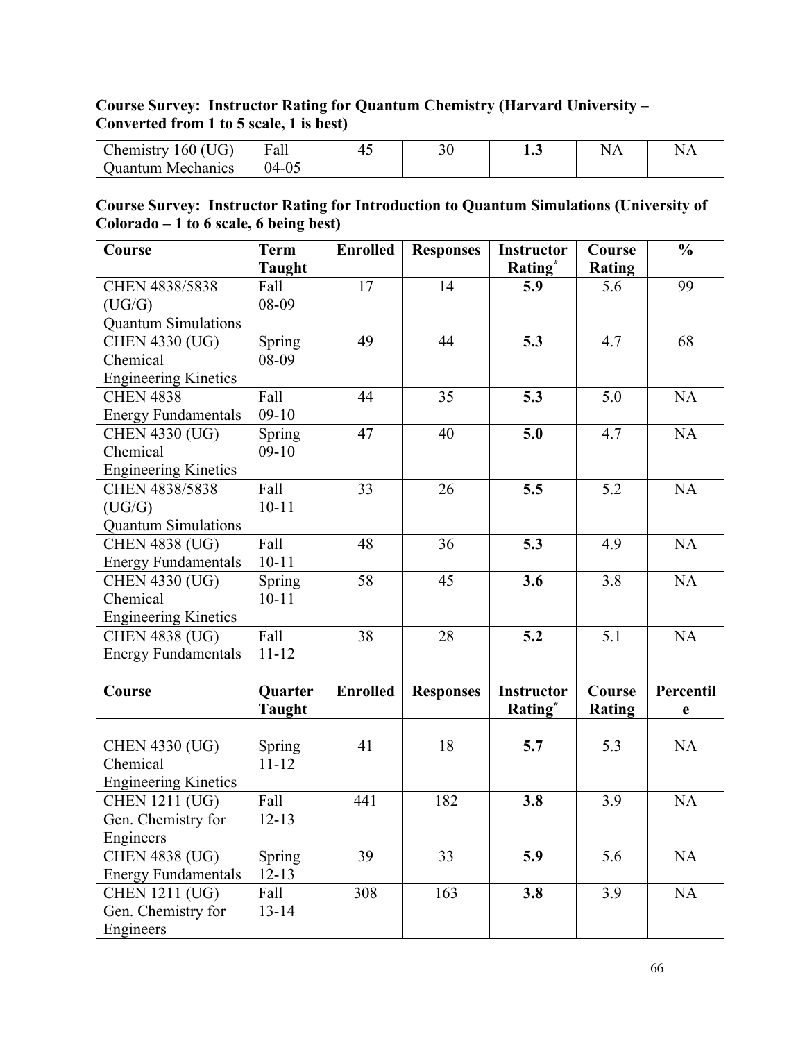**Course Survey: Instructor Rating for Quantum Chemistry (Harvard University – Converted from 1 to 5 scale, 1 is best)**

| | | | | | | |
|---|---|---|---|---|---|---|
| Chemistry 160 (UG) Quantum Mechanics | Fall 04-05 | 45 | 30 | **1.3** | NA | NA |

**Course Survey: Instructor Rating for Introduction to Quantum Simulations (University of Colorado – 1 to 6 scale, 6 being best)**

| Course | Term Taught | Enrolled | Responses | Instructor Rating* | Course Rating | % |
|---|---|---|---|---|---|---|
| CHEN 4838/5838 (UG/G) Quantum Simulations | Fall 08-09 | 17 | 14 | **5.9** | 5.6 | 99 |
| CHEN 4330 (UG) Chemical Engineering Kinetics | Spring 08-09 | 49 | 44 | **5.3** | 4.7 | 68 |
| CHEN 4838 Energy Fundamentals | Fall 09-10 | 44 | 35 | **5.3** | 5.0 | NA |
| CHEN 4330 (UG) Chemical Engineering Kinetics | Spring 09-10 | 47 | 40 | **5.0** | 4.7 | NA |
| CHEN 4838/5838 (UG/G) Quantum Simulations | Fall 10-11 | 33 | 26 | **5.5** | 5.2 | NA |
| CHEN 4838 (UG) Energy Fundamentals | Fall 10-11 | 48 | 36 | **5.3** | 4.9 | NA |
| CHEN 4330 (UG) Chemical Engineering Kinetics | Spring 10-11 | 58 | 45 | **3.6** | 3.8 | NA |
| CHEN 4838 (UG) Energy Fundamentals | Fall 11-12 | 38 | 28 | **5.2** | 5.1 | NA |
| **Course** | **Quarter Taught** | **Enrolled** | **Responses** | **Instructor Rating*** | **Course Rating** | **Percentile** |
| CHEN 4330 (UG) Chemical Engineering Kinetics | Spring 11-12 | 41 | 18 | **5.7** | 5.3 | NA |
| CHEN 1211 (UG) Gen. Chemistry for Engineers | Fall 12-13 | 441 | 182 | **3.8** | 3.9 | NA |
| CHEN 4838 (UG) Energy Fundamentals | Spring 12-13 | 39 | 33 | **5.9** | 5.6 | NA |
| CHEN 1211 (UG) Gen. Chemistry for Engineers | Fall 13-14 | 308 | 163 | **3.8** | 3.9 | NA |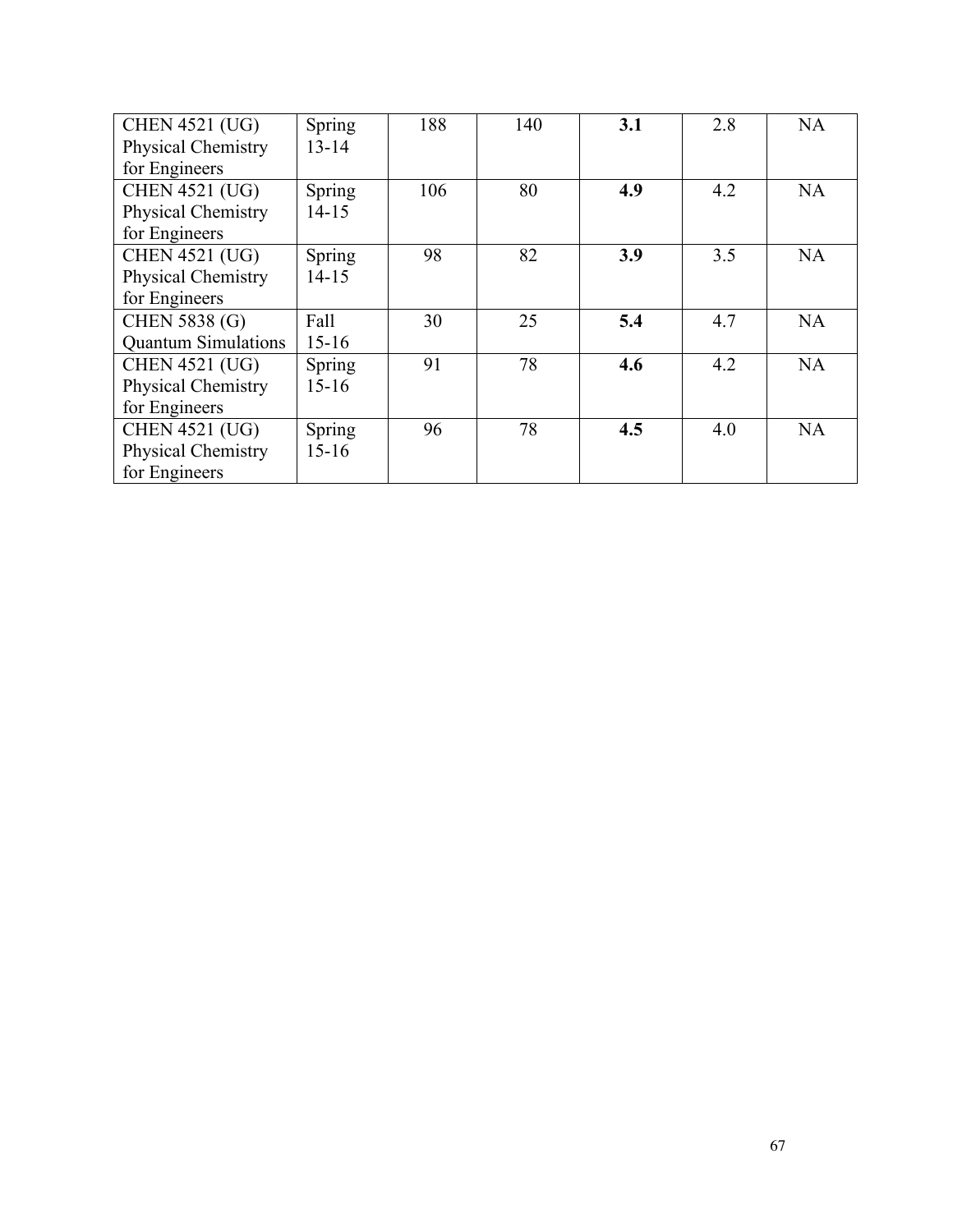| | | | | | | |
|---|---|---|---|---|---|---|
| CHEN 4521 (UG) Physical Chemistry for Engineers | Spring 13-14 | 188 | 140 | **3.1** | 2.8 | NA |
| CHEN 4521 (UG) Physical Chemistry for Engineers | Spring 14-15 | 106 | 80 | **4.9** | 4.2 | NA |
| CHEN 4521 (UG) Physical Chemistry for Engineers | Spring 14-15 | 98 | 82 | **3.9** | 3.5 | NA |
| CHEN 5838 (G) Quantum Simulations | Fall 15-16 | 30 | 25 | **5.4** | 4.7 | NA |
| CHEN 4521 (UG) Physical Chemistry for Engineers | Spring 15-16 | 91 | 78 | **4.6** | 4.2 | NA |
| CHEN 4521 (UG) Physical Chemistry for Engineers | Spring 15-16 | 96 | 78 | **4.5** | 4.0 | NA |